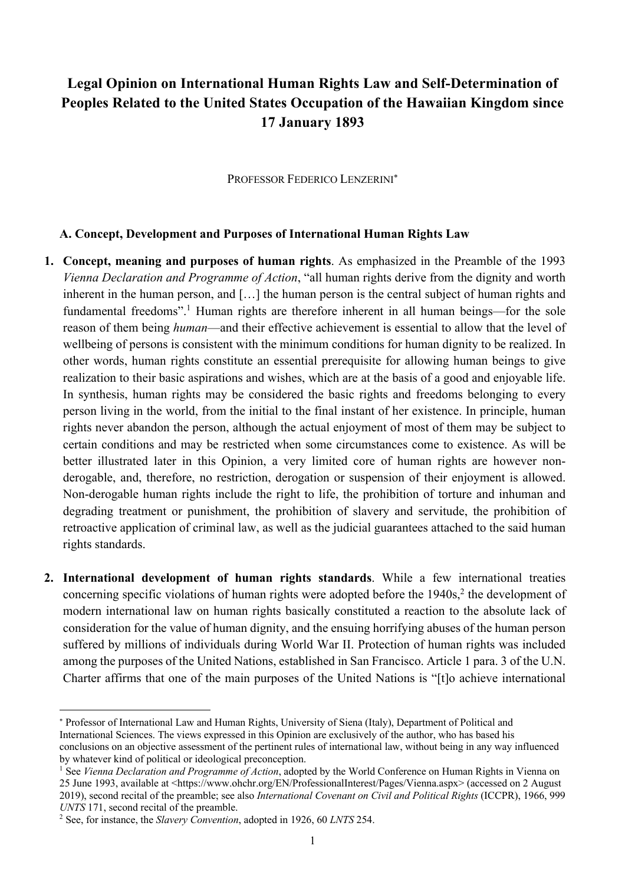# Legal Opinion on International Human Rights Law and Self-Determination of Peoples Related to the United States Occupation of the Hawaiian Kingdom since 17 January 1893

PROFESSOR FEDERICO LENZERINI[*]

## A. Concept, Development and Purposes of International Human Rights Law

1. **Concept, meaning and purposes of human rights**. As emphasized in the Preamble of the 1993 *Vienna Declaration and Programme of Action*, "all human rights derive from the dignity and worth inherent in the human person, and […] the human person is the central subject of human rights and fundamental freedoms".[1] Human rights are therefore inherent in all human beings—for the sole reason of them being *human*—and their effective achievement is essential to allow that the level of wellbeing of persons is consistent with the minimum conditions for human dignity to be realized. In other words, human rights constitute an essential prerequisite for allowing human beings to give realization to their basic aspirations and wishes, which are at the basis of a good and enjoyable life. In synthesis, human rights may be considered the basic rights and freedoms belonging to every person living in the world, from the initial to the final instant of her existence. In principle, human rights never abandon the person, although the actual enjoyment of most of them may be subject to certain conditions and may be restricted when some circumstances come to existence. As will be better illustrated later in this Opinion, a very limited core of human rights are however non-derogable, and, therefore, no restriction, derogation or suspension of their enjoyment is allowed. Non-derogable human rights include the right to life, the prohibition of torture and inhuman and degrading treatment or punishment, the prohibition of slavery and servitude, the prohibition of retroactive application of criminal law, as well as the judicial guarantees attached to the said human rights standards.

2. **International development of human rights standards**. While a few international treaties concerning specific violations of human rights were adopted before the 1940s,[2] the development of modern international law on human rights basically constituted a reaction to the absolute lack of consideration for the value of human dignity, and the ensuing horrifying abuses of the human person suffered by millions of individuals during World War II. Protection of human rights was included among the purposes of the United Nations, established in San Francisco. Article 1 para. 3 of the U.N. Charter affirms that one of the main purposes of the United Nations is "[t]o achieve international

---

[*] Professor of International Law and Human Rights, University of Siena (Italy), Department of Political and International Sciences. The views expressed in this Opinion are exclusively of the author, who has based his conclusions on an objective assessment of the pertinent rules of international law, without being in any way influenced by whatever kind of political or ideological preconception.

[1] See *Vienna Declaration and Programme of Action*, adopted by the World Conference on Human Rights in Vienna on 25 June 1993, available at <https://www.ohchr.org/EN/ProfessionalInterest/Pages/Vienna.aspx> (accessed on 2 August 2019), second recital of the preamble; see also *International Covenant on Civil and Political Rights* (ICCPR), 1966, 999 *UNTS* 171, second recital of the preamble.

[2] See, for instance, the *Slavery Convention*, adopted in 1926, 60 *LNTS* 254.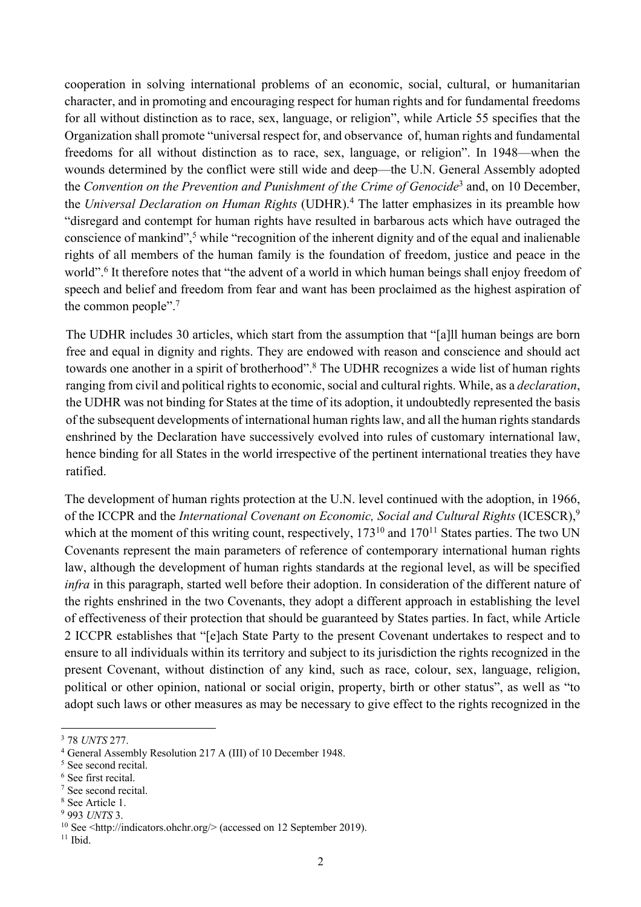cooperation in solving international problems of an economic, social, cultural, or humanitarian character, and in promoting and encouraging respect for human rights and for fundamental freedoms for all without distinction as to race, sex, language, or religion", while Article 55 specifies that the Organization shall promote "universal respect for, and observance of, human rights and fundamental freedoms for all without distinction as to race, sex, language, or religion". In 1948—when the wounds determined by the conflict were still wide and deep—the U.N. General Assembly adopted the *Convention on the Prevention and Punishment of the Crime of Genocide*[3] and, on 10 December, the *Universal Declaration on Human Rights* (UDHR).[4] The latter emphasizes in its preamble how "disregard and contempt for human rights have resulted in barbarous acts which have outraged the conscience of mankind",[5] while "recognition of the inherent dignity and of the equal and inalienable rights of all members of the human family is the foundation of freedom, justice and peace in the world".[6] It therefore notes that "the advent of a world in which human beings shall enjoy freedom of speech and belief and freedom from fear and want has been proclaimed as the highest aspiration of the common people".[7]

The UDHR includes 30 articles, which start from the assumption that "[a]ll human beings are born free and equal in dignity and rights. They are endowed with reason and conscience and should act towards one another in a spirit of brotherhood".[8] The UDHR recognizes a wide list of human rights ranging from civil and political rights to economic, social and cultural rights. While, as a *declaration*, the UDHR was not binding for States at the time of its adoption, it undoubtedly represented the basis of the subsequent developments of international human rights law, and all the human rights standards enshrined by the Declaration have successively evolved into rules of customary international law, hence binding for all States in the world irrespective of the pertinent international treaties they have ratified.

The development of human rights protection at the U.N. level continued with the adoption, in 1966, of the ICCPR and the *International Covenant on Economic, Social and Cultural Rights* (ICESCR),[9] which at the moment of this writing count, respectively, 173[10] and 170[11] States parties. The two UN Covenants represent the main parameters of reference of contemporary international human rights law, although the development of human rights standards at the regional level, as will be specified *infra* in this paragraph, started well before their adoption. In consideration of the different nature of the rights enshrined in the two Covenants, they adopt a different approach in establishing the level of effectiveness of their protection that should be guaranteed by States parties. In fact, while Article 2 ICCPR establishes that "[e]ach State Party to the present Covenant undertakes to respect and to ensure to all individuals within its territory and subject to its jurisdiction the rights recognized in the present Covenant, without distinction of any kind, such as race, colour, sex, language, religion, political or other opinion, national or social origin, property, birth or other status", as well as "to adopt such laws or other measures as may be necessary to give effect to the rights recognized in the

---

[3] 78 *UNTS* 277.

[4] General Assembly Resolution 217 A (III) of 10 December 1948.

[5] See second recital.

[6] See first recital.

[7] See second recital.

[8] See Article 1.

[9] 993 *UNTS* 3.

[10] See <http://indicators.ohchr.org/> (accessed on 12 September 2019).

[11] Ibid.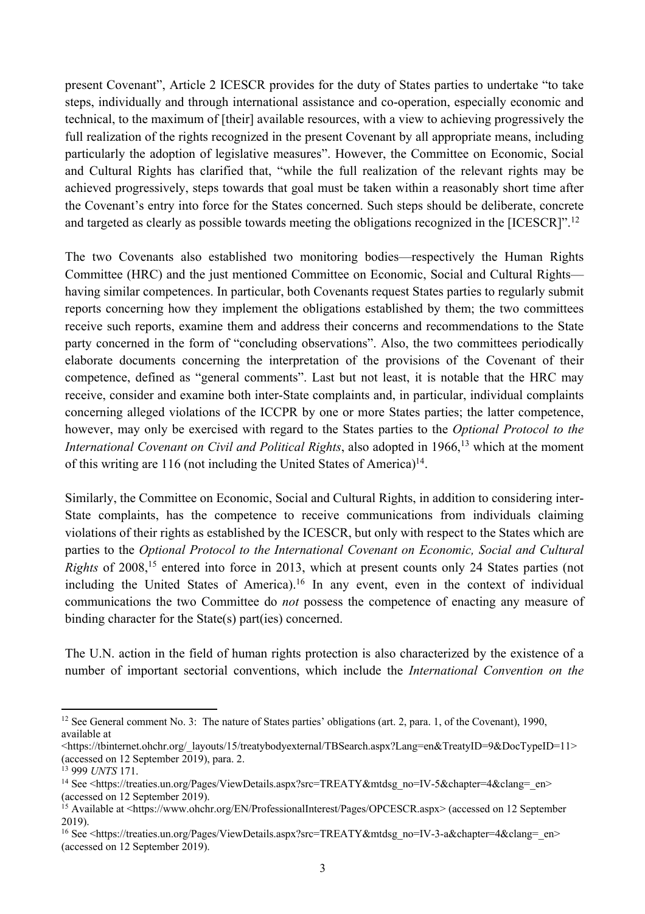present Covenant", Article 2 ICESCR provides for the duty of States parties to undertake "to take steps, individually and through international assistance and co-operation, especially economic and technical, to the maximum of [their] available resources, with a view to achieving progressively the full realization of the rights recognized in the present Covenant by all appropriate means, including particularly the adoption of legislative measures". However, the Committee on Economic, Social and Cultural Rights has clarified that, "while the full realization of the relevant rights may be achieved progressively, steps towards that goal must be taken within a reasonably short time after the Covenant's entry into force for the States concerned. Such steps should be deliberate, concrete and targeted as clearly as possible towards meeting the obligations recognized in the [ICESCR]".[12]

The two Covenants also established two monitoring bodies—respectively the Human Rights Committee (HRC) and the just mentioned Committee on Economic, Social and Cultural Rights—having similar competences. In particular, both Covenants request States parties to regularly submit reports concerning how they implement the obligations established by them; the two committees receive such reports, examine them and address their concerns and recommendations to the State party concerned in the form of "concluding observations". Also, the two committees periodically elaborate documents concerning the interpretation of the provisions of the Covenant of their competence, defined as "general comments". Last but not least, it is notable that the HRC may receive, consider and examine both inter-State complaints and, in particular, individual complaints concerning alleged violations of the ICCPR by one or more States parties; the latter competence, however, may only be exercised with regard to the States parties to the *Optional Protocol to the International Covenant on Civil and Political Rights*, also adopted in 1966,[13] which at the moment of this writing are 116 (not including the United States of America)[14].

Similarly, the Committee on Economic, Social and Cultural Rights, in addition to considering inter-State complaints, has the competence to receive communications from individuals claiming violations of their rights as established by the ICESCR, but only with respect to the States which are parties to the *Optional Protocol to the International Covenant on Economic, Social and Cultural Rights* of 2008,[15] entered into force in 2013, which at present counts only 24 States parties (not including the United States of America).[16] In any event, even in the context of individual communications the two Committee do *not* possess the competence of enacting any measure of binding character for the State(s) part(ies) concerned.

The U.N. action in the field of human rights protection is also characterized by the existence of a number of important sectorial conventions, which include the *International Convention on the*

---

[12] See General comment No. 3: The nature of States parties' obligations (art. 2, para. 1, of the Covenant), 1990, available at <https://tbinternet.ohchr.org/_layouts/15/treatybodyexternal/TBSearch.aspx?Lang=en&TreatyID=9&DocTypeID=11> (accessed on 12 September 2019), para. 2.

[13] 999 *UNTS* 171.

[14] See <https://treaties.un.org/Pages/ViewDetails.aspx?src=TREATY&mtdsg_no=IV-5&chapter=4&clang=_en> (accessed on 12 September 2019).

[15] Available at <https://www.ohchr.org/EN/ProfessionalInterest/Pages/OPCESCR.aspx> (accessed on 12 September 2019).

[16] See <https://treaties.un.org/Pages/ViewDetails.aspx?src=TREATY&mtdsg_no=IV-3-a&chapter=4&clang=_en> (accessed on 12 September 2019).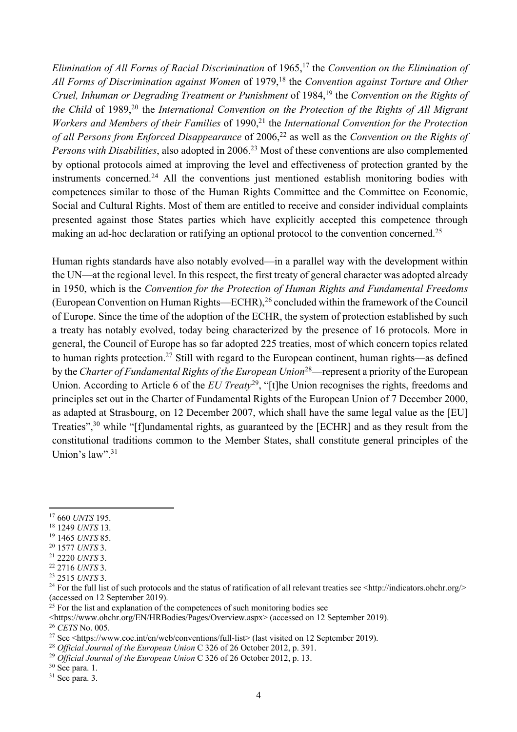*Elimination of All Forms of Racial Discrimination* of 1965,[17] the *Convention on the Elimination of All Forms of Discrimination against Women* of 1979,[18] the *Convention against Torture and Other Cruel, Inhuman or Degrading Treatment or Punishment* of 1984,[19] the *Convention on the Rights of the Child* of 1989,[20] the *International Convention on the Protection of the Rights of All Migrant Workers and Members of their Families* of 1990,[21] the *International Convention for the Protection of all Persons from Enforced Disappearance* of 2006,[22] as well as the *Convention on the Rights of Persons with Disabilities*, also adopted in 2006.[23] Most of these conventions are also complemented by optional protocols aimed at improving the level and effectiveness of protection granted by the instruments concerned.[24] All the conventions just mentioned establish monitoring bodies with competences similar to those of the Human Rights Committee and the Committee on Economic, Social and Cultural Rights. Most of them are entitled to receive and consider individual complaints presented against those States parties which have explicitly accepted this competence through making an ad-hoc declaration or ratifying an optional protocol to the convention concerned.[25]

Human rights standards have also notably evolved—in a parallel way with the development within the UN—at the regional level. In this respect, the first treaty of general character was adopted already in 1950, which is the *Convention for the Protection of Human Rights and Fundamental Freedoms* (European Convention on Human Rights—ECHR),[26] concluded within the framework of the Council of Europe. Since the time of the adoption of the ECHR, the system of protection established by such a treaty has notably evolved, today being characterized by the presence of 16 protocols. More in general, the Council of Europe has so far adopted 225 treaties, most of which concern topics related to human rights protection.[27] Still with regard to the European continent, human rights—as defined by the *Charter of Fundamental Rights of the European Union*[28]—represent a priority of the European Union. According to Article 6 of the *EU Treaty*[29], "[t]he Union recognises the rights, freedoms and principles set out in the Charter of Fundamental Rights of the European Union of 7 December 2000, as adapted at Strasbourg, on 12 December 2007, which shall have the same legal value as the [EU] Treaties",[30] while "[f]undamental rights, as guaranteed by the [ECHR] and as they result from the constitutional traditions common to the Member States, shall constitute general principles of the Union's law".[31]

---

[17] 660 *UNTS* 195.

[18] 1249 *UNTS* 13.

[19] 1465 *UNTS* 85.

[20] 1577 *UNTS* 3.

[21] 2220 *UNTS* 3.

[22] 2716 *UNTS* 3.

[23] 2515 *UNTS* 3.

[24] For the full list of such protocols and the status of ratification of all relevant treaties see <http://indicators.ohchr.org/> (accessed on 12 September 2019).

[25] For the list and explanation of the competences of such monitoring bodies see <https://www.ohchr.org/EN/HRBodies/Pages/Overview.aspx> (accessed on 12 September 2019).

[26] *CETS* No. 005.

[27] See <https://www.coe.int/en/web/conventions/full-list> (last visited on 12 September 2019).

[28] *Official Journal of the European Union* C 326 of 26 October 2012, p. 391.

[29] *Official Journal of the European Union* C 326 of 26 October 2012, p. 13.

[30] See para. 1.

[31] See para. 3.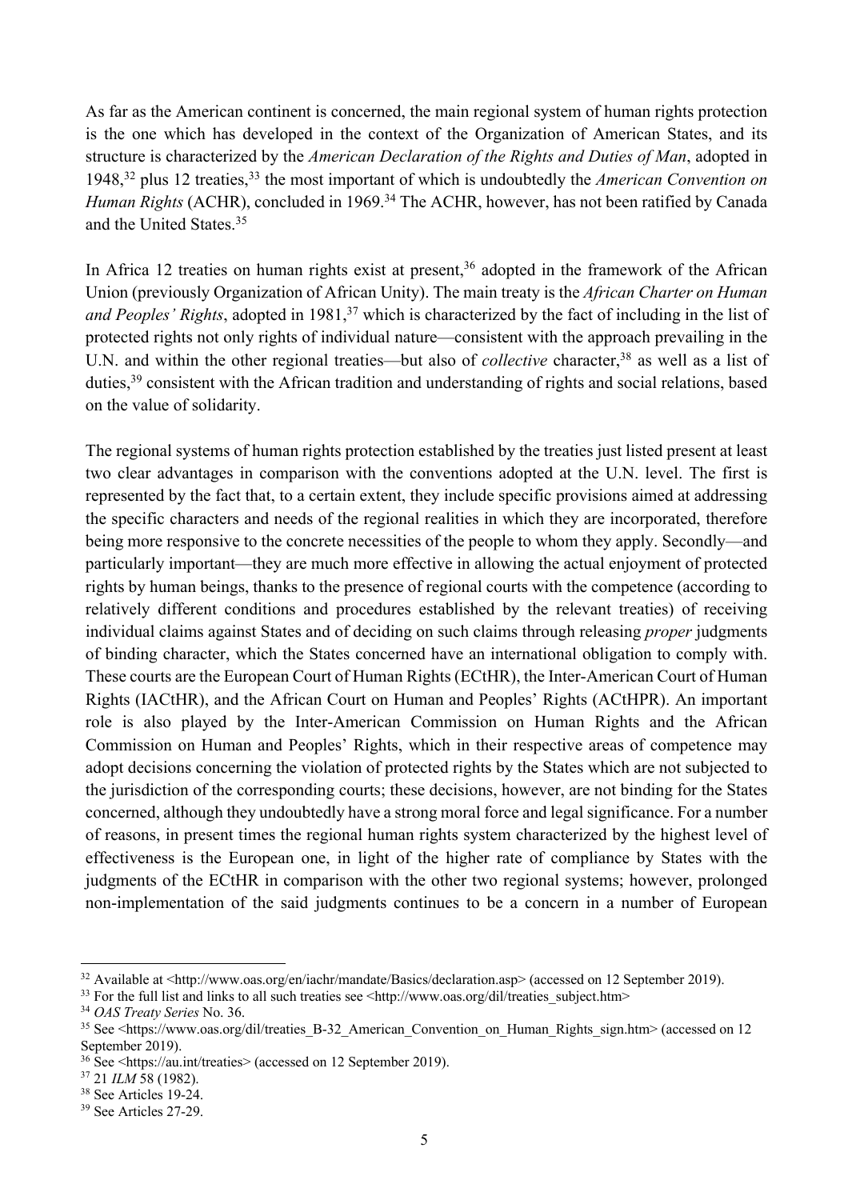As far as the American continent is concerned, the main regional system of human rights protection is the one which has developed in the context of the Organization of American States, and its structure is characterized by the *American Declaration of the Rights and Duties of Man*, adopted in 1948,[32] plus 12 treaties,[33] the most important of which is undoubtedly the *American Convention on Human Rights* (ACHR), concluded in 1969.[34] The ACHR, however, has not been ratified by Canada and the United States.[35]

In Africa 12 treaties on human rights exist at present,[36] adopted in the framework of the African Union (previously Organization of African Unity). The main treaty is the *African Charter on Human and Peoples' Rights*, adopted in 1981,[37] which is characterized by the fact of including in the list of protected rights not only rights of individual nature—consistent with the approach prevailing in the U.N. and within the other regional treaties—but also of *collective* character,[38] as well as a list of duties,[39] consistent with the African tradition and understanding of rights and social relations, based on the value of solidarity.

The regional systems of human rights protection established by the treaties just listed present at least two clear advantages in comparison with the conventions adopted at the U.N. level. The first is represented by the fact that, to a certain extent, they include specific provisions aimed at addressing the specific characters and needs of the regional realities in which they are incorporated, therefore being more responsive to the concrete necessities of the people to whom they apply. Secondly—and particularly important—they are much more effective in allowing the actual enjoyment of protected rights by human beings, thanks to the presence of regional courts with the competence (according to relatively different conditions and procedures established by the relevant treaties) of receiving individual claims against States and of deciding on such claims through releasing *proper* judgments of binding character, which the States concerned have an international obligation to comply with. These courts are the European Court of Human Rights (ECtHR), the Inter-American Court of Human Rights (IACtHR), and the African Court on Human and Peoples' Rights (ACtHPR). An important role is also played by the Inter-American Commission on Human Rights and the African Commission on Human and Peoples' Rights, which in their respective areas of competence may adopt decisions concerning the violation of protected rights by the States which are not subjected to the jurisdiction of the corresponding courts; these decisions, however, are not binding for the States concerned, although they undoubtedly have a strong moral force and legal significance. For a number of reasons, in present times the regional human rights system characterized by the highest level of effectiveness is the European one, in light of the higher rate of compliance by States with the judgments of the ECtHR in comparison with the other two regional systems; however, prolonged non-implementation of the said judgments continues to be a concern in a number of European

---

[32] Available at <http://www.oas.org/en/iachr/mandate/Basics/declaration.asp> (accessed on 12 September 2019).

[33] For the full list and links to all such treaties see <http://www.oas.org/dil/treaties_subject.htm>

[34] *OAS Treaty Series* No. 36.

[35] See <https://www.oas.org/dil/treaties_B-32_American_Convention_on_Human_Rights_sign.htm> (accessed on 12 September 2019).

[36] See <https://au.int/treaties> (accessed on 12 September 2019).

[37] 21 *ILM* 58 (1982).

[38] See Articles 19-24.

[39] See Articles 27-29.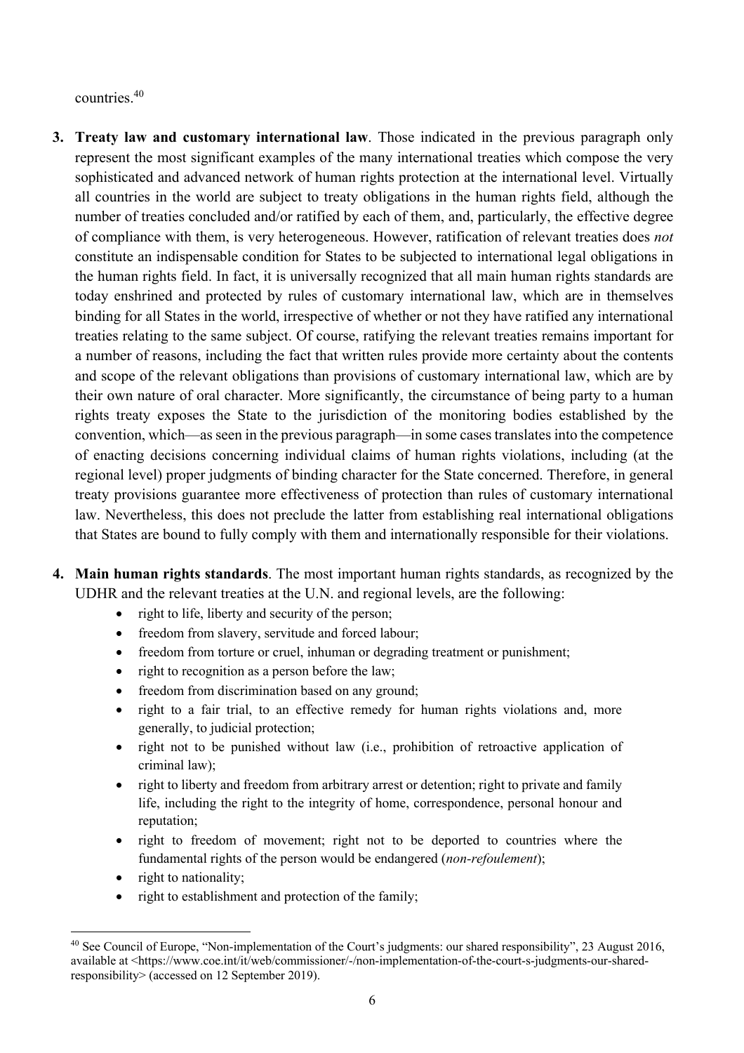countries.[40]

3. **Treaty law and customary international law**. Those indicated in the previous paragraph only represent the most significant examples of the many international treaties which compose the very sophisticated and advanced network of human rights protection at the international level. Virtually all countries in the world are subject to treaty obligations in the human rights field, although the number of treaties concluded and/or ratified by each of them, and, particularly, the effective degree of compliance with them, is very heterogeneous. However, ratification of relevant treaties does *not* constitute an indispensable condition for States to be subjected to international legal obligations in the human rights field. In fact, it is universally recognized that all main human rights standards are today enshrined and protected by rules of customary international law, which are in themselves binding for all States in the world, irrespective of whether or not they have ratified any international treaties relating to the same subject. Of course, ratifying the relevant treaties remains important for a number of reasons, including the fact that written rules provide more certainty about the contents and scope of the relevant obligations than provisions of customary international law, which are by their own nature of oral character. More significantly, the circumstance of being party to a human rights treaty exposes the State to the jurisdiction of the monitoring bodies established by the convention, which—as seen in the previous paragraph—in some cases translates into the competence of enacting decisions concerning individual claims of human rights violations, including (at the regional level) proper judgments of binding character for the State concerned. Therefore, in general treaty provisions guarantee more effectiveness of protection than rules of customary international law. Nevertheless, this does not preclude the latter from establishing real international obligations that States are bound to fully comply with them and internationally responsible for their violations.

4. **Main human rights standards**. The most important human rights standards, as recognized by the UDHR and the relevant treaties at the U.N. and regional levels, are the following:
    - right to life, liberty and security of the person;
    - freedom from slavery, servitude and forced labour;
    - freedom from torture or cruel, inhuman or degrading treatment or punishment;
    - right to recognition as a person before the law;
    - freedom from discrimination based on any ground;
    - right to a fair trial, to an effective remedy for human rights violations and, more generally, to judicial protection;
    - right not to be punished without law (i.e., prohibition of retroactive application of criminal law);
    - right to liberty and freedom from arbitrary arrest or detention; right to private and family life, including the right to the integrity of home, correspondence, personal honour and reputation;
    - right to freedom of movement; right not to be deported to countries where the fundamental rights of the person would be endangered (*non-refoulement*);
    - right to nationality;
    - right to establishment and protection of the family;

[40] See Council of Europe, "Non-implementation of the Court's judgments: our shared responsibility", 23 August 2016, available at <https://www.coe.int/it/web/commissioner/-/non-implementation-of-the-court-s-judgments-our-shared-responsibility> (accessed on 12 September 2019).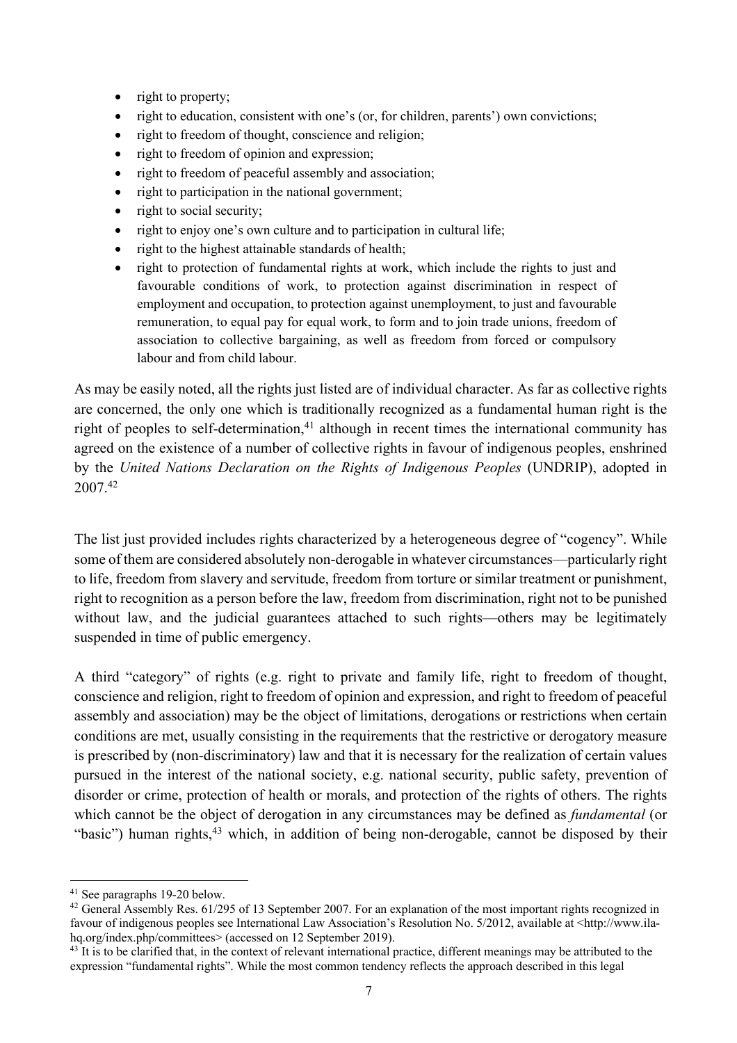- right to property;
- right to education, consistent with one's (or, for children, parents') own convictions;
- right to freedom of thought, conscience and religion;
- right to freedom of opinion and expression;
- right to freedom of peaceful assembly and association;
- right to participation in the national government;
- right to social security;
- right to enjoy one's own culture and to participation in cultural life;
- right to the highest attainable standards of health;
- right to protection of fundamental rights at work, which include the rights to just and favourable conditions of work, to protection against discrimination in respect of employment and occupation, to protection against unemployment, to just and favourable remuneration, to equal pay for equal work, to form and to join trade unions, freedom of association to collective bargaining, as well as freedom from forced or compulsory labour and from child labour.

As may be easily noted, all the rights just listed are of individual character. As far as collective rights are concerned, the only one which is traditionally recognized as a fundamental human right is the right of peoples to self-determination,[41] although in recent times the international community has agreed on the existence of a number of collective rights in favour of indigenous peoples, enshrined by the *United Nations Declaration on the Rights of Indigenous Peoples* (UNDRIP), adopted in 2007.[42]

The list just provided includes rights characterized by a heterogeneous degree of "cogency". While some of them are considered absolutely non-derogable in whatever circumstances—particularly right to life, freedom from slavery and servitude, freedom from torture or similar treatment or punishment, right to recognition as a person before the law, freedom from discrimination, right not to be punished without law, and the judicial guarantees attached to such rights—others may be legitimately suspended in time of public emergency.

A third "category" of rights (e.g. right to private and family life, right to freedom of thought, conscience and religion, right to freedom of opinion and expression, and right to freedom of peaceful assembly and association) may be the object of limitations, derogations or restrictions when certain conditions are met, usually consisting in the requirements that the restrictive or derogatory measure is prescribed by (non-discriminatory) law and that it is necessary for the realization of certain values pursued in the interest of the national society, e.g. national security, public safety, prevention of disorder or crime, protection of health or morals, and protection of the rights of others. The rights which cannot be the object of derogation in any circumstances may be defined as *fundamental* (or "basic") human rights,[43] which, in addition of being non-derogable, cannot be disposed by their

---

[41] See paragraphs 19-20 below.

[42] General Assembly Res. 61/295 of 13 September 2007. For an explanation of the most important rights recognized in favour of indigenous peoples see International Law Association's Resolution No. 5/2012, available at <http://www.ila-hq.org/index.php/committees> (accessed on 12 September 2019).

[43] It is to be clarified that, in the context of relevant international practice, different meanings may be attributed to the expression "fundamental rights". While the most common tendency reflects the approach described in this legal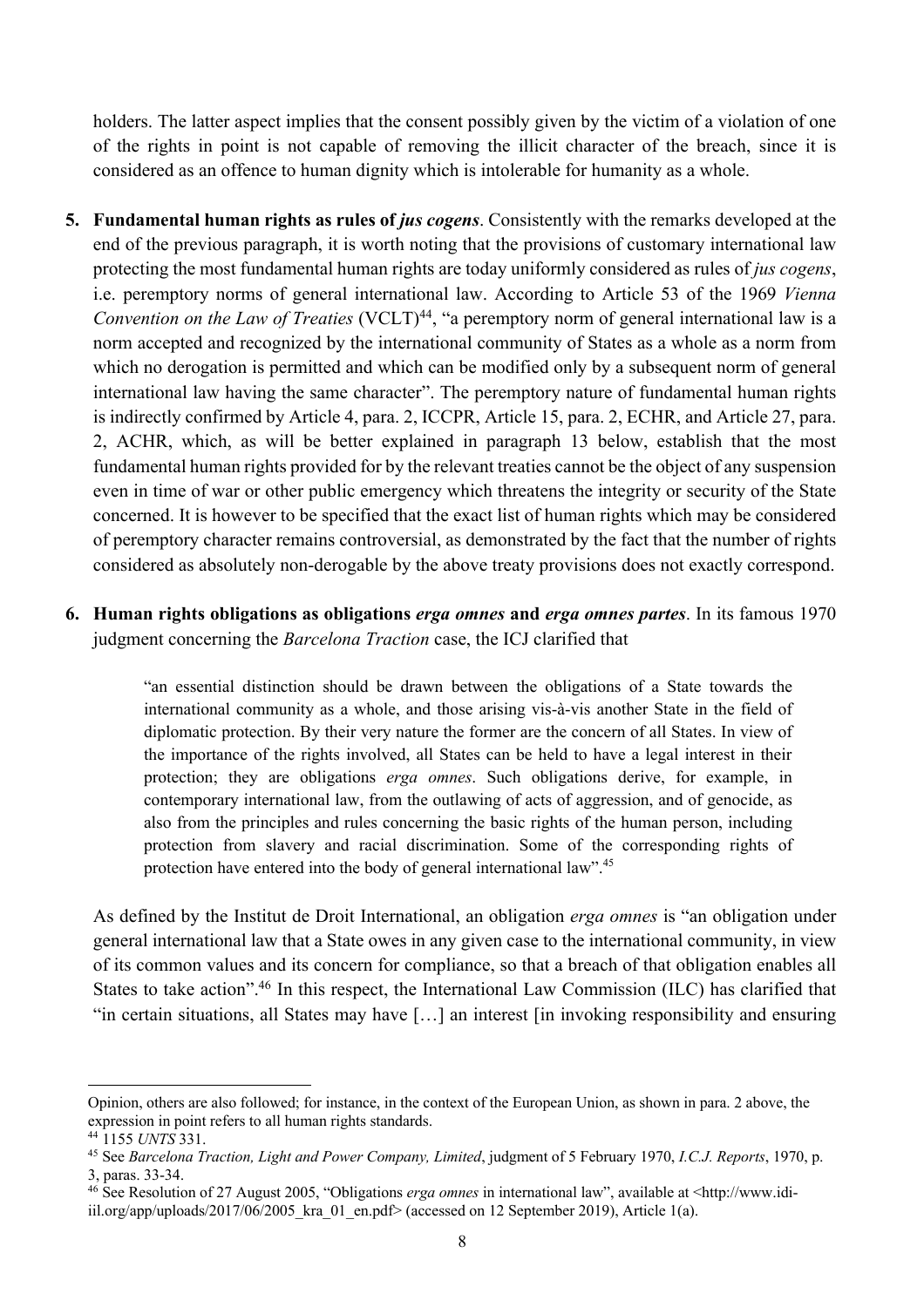holders. The latter aspect implies that the consent possibly given by the victim of a violation of one of the rights in point is not capable of removing the illicit character of the breach, since it is considered as an offence to human dignity which is intolerable for humanity as a whole.

5. **Fundamental human rights as rules of *jus cogens***. Consistently with the remarks developed at the end of the previous paragraph, it is worth noting that the provisions of customary international law protecting the most fundamental human rights are today uniformly considered as rules of *jus cogens*, i.e. peremptory norms of general international law. According to Article 53 of the 1969 *Vienna Convention on the Law of Treaties* (VCLT)[44], "a peremptory norm of general international law is a norm accepted and recognized by the international community of States as a whole as a norm from which no derogation is permitted and which can be modified only by a subsequent norm of general international law having the same character". The peremptory nature of fundamental human rights is indirectly confirmed by Article 4, para. 2, ICCPR, Article 15, para. 2, ECHR, and Article 27, para. 2, ACHR, which, as will be better explained in paragraph 13 below, establish that the most fundamental human rights provided for by the relevant treaties cannot be the object of any suspension even in time of war or other public emergency which threatens the integrity or security of the State concerned. It is however to be specified that the exact list of human rights which may be considered of peremptory character remains controversial, as demonstrated by the fact that the number of rights considered as absolutely non-derogable by the above treaty provisions does not exactly correspond.

6. **Human rights obligations as obligations *erga omnes* and *erga omnes partes***. In its famous 1970 judgment concerning the *Barcelona Traction* case, the ICJ clarified that

> "an essential distinction should be drawn between the obligations of a State towards the international community as a whole, and those arising vis-à-vis another State in the field of diplomatic protection. By their very nature the former are the concern of all States. In view of the importance of the rights involved, all States can be held to have a legal interest in their protection; they are obligations *erga omnes*. Such obligations derive, for example, in contemporary international law, from the outlawing of acts of aggression, and of genocide, as also from the principles and rules concerning the basic rights of the human person, including protection from slavery and racial discrimination. Some of the corresponding rights of protection have entered into the body of general international law".[45]

As defined by the Institut de Droit International, an obligation *erga omnes* is "an obligation under general international law that a State owes in any given case to the international community, in view of its common values and its concern for compliance, so that a breach of that obligation enables all States to take action".[46] In this respect, the International Law Commission (ILC) has clarified that "in certain situations, all States may have […] an interest [in invoking responsibility and ensuring

---

Opinion, others are also followed; for instance, in the context of the European Union, as shown in para. 2 above, the expression in point refers to all human rights standards.

[44] 1155 *UNTS* 331.

[45] See *Barcelona Traction, Light and Power Company, Limited*, judgment of 5 February 1970, *I.C.J. Reports*, 1970, p. 3, paras. 33-34.

[46] See Resolution of 27 August 2005, "Obligations *erga omnes* in international law", available at <http://www.idi-iil.org/app/uploads/2017/06/2005_kra_01_en.pdf> (accessed on 12 September 2019), Article 1(a).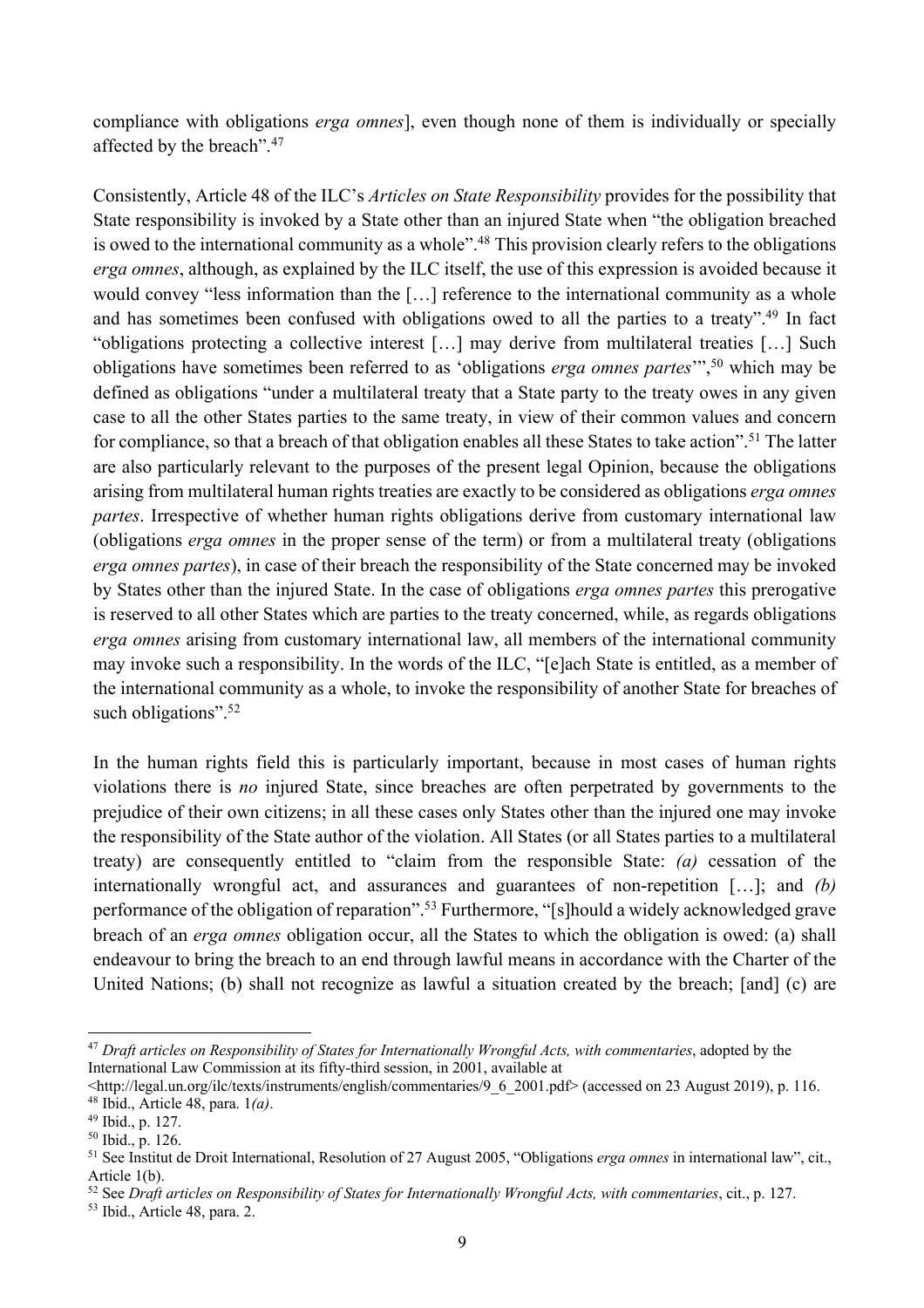compliance with obligations *erga omnes*], even though none of them is individually or specially affected by the breach".[47]

Consistently, Article 48 of the ILC's *Articles on State Responsibility* provides for the possibility that State responsibility is invoked by a State other than an injured State when "the obligation breached is owed to the international community as a whole".[48] This provision clearly refers to the obligations *erga omnes*, although, as explained by the ILC itself, the use of this expression is avoided because it would convey "less information than the […] reference to the international community as a whole and has sometimes been confused with obligations owed to all the parties to a treaty".[49] In fact "obligations protecting a collective interest […] may derive from multilateral treaties […] Such obligations have sometimes been referred to as 'obligations *erga omnes partes*'",[50] which may be defined as obligations "under a multilateral treaty that a State party to the treaty owes in any given case to all the other States parties to the same treaty, in view of their common values and concern for compliance, so that a breach of that obligation enables all these States to take action".[51] The latter are also particularly relevant to the purposes of the present legal Opinion, because the obligations arising from multilateral human rights treaties are exactly to be considered as obligations *erga omnes partes*. Irrespective of whether human rights obligations derive from customary international law (obligations *erga omnes* in the proper sense of the term) or from a multilateral treaty (obligations *erga omnes partes*), in case of their breach the responsibility of the State concerned may be invoked by States other than the injured State. In the case of obligations *erga omnes partes* this prerogative is reserved to all other States which are parties to the treaty concerned, while, as regards obligations *erga omnes* arising from customary international law, all members of the international community may invoke such a responsibility. In the words of the ILC, "[e]ach State is entitled, as a member of the international community as a whole, to invoke the responsibility of another State for breaches of such obligations".[52]

In the human rights field this is particularly important, because in most cases of human rights violations there is *no* injured State, since breaches are often perpetrated by governments to the prejudice of their own citizens; in all these cases only States other than the injured one may invoke the responsibility of the State author of the violation. All States (or all States parties to a multilateral treaty) are consequently entitled to "claim from the responsible State: *(a)* cessation of the internationally wrongful act, and assurances and guarantees of non-repetition […]; and *(b)* performance of the obligation of reparation".[53] Furthermore, "[s]hould a widely acknowledged grave breach of an *erga omnes* obligation occur, all the States to which the obligation is owed: (a) shall endeavour to bring the breach to an end through lawful means in accordance with the Charter of the United Nations; (b) shall not recognize as lawful a situation created by the breach; [and] (c) are

---

[47] *Draft articles on Responsibility of States for Internationally Wrongful Acts, with commentaries*, adopted by the International Law Commission at its fifty-third session, in 2001, available at <http://legal.un.org/ilc/texts/instruments/english/commentaries/9_6_2001.pdf> (accessed on 23 August 2019), p. 116.

[48] Ibid., Article 48, para. 1*(a)*.

[49] Ibid., p. 127.

[50] Ibid., p. 126.

[51] See Institut de Droit International, Resolution of 27 August 2005, "Obligations *erga omnes* in international law", cit., Article 1(b).

[52] See *Draft articles on Responsibility of States for Internationally Wrongful Acts, with commentaries*, cit., p. 127.

[53] Ibid., Article 48, para. 2.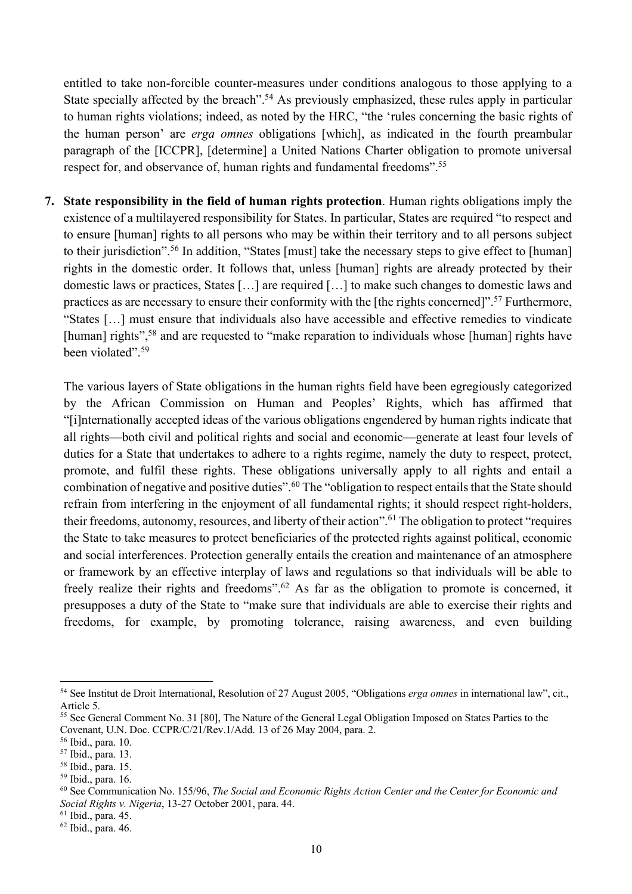entitled to take non-forcible counter-measures under conditions analogous to those applying to a State specially affected by the breach".[54] As previously emphasized, these rules apply in particular to human rights violations; indeed, as noted by the HRC, "the 'rules concerning the basic rights of the human person' are *erga omnes* obligations [which], as indicated in the fourth preambular paragraph of the [ICCPR], [determine] a United Nations Charter obligation to promote universal respect for, and observance of, human rights and fundamental freedoms".[55]

7. **State responsibility in the field of human rights protection**. Human rights obligations imply the existence of a multilayered responsibility for States. In particular, States are required "to respect and to ensure [human] rights to all persons who may be within their territory and to all persons subject to their jurisdiction".[56] In addition, "States [must] take the necessary steps to give effect to [human] rights in the domestic order. It follows that, unless [human] rights are already protected by their domestic laws or practices, States […] are required […] to make such changes to domestic laws and practices as are necessary to ensure their conformity with the [the rights concerned]".[57] Furthermore, "States […] must ensure that individuals also have accessible and effective remedies to vindicate [human] rights",[58] and are requested to "make reparation to individuals whose [human] rights have been violated".[59]

   The various layers of State obligations in the human rights field have been egregiously categorized by the African Commission on Human and Peoples' Rights, which has affirmed that "[i]nternationally accepted ideas of the various obligations engendered by human rights indicate that all rights—both civil and political rights and social and economic—generate at least four levels of duties for a State that undertakes to adhere to a rights regime, namely the duty to respect, protect, promote, and fulfil these rights. These obligations universally apply to all rights and entail a combination of negative and positive duties".[60] The "obligation to respect entails that the State should refrain from interfering in the enjoyment of all fundamental rights; it should respect right-holders, their freedoms, autonomy, resources, and liberty of their action".[61] The obligation to protect "requires the State to take measures to protect beneficiaries of the protected rights against political, economic and social interferences. Protection generally entails the creation and maintenance of an atmosphere or framework by an effective interplay of laws and regulations so that individuals will be able to freely realize their rights and freedoms".[62] As far as the obligation to promote is concerned, it presupposes a duty of the State to "make sure that individuals are able to exercise their rights and freedoms, for example, by promoting tolerance, raising awareness, and even building

---

[54] See Institut de Droit International, Resolution of 27 August 2005, "Obligations *erga omnes* in international law", cit., Article 5.

[55] See General Comment No. 31 [80], The Nature of the General Legal Obligation Imposed on States Parties to the Covenant, U.N. Doc. CCPR/C/21/Rev.1/Add. 13 of 26 May 2004, para. 2.

[56] Ibid., para. 10.

[57] Ibid., para. 13.

[58] Ibid., para. 15.

[59] Ibid., para. 16.

[60] See Communication No. 155/96, *The Social and Economic Rights Action Center and the Center for Economic and Social Rights v. Nigeria*, 13-27 October 2001, para. 44.

[61] Ibid., para. 45.

[62] Ibid., para. 46.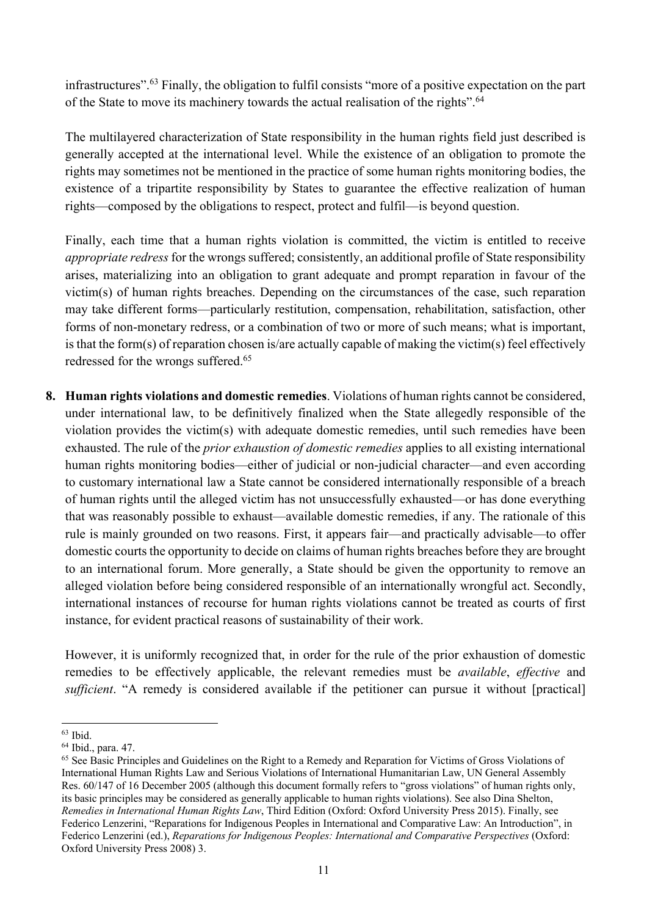infrastructures".[63] Finally, the obligation to fulfil consists "more of a positive expectation on the part of the State to move its machinery towards the actual realisation of the rights".[64]

The multilayered characterization of State responsibility in the human rights field just described is generally accepted at the international level. While the existence of an obligation to promote the rights may sometimes not be mentioned in the practice of some human rights monitoring bodies, the existence of a tripartite responsibility by States to guarantee the effective realization of human rights—composed by the obligations to respect, protect and fulfil—is beyond question.

Finally, each time that a human rights violation is committed, the victim is entitled to receive *appropriate redress* for the wrongs suffered; consistently, an additional profile of State responsibility arises, materializing into an obligation to grant adequate and prompt reparation in favour of the victim(s) of human rights breaches. Depending on the circumstances of the case, such reparation may take different forms—particularly restitution, compensation, rehabilitation, satisfaction, other forms of non-monetary redress, or a combination of two or more of such means; what is important, is that the form(s) of reparation chosen is/are actually capable of making the victim(s) feel effectively redressed for the wrongs suffered.[65]

8. **Human rights violations and domestic remedies**. Violations of human rights cannot be considered, under international law, to be definitively finalized when the State allegedly responsible of the violation provides the victim(s) with adequate domestic remedies, until such remedies have been exhausted. The rule of the *prior exhaustion of domestic remedies* applies to all existing international human rights monitoring bodies—either of judicial or non-judicial character—and even according to customary international law a State cannot be considered internationally responsible of a breach of human rights until the alleged victim has not unsuccessfully exhausted—or has done everything that was reasonably possible to exhaust—available domestic remedies, if any. The rationale of this rule is mainly grounded on two reasons. First, it appears fair—and practically advisable—to offer domestic courts the opportunity to decide on claims of human rights breaches before they are brought to an international forum. More generally, a State should be given the opportunity to remove an alleged violation before being considered responsible of an internationally wrongful act. Secondly, international instances of recourse for human rights violations cannot be treated as courts of first instance, for evident practical reasons of sustainability of their work.

   However, it is uniformly recognized that, in order for the rule of the prior exhaustion of domestic remedies to be effectively applicable, the relevant remedies must be *available*, *effective* and *sufficient*. "A remedy is considered available if the petitioner can pursue it without [practical]

---

[63] Ibid.

[64] Ibid., para. 47.

[65] See Basic Principles and Guidelines on the Right to a Remedy and Reparation for Victims of Gross Violations of International Human Rights Law and Serious Violations of International Humanitarian Law, UN General Assembly Res. 60/147 of 16 December 2005 (although this document formally refers to "gross violations" of human rights only, its basic principles may be considered as generally applicable to human rights violations). See also Dina Shelton, *Remedies in International Human Rights Law*, Third Edition (Oxford: Oxford University Press 2015). Finally, see Federico Lenzerini, "Reparations for Indigenous Peoples in International and Comparative Law: An Introduction", in Federico Lenzerini (ed.), *Reparations for Indigenous Peoples: International and Comparative Perspectives* (Oxford: Oxford University Press 2008) 3.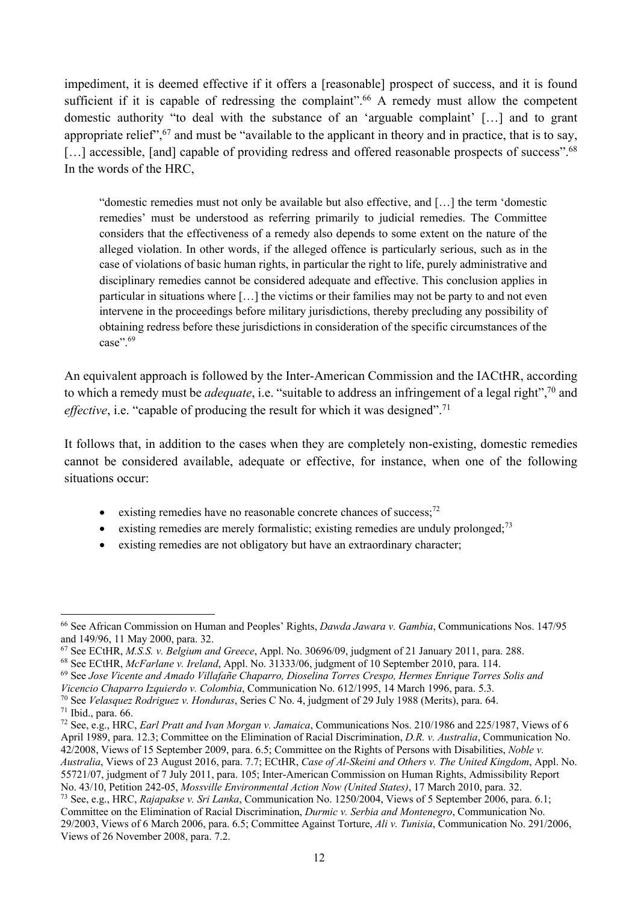impediment, it is deemed effective if it offers a [reasonable] prospect of success, and it is found sufficient if it is capable of redressing the complaint".[66] A remedy must allow the competent domestic authority "to deal with the substance of an 'arguable complaint' […] and to grant appropriate relief",[67] and must be "available to the applicant in theory and in practice, that is to say, […] accessible, [and] capable of providing redress and offered reasonable prospects of success".[68] In the words of the HRC,

> "domestic remedies must not only be available but also effective, and […] the term 'domestic remedies' must be understood as referring primarily to judicial remedies. The Committee considers that the effectiveness of a remedy also depends to some extent on the nature of the alleged violation. In other words, if the alleged offence is particularly serious, such as in the case of violations of basic human rights, in particular the right to life, purely administrative and disciplinary remedies cannot be considered adequate and effective. This conclusion applies in particular in situations where […] the victims or their families may not be party to and not even intervene in the proceedings before military jurisdictions, thereby precluding any possibility of obtaining redress before these jurisdictions in consideration of the specific circumstances of the case".[69]

An equivalent approach is followed by the Inter-American Commission and the IACtHR, according to which a remedy must be *adequate*, i.e. "suitable to address an infringement of a legal right",[70] and *effective*, i.e. "capable of producing the result for which it was designed".[71]

It follows that, in addition to the cases when they are completely non-existing, domestic remedies cannot be considered available, adequate or effective, for instance, when one of the following situations occur:

- existing remedies have no reasonable concrete chances of success;[72]
- existing remedies are merely formalistic; existing remedies are unduly prolonged;[73]
- existing remedies are not obligatory but have an extraordinary character;

---

[66] See African Commission on Human and Peoples' Rights, *Dawda Jawara v. Gambia*, Communications Nos. 147/95 and 149/96, 11 May 2000, para. 32.

[67] See ECtHR, *M.S.S. v. Belgium and Greece*, Appl. No. 30696/09, judgment of 21 January 2011, para. 288.

[68] See ECtHR, *McFarlane v. Ireland*, Appl. No. 31333/06, judgment of 10 September 2010, para. 114.

[69] See *Jose Vicente and Amado Villafañe Chaparro, Dioselina Torres Crespo, Hermes Enrique Torres Solis and Vicencio Chaparro Izquierdo v. Colombia*, Communication No. 612/1995, 14 March 1996, para. 5.3.

[70] See *Velasquez Rodriguez v. Honduras*, Series C No. 4, judgment of 29 July 1988 (Merits), para. 64.

[71] Ibid., para. 66.

[72] See, e.g., HRC, *Earl Pratt and Ivan Morgan v. Jamaica*, Communications Nos. 210/1986 and 225/1987, Views of 6 April 1989, para. 12.3; Committee on the Elimination of Racial Discrimination, *D.R. v. Australia*, Communication No. 42/2008, Views of 15 September 2009, para. 6.5; Committee on the Rights of Persons with Disabilities, *Noble v. Australia*, Views of 23 August 2016, para. 7.7; ECtHR, *Case of Al-Skeini and Others v. The United Kingdom*, Appl. No. 55721/07, judgment of 7 July 2011, para. 105; Inter-American Commission on Human Rights, Admissibility Report No. 43/10, Petition 242-05, *Mossville Environmental Action Now (United States)*, 17 March 2010, para. 32.

[73] See, e.g., HRC, *Rajapakse v. Sri Lanka*, Communication No. 1250/2004, Views of 5 September 2006, para. 6.1; Committee on the Elimination of Racial Discrimination, *Durmic v. Serbia and Montenegro*, Communication No. 29/2003, Views of 6 March 2006, para. 6.5; Committee Against Torture, *Ali v. Tunisia*, Communication No. 291/2006, Views of 26 November 2008, para. 7.2.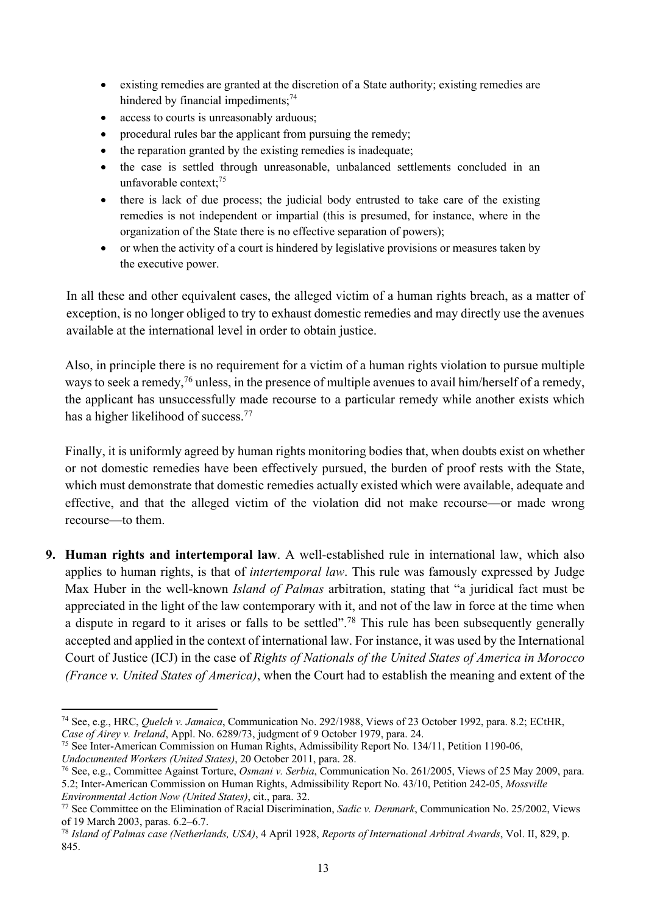- existing remedies are granted at the discretion of a State authority; existing remedies are hindered by financial impediments;[74]
- access to courts is unreasonably arduous;
- procedural rules bar the applicant from pursuing the remedy;
- the reparation granted by the existing remedies is inadequate;
- the case is settled through unreasonable, unbalanced settlements concluded in an unfavorable context;[75]
- there is lack of due process; the judicial body entrusted to take care of the existing remedies is not independent or impartial (this is presumed, for instance, where in the organization of the State there is no effective separation of powers);
- or when the activity of a court is hindered by legislative provisions or measures taken by the executive power.

In all these and other equivalent cases, the alleged victim of a human rights breach, as a matter of exception, is no longer obliged to try to exhaust domestic remedies and may directly use the avenues available at the international level in order to obtain justice.

Also, in principle there is no requirement for a victim of a human rights violation to pursue multiple ways to seek a remedy,[76] unless, in the presence of multiple avenues to avail him/herself of a remedy, the applicant has unsuccessfully made recourse to a particular remedy while another exists which has a higher likelihood of success.[77]

Finally, it is uniformly agreed by human rights monitoring bodies that, when doubts exist on whether or not domestic remedies have been effectively pursued, the burden of proof rests with the State, which must demonstrate that domestic remedies actually existed which were available, adequate and effective, and that the alleged victim of the violation did not make recourse—or made wrong recourse—to them.

**9. Human rights and intertemporal law**. A well-established rule in international law, which also applies to human rights, is that of *intertemporal law*. This rule was famously expressed by Judge Max Huber in the well-known *Island of Palmas* arbitration, stating that "a juridical fact must be appreciated in the light of the law contemporary with it, and not of the law in force at the time when a dispute in regard to it arises or falls to be settled".[78] This rule has been subsequently generally accepted and applied in the context of international law. For instance, it was used by the International Court of Justice (ICJ) in the case of *Rights of Nationals of the United States of America in Morocco (France v. United States of America)*, when the Court had to establish the meaning and extent of the

---

[74] See, e.g., HRC, *Quelch v. Jamaica*, Communication No. 292/1988, Views of 23 October 1992, para. 8.2; ECtHR, *Case of Airey v. Ireland*, Appl. No. 6289/73, judgment of 9 October 1979, para. 24.

[75] See Inter-American Commission on Human Rights, Admissibility Report No. 134/11, Petition 1190-06, *Undocumented Workers (United States)*, 20 October 2011, para. 28.

[76] See, e.g., Committee Against Torture, *Osmani v. Serbia*, Communication No. 261/2005, Views of 25 May 2009, para. 5.2; Inter-American Commission on Human Rights, Admissibility Report No. 43/10, Petition 242-05, *Mossville Environmental Action Now (United States)*, cit., para. 32.

[77] See Committee on the Elimination of Racial Discrimination, *Sadic v. Denmark*, Communication No. 25/2002, Views of 19 March 2003, paras. 6.2–6.7.

[78] *Island of Palmas case (Netherlands, USA)*, 4 April 1928, *Reports of International Arbitral Awards*, Vol. II, 829, p. 845.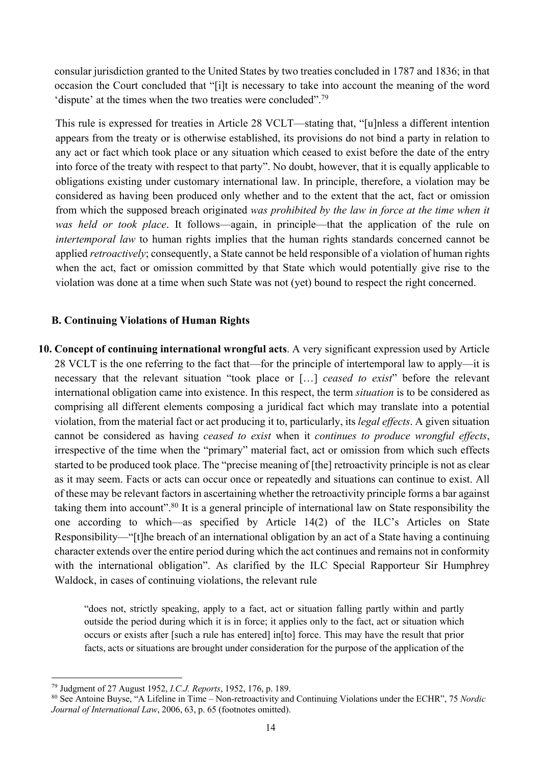consular jurisdiction granted to the United States by two treaties concluded in 1787 and 1836; in that occasion the Court concluded that "[i]t is necessary to take into account the meaning of the word 'dispute' at the times when the two treaties were concluded".[79]

This rule is expressed for treaties in Article 28 VCLT—stating that, "[u]nless a different intention appears from the treaty or is otherwise established, its provisions do not bind a party in relation to any act or fact which took place or any situation which ceased to exist before the date of the entry into force of the treaty with respect to that party". No doubt, however, that it is equally applicable to obligations existing under customary international law. In principle, therefore, a violation may be considered as having been produced only whether and to the extent that the act, fact or omission from which the supposed breach originated *was prohibited by the law in force at the time when it was held or took place*. It follows—again, in principle—that the application of the rule on *intertemporal law* to human rights implies that the human rights standards concerned cannot be applied *retroactively*; consequently, a State cannot be held responsible of a violation of human rights when the act, fact or omission committed by that State which would potentially give rise to the violation was done at a time when such State was not (yet) bound to respect the right concerned.

### B. Continuing Violations of Human Rights

**10. Concept of continuing international wrongful acts**. A very significant expression used by Article 28 VCLT is the one referring to the fact that—for the principle of intertemporal law to apply—it is necessary that the relevant situation "took place or […] *ceased to exist*" before the relevant international obligation came into existence. In this respect, the term *situation* is to be considered as comprising all different elements composing a juridical fact which may translate into a potential violation, from the material fact or act producing it to, particularly, its *legal effects*. A given situation cannot be considered as having *ceased to exist* when it *continues to produce wrongful effects*, irrespective of the time when the "primary" material fact, act or omission from which such effects started to be produced took place. The "precise meaning of [the] retroactivity principle is not as clear as it may seem. Facts or acts can occur once or repeatedly and situations can continue to exist. All of these may be relevant factors in ascertaining whether the retroactivity principle forms a bar against taking them into account".[80] It is a general principle of international law on State responsibility the one according to which—as specified by Article 14(2) of the ILC's Articles on State Responsibility—"[t]he breach of an international obligation by an act of a State having a continuing character extends over the entire period during which the act continues and remains not in conformity with the international obligation". As clarified by the ILC Special Rapporteur Sir Humphrey Waldock, in cases of continuing violations, the relevant rule

> "does not, strictly speaking, apply to a fact, act or situation falling partly within and partly outside the period during which it is in force; it applies only to the fact, act or situation which occurs or exists after [such a rule has entered] in[to] force. This may have the result that prior facts, acts or situations are brought under consideration for the purpose of the application of the

---

[79] Judgment of 27 August 1952, *I.C.J. Reports*, 1952, 176, p. 189.

[80] See Antoine Buyse, "A Lifeline in Time – Non-retroactivity and Continuing Violations under the ECHR", 75 *Nordic Journal of International Law*, 2006, 63, p. 65 (footnotes omitted).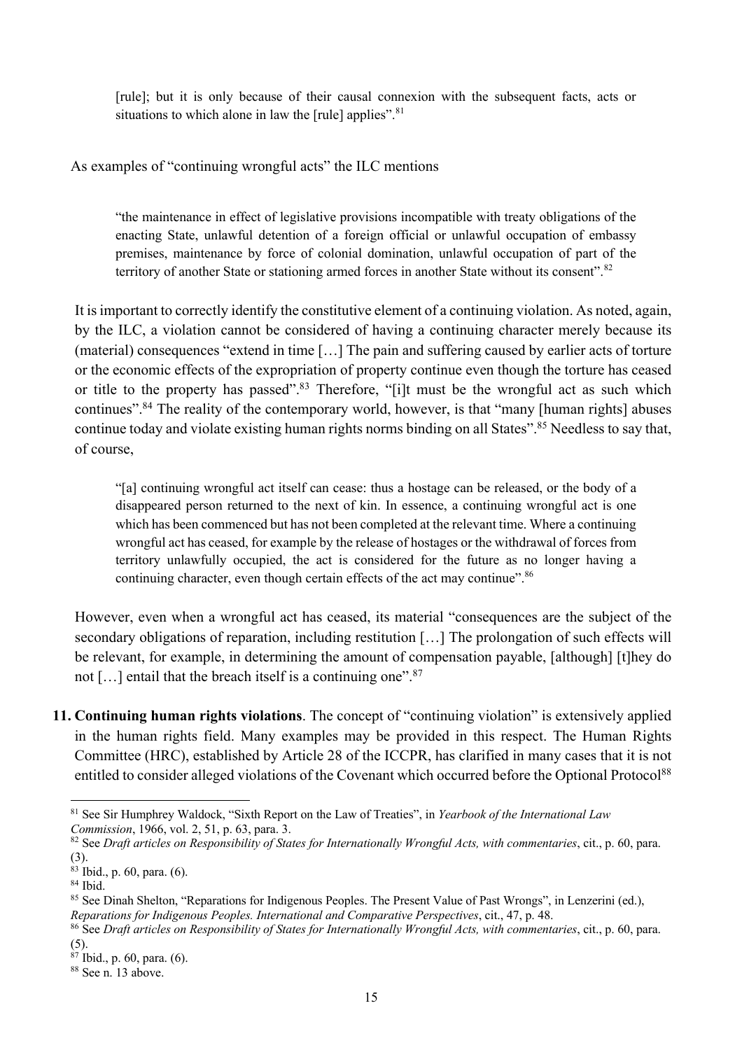> [rule]; but it is only because of their causal connexion with the subsequent facts, acts or situations to which alone in law the [rule] applies”.[81]

As examples of “continuing wrongful acts” the ILC mentions

> “the maintenance in effect of legislative provisions incompatible with treaty obligations of the enacting State, unlawful detention of a foreign official or unlawful occupation of embassy premises, maintenance by force of colonial domination, unlawful occupation of part of the territory of another State or stationing armed forces in another State without its consent”.[82]

It is important to correctly identify the constitutive element of a continuing violation. As noted, again, by the ILC, a violation cannot be considered of having a continuing character merely because its (material) consequences “extend in time […] The pain and suffering caused by earlier acts of torture or the economic effects of the expropriation of property continue even though the torture has ceased or title to the property has passed”.[83] Therefore, “[i]t must be the wrongful act as such which continues”.[84] The reality of the contemporary world, however, is that “many [human rights] abuses continue today and violate existing human rights norms binding on all States”.[85] Needless to say that, of course,

> “[a] continuing wrongful act itself can cease: thus a hostage can be released, or the body of a disappeared person returned to the next of kin. In essence, a continuing wrongful act is one which has been commenced but has not been completed at the relevant time. Where a continuing wrongful act has ceased, for example by the release of hostages or the withdrawal of forces from territory unlawfully occupied, the act is considered for the future as no longer having a continuing character, even though certain effects of the act may continue”.[86]

However, even when a wrongful act has ceased, its material “consequences are the subject of the secondary obligations of reparation, including restitution […] The prolongation of such effects will be relevant, for example, in determining the amount of compensation payable, [although] [t]hey do not […] entail that the breach itself is a continuing one”.[87]

**11. Continuing human rights violations**. The concept of “continuing violation” is extensively applied in the human rights field. Many examples may be provided in this respect. The Human Rights Committee (HRC), established by Article 28 of the ICCPR, has clarified in many cases that it is not entitled to consider alleged violations of the Covenant which occurred before the Optional Protocol[88]

---

[81] See Sir Humphrey Waldock, “Sixth Report on the Law of Treaties”, in *Yearbook of the International Law Commission*, 1966, vol. 2, 51, p. 63, para. 3.

[82] See *Draft articles on Responsibility of States for Internationally Wrongful Acts, with commentaries*, cit., p. 60, para. (3).

[83] Ibid., p. 60, para. (6).

[84] Ibid.

[85] See Dinah Shelton, “Reparations for Indigenous Peoples. The Present Value of Past Wrongs”, in Lenzerini (ed.), *Reparations for Indigenous Peoples. International and Comparative Perspectives*, cit., 47, p. 48.

[86] See *Draft articles on Responsibility of States for Internationally Wrongful Acts, with commentaries*, cit., p. 60, para. (5).

[87] Ibid., p. 60, para. (6).

[88] See n. 13 above.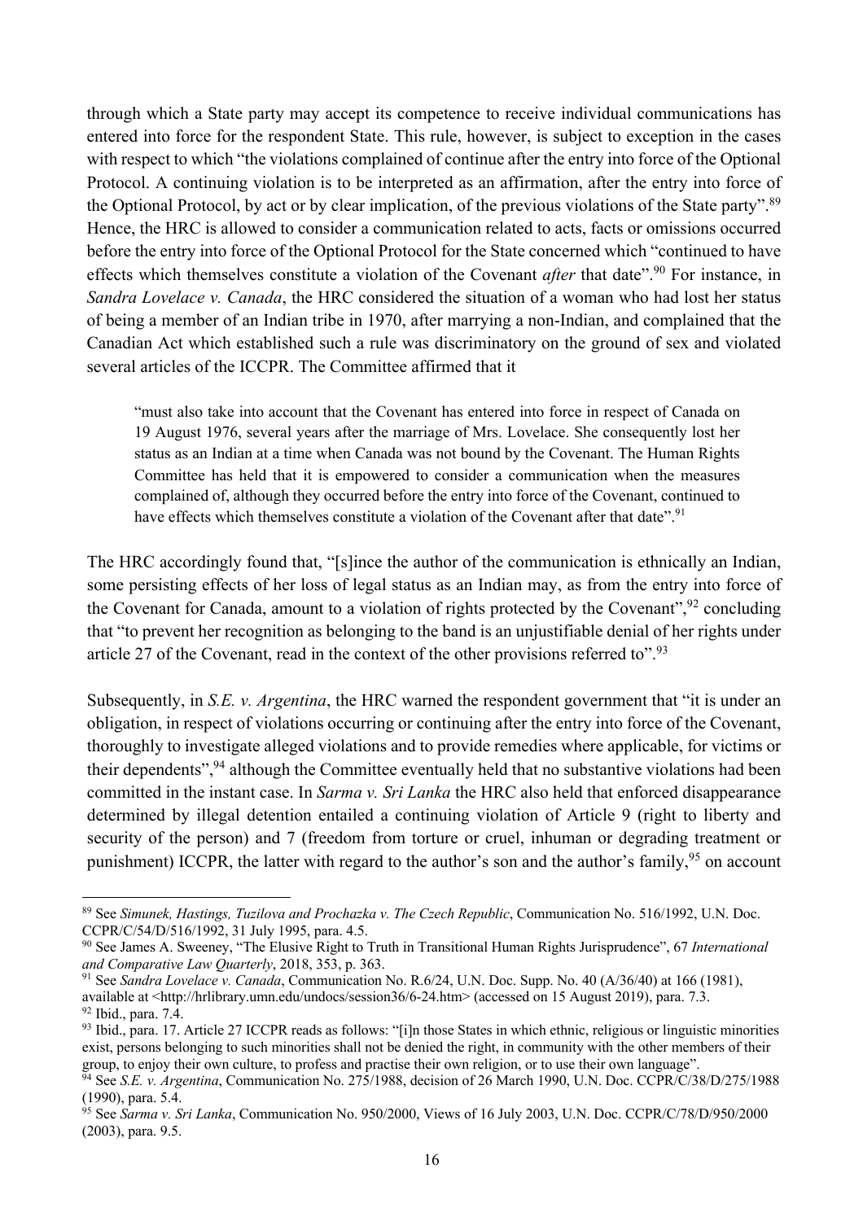through which a State party may accept its competence to receive individual communications has entered into force for the respondent State. This rule, however, is subject to exception in the cases with respect to which "the violations complained of continue after the entry into force of the Optional Protocol. A continuing violation is to be interpreted as an affirmation, after the entry into force of the Optional Protocol, by act or by clear implication, of the previous violations of the State party".[89] Hence, the HRC is allowed to consider a communication related to acts, facts or omissions occurred before the entry into force of the Optional Protocol for the State concerned which "continued to have effects which themselves constitute a violation of the Covenant *after* that date".[90] For instance, in *Sandra Lovelace v. Canada*, the HRC considered the situation of a woman who had lost her status of being a member of an Indian tribe in 1970, after marrying a non-Indian, and complained that the Canadian Act which established such a rule was discriminatory on the ground of sex and violated several articles of the ICCPR. The Committee affirmed that it

> "must also take into account that the Covenant has entered into force in respect of Canada on 19 August 1976, several years after the marriage of Mrs. Lovelace. She consequently lost her status as an Indian at a time when Canada was not bound by the Covenant. The Human Rights Committee has held that it is empowered to consider a communication when the measures complained of, although they occurred before the entry into force of the Covenant, continued to have effects which themselves constitute a violation of the Covenant after that date".[91]

The HRC accordingly found that, "[s]ince the author of the communication is ethnically an Indian, some persisting effects of her loss of legal status as an Indian may, as from the entry into force of the Covenant for Canada, amount to a violation of rights protected by the Covenant",[92] concluding that "to prevent her recognition as belonging to the band is an unjustifiable denial of her rights under article 27 of the Covenant, read in the context of the other provisions referred to".[93]

Subsequently, in *S.E. v. Argentina*, the HRC warned the respondent government that "it is under an obligation, in respect of violations occurring or continuing after the entry into force of the Covenant, thoroughly to investigate alleged violations and to provide remedies where applicable, for victims or their dependents",[94] although the Committee eventually held that no substantive violations had been committed in the instant case. In *Sarma v. Sri Lanka* the HRC also held that enforced disappearance determined by illegal detention entailed a continuing violation of Article 9 (right to liberty and security of the person) and 7 (freedom from torture or cruel, inhuman or degrading treatment or punishment) ICCPR, the latter with regard to the author's son and the author's family,[95] on account

---

[89] See *Simunek, Hastings, Tuzilova and Prochazka v. The Czech Republic*, Communication No. 516/1992, U.N. Doc. CCPR/C/54/D/516/1992, 31 July 1995, para. 4.5.

[90] See James A. Sweeney, "The Elusive Right to Truth in Transitional Human Rights Jurisprudence", 67 *International and Comparative Law Quarterly*, 2018, 353, p. 363.

[91] See *Sandra Lovelace v. Canada*, Communication No. R.6/24, U.N. Doc. Supp. No. 40 (A/36/40) at 166 (1981), available at <http://hrlibrary.umn.edu/undocs/session36/6-24.htm> (accessed on 15 August 2019), para. 7.3.

[92] Ibid., para. 7.4.

[93] Ibid., para. 17. Article 27 ICCPR reads as follows: "[i]n those States in which ethnic, religious or linguistic minorities exist, persons belonging to such minorities shall not be denied the right, in community with the other members of their group, to enjoy their own culture, to profess and practise their own religion, or to use their own language".

[94] See *S.E. v. Argentina*, Communication No. 275/1988, decision of 26 March 1990, U.N. Doc. CCPR/C/38/D/275/1988 (1990), para. 5.4.

[95] See *Sarma v. Sri Lanka*, Communication No. 950/2000, Views of 16 July 2003, U.N. Doc. CCPR/C/78/D/950/2000 (2003), para. 9.5.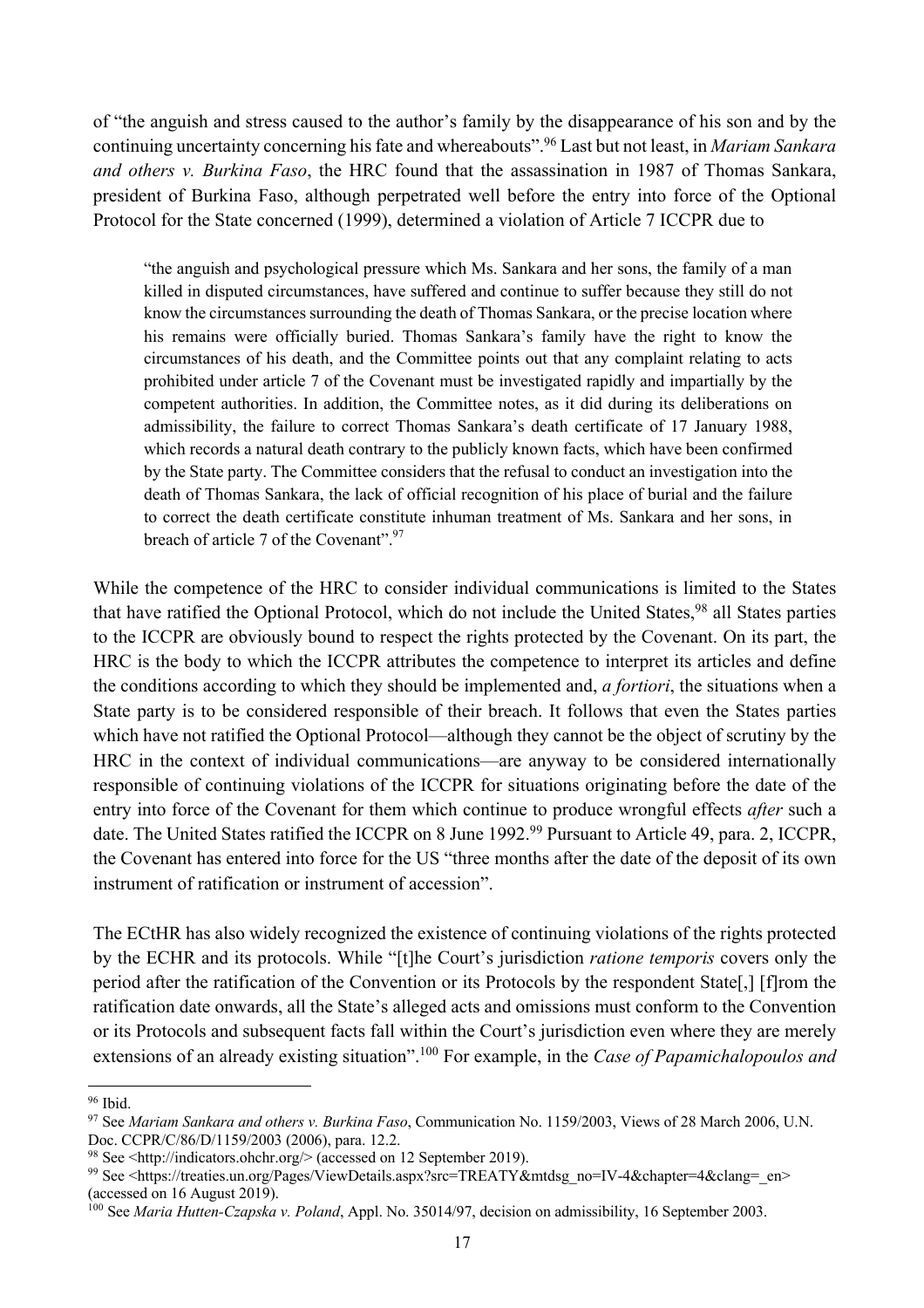of "the anguish and stress caused to the author's family by the disappearance of his son and by the continuing uncertainty concerning his fate and whereabouts".[96] Last but not least, in *Mariam Sankara and others v. Burkina Faso*, the HRC found that the assassination in 1987 of Thomas Sankara, president of Burkina Faso, although perpetrated well before the entry into force of the Optional Protocol for the State concerned (1999), determined a violation of Article 7 ICCPR due to

> "the anguish and psychological pressure which Ms. Sankara and her sons, the family of a man killed in disputed circumstances, have suffered and continue to suffer because they still do not know the circumstances surrounding the death of Thomas Sankara, or the precise location where his remains were officially buried. Thomas Sankara's family have the right to know the circumstances of his death, and the Committee points out that any complaint relating to acts prohibited under article 7 of the Covenant must be investigated rapidly and impartially by the competent authorities. In addition, the Committee notes, as it did during its deliberations on admissibility, the failure to correct Thomas Sankara's death certificate of 17 January 1988, which records a natural death contrary to the publicly known facts, which have been confirmed by the State party. The Committee considers that the refusal to conduct an investigation into the death of Thomas Sankara, the lack of official recognition of his place of burial and the failure to correct the death certificate constitute inhuman treatment of Ms. Sankara and her sons, in breach of article 7 of the Covenant".[97]

While the competence of the HRC to consider individual communications is limited to the States that have ratified the Optional Protocol, which do not include the United States,[98] all States parties to the ICCPR are obviously bound to respect the rights protected by the Covenant. On its part, the HRC is the body to which the ICCPR attributes the competence to interpret its articles and define the conditions according to which they should be implemented and, *a fortiori*, the situations when a State party is to be considered responsible of their breach. It follows that even the States parties which have not ratified the Optional Protocol—although they cannot be the object of scrutiny by the HRC in the context of individual communications—are anyway to be considered internationally responsible of continuing violations of the ICCPR for situations originating before the date of the entry into force of the Covenant for them which continue to produce wrongful effects *after* such a date. The United States ratified the ICCPR on 8 June 1992.[99] Pursuant to Article 49, para. 2, ICCPR, the Covenant has entered into force for the US "three months after the date of the deposit of its own instrument of ratification or instrument of accession".

The ECtHR has also widely recognized the existence of continuing violations of the rights protected by the ECHR and its protocols. While "[t]he Court's jurisdiction *ratione temporis* covers only the period after the ratification of the Convention or its Protocols by the respondent State[,] [f]rom the ratification date onwards, all the State's alleged acts and omissions must conform to the Convention or its Protocols and subsequent facts fall within the Court's jurisdiction even where they are merely extensions of an already existing situation".[100] For example, in the *Case of Papamichalopoulos and*

---

[96] Ibid.

[97] See *Mariam Sankara and others v. Burkina Faso*, Communication No. 1159/2003, Views of 28 March 2006, U.N. Doc. CCPR/C/86/D/1159/2003 (2006), para. 12.2.

[98] See <http://indicators.ohchr.org/> (accessed on 12 September 2019).

[99] See <https://treaties.un.org/Pages/ViewDetails.aspx?src=TREATY&mtdsg_no=IV-4&chapter=4&clang=_en> (accessed on 16 August 2019).

[100] See *Maria Hutten-Czapska v. Poland*, Appl. No. 35014/97, decision on admissibility, 16 September 2003.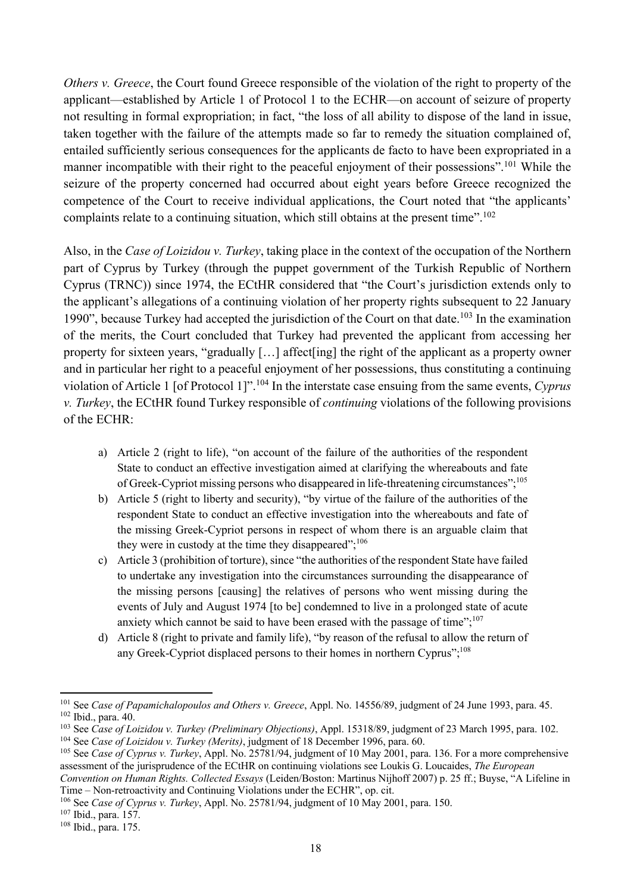*Others v. Greece*, the Court found Greece responsible of the violation of the right to property of the applicant—established by Article 1 of Protocol 1 to the ECHR—on account of seizure of property not resulting in formal expropriation; in fact, "the loss of all ability to dispose of the land in issue, taken together with the failure of the attempts made so far to remedy the situation complained of, entailed sufficiently serious consequences for the applicants de facto to have been expropriated in a manner incompatible with their right to the peaceful enjoyment of their possessions".[101] While the seizure of the property concerned had occurred about eight years before Greece recognized the competence of the Court to receive individual applications, the Court noted that "the applicants' complaints relate to a continuing situation, which still obtains at the present time".[102]

Also, in the *Case of Loizidou v. Turkey*, taking place in the context of the occupation of the Northern part of Cyprus by Turkey (through the puppet government of the Turkish Republic of Northern Cyprus (TRNC)) since 1974, the ECtHR considered that "the Court's jurisdiction extends only to the applicant's allegations of a continuing violation of her property rights subsequent to 22 January 1990", because Turkey had accepted the jurisdiction of the Court on that date.[103] In the examination of the merits, the Court concluded that Turkey had prevented the applicant from accessing her property for sixteen years, "gradually […] affect[ing] the right of the applicant as a property owner and in particular her right to a peaceful enjoyment of her possessions, thus constituting a continuing violation of Article 1 [of Protocol 1]".[104] In the interstate case ensuing from the same events, *Cyprus v. Turkey*, the ECtHR found Turkey responsible of *continuing* violations of the following provisions of the ECHR:

a) Article 2 (right to life), "on account of the failure of the authorities of the respondent State to conduct an effective investigation aimed at clarifying the whereabouts and fate of Greek-Cypriot missing persons who disappeared in life-threatening circumstances";[105]
b) Article 5 (right to liberty and security), "by virtue of the failure of the authorities of the respondent State to conduct an effective investigation into the whereabouts and fate of the missing Greek-Cypriot persons in respect of whom there is an arguable claim that they were in custody at the time they disappeared";[106]
c) Article 3 (prohibition of torture), since "the authorities of the respondent State have failed to undertake any investigation into the circumstances surrounding the disappearance of the missing persons [causing] the relatives of persons who went missing during the events of July and August 1974 [to be] condemned to live in a prolonged state of acute anxiety which cannot be said to have been erased with the passage of time";[107]
d) Article 8 (right to private and family life), "by reason of the refusal to allow the return of any Greek-Cypriot displaced persons to their homes in northern Cyprus";[108]

---

[101] See *Case of Papamichalopoulos and Others v. Greece*, Appl. No. 14556/89, judgment of 24 June 1993, para. 45.
[102] Ibid., para. 40.
[103] See *Case of Loizidou v. Turkey (Preliminary Objections)*, Appl. 15318/89, judgment of 23 March 1995, para. 102.
[104] See *Case of Loizidou v. Turkey (Merits)*, judgment of 18 December 1996, para. 60.
[105] See *Case of Cyprus v. Turkey*, Appl. No. 25781/94, judgment of 10 May 2001, para. 136. For a more comprehensive assessment of the jurisprudence of the ECtHR on continuing violations see Loukis G. Loucaides, *The European Convention on Human Rights. Collected Essays* (Leiden/Boston: Martinus Nijhoff 2007) p. 25 ff.; Buyse, "A Lifeline in Time – Non-retroactivity and Continuing Violations under the ECHR", op. cit.
[106] See *Case of Cyprus v. Turkey*, Appl. No. 25781/94, judgment of 10 May 2001, para. 150.
[107] Ibid., para. 157.
[108] Ibid., para. 175.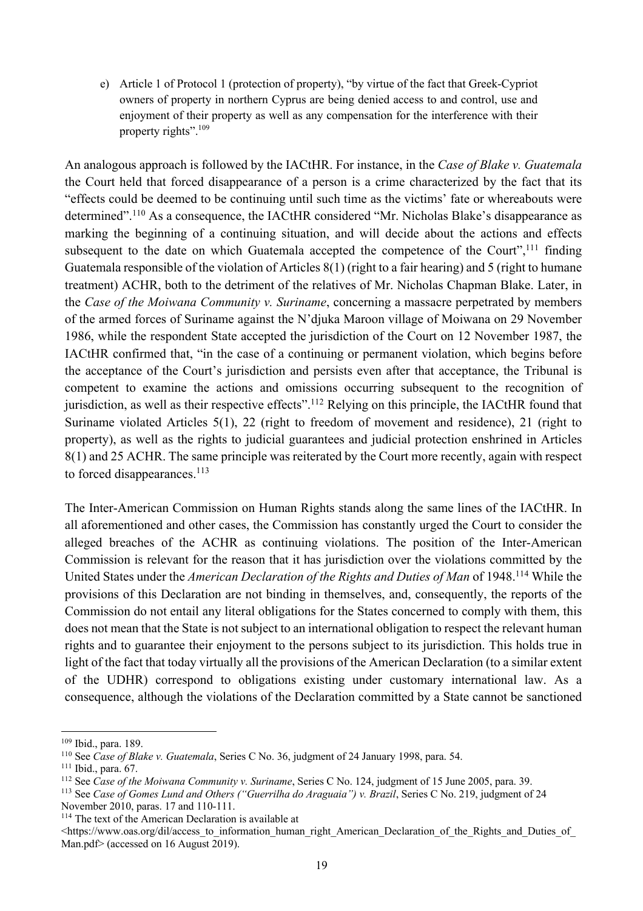e) Article 1 of Protocol 1 (protection of property), "by virtue of the fact that Greek-Cypriot owners of property in northern Cyprus are being denied access to and control, use and enjoyment of their property as well as any compensation for the interference with their property rights".[109]

An analogous approach is followed by the IACtHR. For instance, in the *Case of Blake v. Guatemala* the Court held that forced disappearance of a person is a crime characterized by the fact that its "effects could be deemed to be continuing until such time as the victims' fate or whereabouts were determined".[110] As a consequence, the IACtHR considered "Mr. Nicholas Blake's disappearance as marking the beginning of a continuing situation, and will decide about the actions and effects subsequent to the date on which Guatemala accepted the competence of the Court",[111] finding Guatemala responsible of the violation of Articles 8(1) (right to a fair hearing) and 5 (right to humane treatment) ACHR, both to the detriment of the relatives of Mr. Nicholas Chapman Blake. Later, in the *Case of the Moiwana Community v. Suriname*, concerning a massacre perpetrated by members of the armed forces of Suriname against the N'djuka Maroon village of Moiwana on 29 November 1986, while the respondent State accepted the jurisdiction of the Court on 12 November 1987, the IACtHR confirmed that, "in the case of a continuing or permanent violation, which begins before the acceptance of the Court's jurisdiction and persists even after that acceptance, the Tribunal is competent to examine the actions and omissions occurring subsequent to the recognition of jurisdiction, as well as their respective effects".[112] Relying on this principle, the IACtHR found that Suriname violated Articles 5(1), 22 (right to freedom of movement and residence), 21 (right to property), as well as the rights to judicial guarantees and judicial protection enshrined in Articles 8(1) and 25 ACHR. The same principle was reiterated by the Court more recently, again with respect to forced disappearances.[113]

The Inter-American Commission on Human Rights stands along the same lines of the IACtHR. In all aforementioned and other cases, the Commission has constantly urged the Court to consider the alleged breaches of the ACHR as continuing violations. The position of the Inter-American Commission is relevant for the reason that it has jurisdiction over the violations committed by the United States under the *American Declaration of the Rights and Duties of Man* of 1948.[114] While the provisions of this Declaration are not binding in themselves, and, consequently, the reports of the Commission do not entail any literal obligations for the States concerned to comply with them, this does not mean that the State is not subject to an international obligation to respect the relevant human rights and to guarantee their enjoyment to the persons subject to its jurisdiction. This holds true in light of the fact that today virtually all the provisions of the American Declaration (to a similar extent of the UDHR) correspond to obligations existing under customary international law. As a consequence, although the violations of the Declaration committed by a State cannot be sanctioned

---

[109] Ibid., para. 189.

[110] See *Case of Blake v. Guatemala*, Series C No. 36, judgment of 24 January 1998, para. 54.

[111] Ibid., para. 67.

[112] See *Case of the Moiwana Community v. Suriname*, Series C No. 124, judgment of 15 June 2005, para. 39.

[113] See *Case of Gomes Lund and Others ("Guerrilha do Araguaia") v. Brazil*, Series C No. 219, judgment of 24 November 2010, paras. 17 and 110-111.

[114] The text of the American Declaration is available at <https://www.oas.org/dil/access_to_information_human_right_American_Declaration_of_the_Rights_and_Duties_of_Man.pdf> (accessed on 16 August 2019).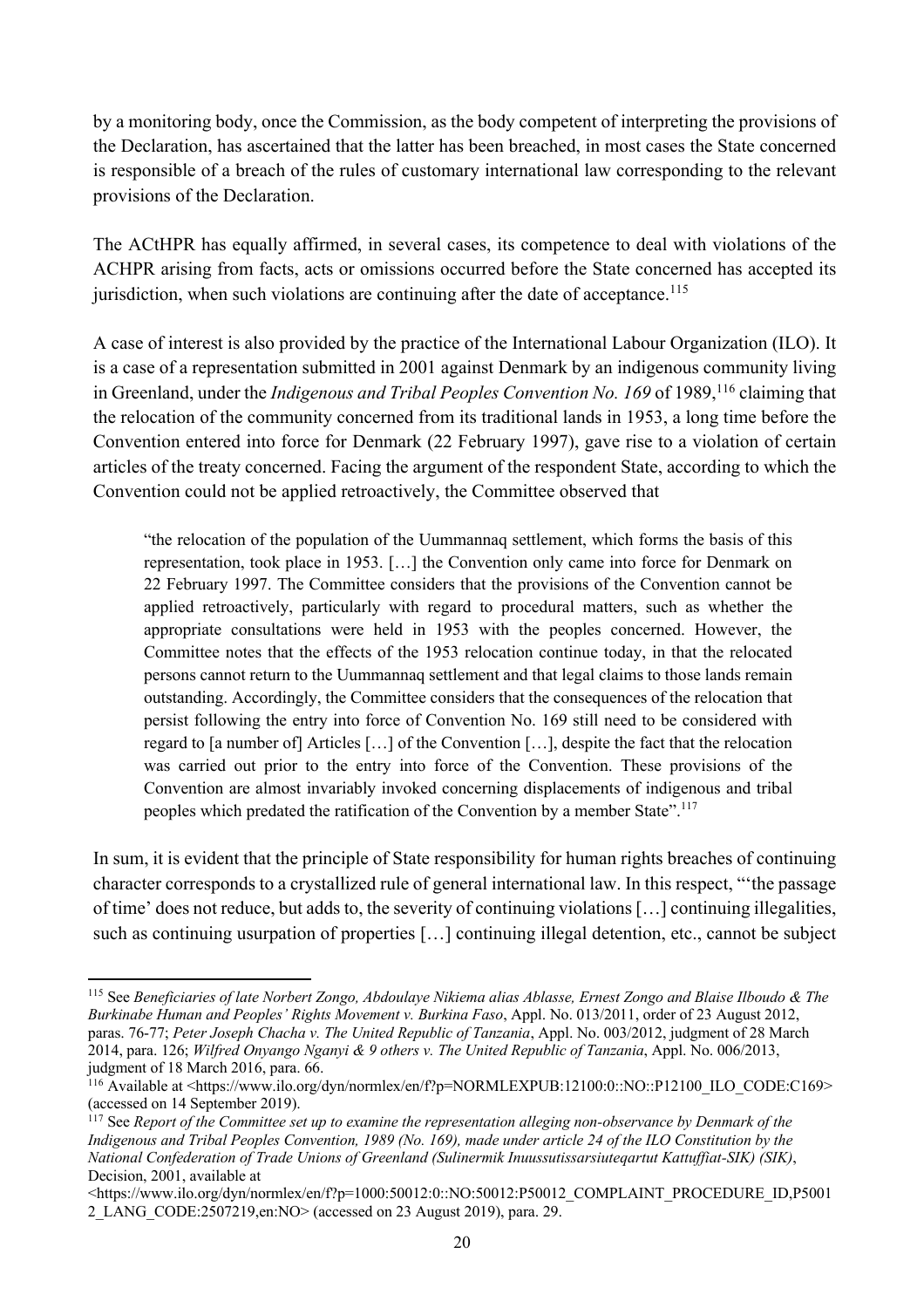by a monitoring body, once the Commission, as the body competent of interpreting the provisions of the Declaration, has ascertained that the latter has been breached, in most cases the State concerned is responsible of a breach of the rules of customary international law corresponding to the relevant provisions of the Declaration.

The ACtHPR has equally affirmed, in several cases, its competence to deal with violations of the ACHPR arising from facts, acts or omissions occurred before the State concerned has accepted its jurisdiction, when such violations are continuing after the date of acceptance.[115]

A case of interest is also provided by the practice of the International Labour Organization (ILO). It is a case of a representation submitted in 2001 against Denmark by an indigenous community living in Greenland, under the *Indigenous and Tribal Peoples Convention No. 169* of 1989,[116] claiming that the relocation of the community concerned from its traditional lands in 1953, a long time before the Convention entered into force for Denmark (22 February 1997), gave rise to a violation of certain articles of the treaty concerned. Facing the argument of the respondent State, according to which the Convention could not be applied retroactively, the Committee observed that

> "the relocation of the population of the Uummannaq settlement, which forms the basis of this representation, took place in 1953. […] the Convention only came into force for Denmark on 22 February 1997. The Committee considers that the provisions of the Convention cannot be applied retroactively, particularly with regard to procedural matters, such as whether the appropriate consultations were held in 1953 with the peoples concerned. However, the Committee notes that the effects of the 1953 relocation continue today, in that the relocated persons cannot return to the Uummannaq settlement and that legal claims to those lands remain outstanding. Accordingly, the Committee considers that the consequences of the relocation that persist following the entry into force of Convention No. 169 still need to be considered with regard to [a number of] Articles […] of the Convention […], despite the fact that the relocation was carried out prior to the entry into force of the Convention. These provisions of the Convention are almost invariably invoked concerning displacements of indigenous and tribal peoples which predated the ratification of the Convention by a member State".[117]

In sum, it is evident that the principle of State responsibility for human rights breaches of continuing character corresponds to a crystallized rule of general international law. In this respect, "'the passage of time' does not reduce, but adds to, the severity of continuing violations […] continuing illegalities, such as continuing usurpation of properties […] continuing illegal detention, etc., cannot be subject

---

[115] See *Beneficiaries of late Norbert Zongo, Abdoulaye Nikiema alias Ablasse, Ernest Zongo and Blaise Ilboudo & The Burkinabe Human and Peoples' Rights Movement v. Burkina Faso*, Appl. No. 013/2011, order of 23 August 2012, paras. 76-77; *Peter Joseph Chacha v. The United Republic of Tanzania*, Appl. No. 003/2012, judgment of 28 March 2014, para. 126; *Wilfred Onyango Nganyi & 9 others v. The United Republic of Tanzania*, Appl. No. 006/2013, judgment of 18 March 2016, para. 66.

[116] Available at <https://www.ilo.org/dyn/normlex/en/f?p=NORMLEXPUB:12100:0::NO::P12100_ILO_CODE:C169> (accessed on 14 September 2019).

[117] See *Report of the Committee set up to examine the representation alleging non-observance by Denmark of the Indigenous and Tribal Peoples Convention, 1989 (No. 169), made under article 24 of the ILO Constitution by the National Confederation of Trade Unions of Greenland (Sulinermik Inuussutissarsiuteqartut Kattuffiat-SIK) (SIK)*, Decision, 2001, available at <https://www.ilo.org/dyn/normlex/en/f?p=1000:50012:0::NO:50012:P50012_COMPLAINT_PROCEDURE_ID,P50012_LANG_CODE:2507219,en:NO> (accessed on 23 August 2019), para. 29.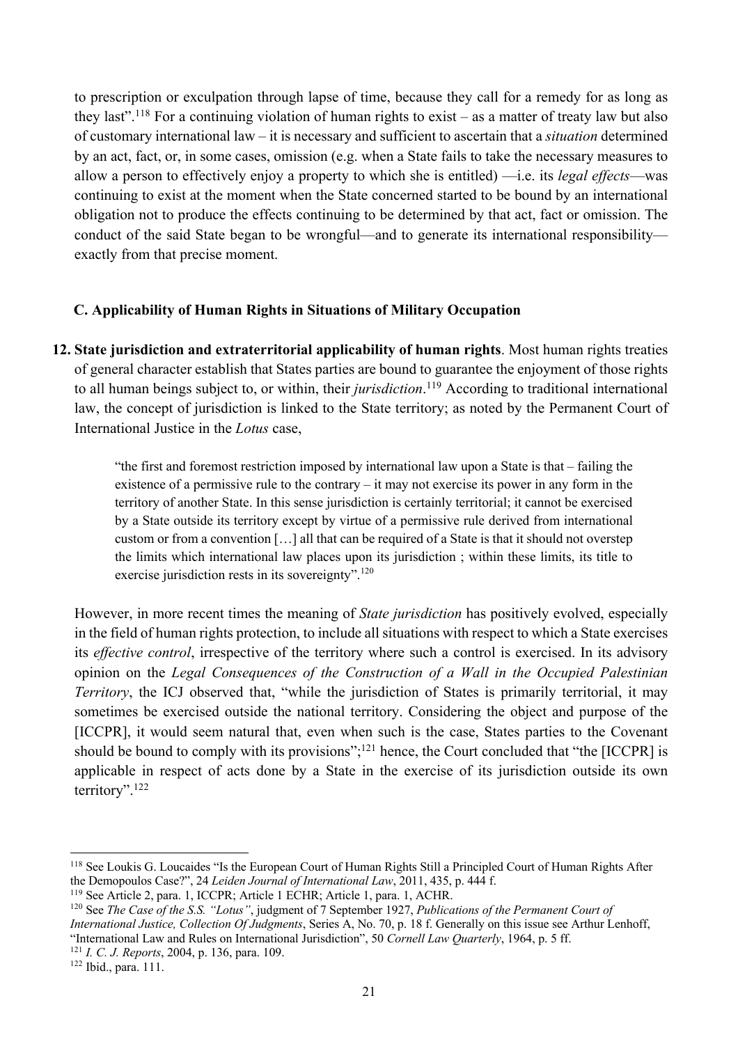to prescription or exculpation through lapse of time, because they call for a remedy for as long as they last".[118] For a continuing violation of human rights to exist – as a matter of treaty law but also of customary international law – it is necessary and sufficient to ascertain that a *situation* determined by an act, fact, or, in some cases, omission (e.g. when a State fails to take the necessary measures to allow a person to effectively enjoy a property to which she is entitled) —i.e. its *legal effects*—was continuing to exist at the moment when the State concerned started to be bound by an international obligation not to produce the effects continuing to be determined by that act, fact or omission. The conduct of the said State began to be wrongful—and to generate its international responsibility—exactly from that precise moment.

### C. Applicability of Human Rights in Situations of Military Occupation

**12. State jurisdiction and extraterritorial applicability of human rights**. Most human rights treaties of general character establish that States parties are bound to guarantee the enjoyment of those rights to all human beings subject to, or within, their *jurisdiction*.[119] According to traditional international law, the concept of jurisdiction is linked to the State territory; as noted by the Permanent Court of International Justice in the *Lotus* case,

> "the first and foremost restriction imposed by international law upon a State is that – failing the existence of a permissive rule to the contrary – it may not exercise its power in any form in the territory of another State. In this sense jurisdiction is certainly territorial; it cannot be exercised by a State outside its territory except by virtue of a permissive rule derived from international custom or from a convention […] all that can be required of a State is that it should not overstep the limits which international law places upon its jurisdiction ; within these limits, its title to exercise jurisdiction rests in its sovereignty".[120]

However, in more recent times the meaning of *State jurisdiction* has positively evolved, especially in the field of human rights protection, to include all situations with respect to which a State exercises its *effective control*, irrespective of the territory where such a control is exercised. In its advisory opinion on the *Legal Consequences of the Construction of a Wall in the Occupied Palestinian Territory*, the ICJ observed that, "while the jurisdiction of States is primarily territorial, it may sometimes be exercised outside the national territory. Considering the object and purpose of the [ICCPR], it would seem natural that, even when such is the case, States parties to the Covenant should be bound to comply with its provisions";[121] hence, the Court concluded that "the [ICCPR] is applicable in respect of acts done by a State in the exercise of its jurisdiction outside its own territory".[122]

---

[118] See Loukis G. Loucaides "Is the European Court of Human Rights Still a Principled Court of Human Rights After the Demopoulos Case?", 24 *Leiden Journal of International Law*, 2011, 435, p. 444 f.

[119] See Article 2, para. 1, ICCPR; Article 1 ECHR; Article 1, para. 1, ACHR.

[120] See *The Case of the S.S. "Lotus"*, judgment of 7 September 1927, *Publications of the Permanent Court of International Justice, Collection Of Judgments*, Series A, No. 70, p. 18 f. Generally on this issue see Arthur Lenhoff, "International Law and Rules on International Jurisdiction", 50 *Cornell Law Quarterly*, 1964, p. 5 ff.

[121] *I. C. J. Reports*, 2004, p. 136, para. 109.

[122] Ibid., para. 111.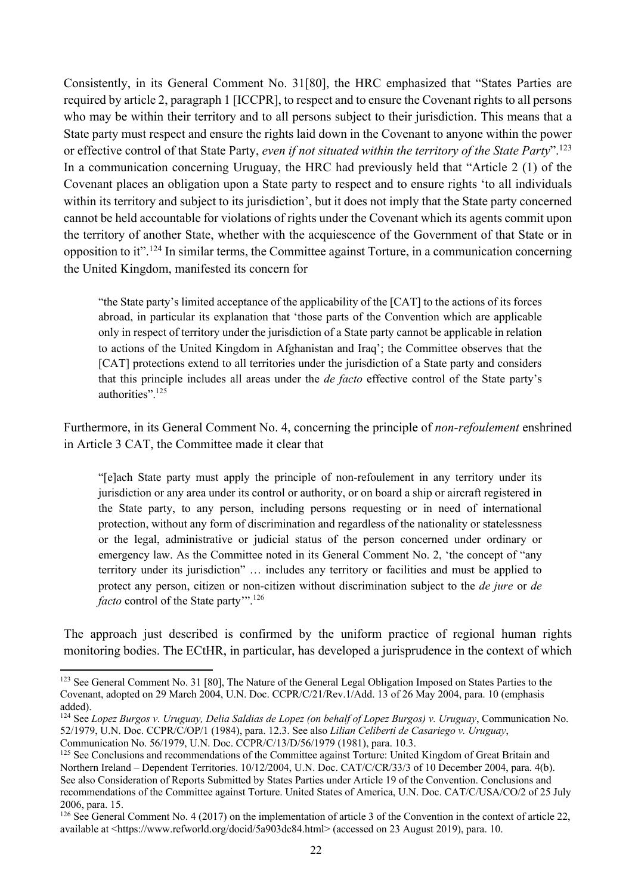Consistently, in its General Comment No. 31[80], the HRC emphasized that "States Parties are required by article 2, paragraph 1 [ICCPR], to respect and to ensure the Covenant rights to all persons who may be within their territory and to all persons subject to their jurisdiction. This means that a State party must respect and ensure the rights laid down in the Covenant to anyone within the power or effective control of that State Party, *even if not situated within the territory of the State Party*".[123] In a communication concerning Uruguay, the HRC had previously held that "Article 2 (1) of the Covenant places an obligation upon a State party to respect and to ensure rights 'to all individuals within its territory and subject to its jurisdiction', but it does not imply that the State party concerned cannot be held accountable for violations of rights under the Covenant which its agents commit upon the territory of another State, whether with the acquiescence of the Government of that State or in opposition to it".[124] In similar terms, the Committee against Torture, in a communication concerning the United Kingdom, manifested its concern for

> "the State party's limited acceptance of the applicability of the [CAT] to the actions of its forces abroad, in particular its explanation that 'those parts of the Convention which are applicable only in respect of territory under the jurisdiction of a State party cannot be applicable in relation to actions of the United Kingdom in Afghanistan and Iraq'; the Committee observes that the [CAT] protections extend to all territories under the jurisdiction of a State party and considers that this principle includes all areas under the *de facto* effective control of the State party's authorities".[125]

Furthermore, in its General Comment No. 4, concerning the principle of *non-refoulement* enshrined in Article 3 CAT, the Committee made it clear that

> "[e]ach State party must apply the principle of non-refoulement in any territory under its jurisdiction or any area under its control or authority, or on board a ship or aircraft registered in the State party, to any person, including persons requesting or in need of international protection, without any form of discrimination and regardless of the nationality or statelessness or the legal, administrative or judicial status of the person concerned under ordinary or emergency law. As the Committee noted in its General Comment No. 2, 'the concept of "any territory under its jurisdiction" … includes any territory or facilities and must be applied to protect any person, citizen or non-citizen without discrimination subject to the *de jure* or *de facto* control of the State party'".[126]

The approach just described is confirmed by the uniform practice of regional human rights monitoring bodies. The ECtHR, in particular, has developed a jurisprudence in the context of which

---

[123] See General Comment No. 31 [80], The Nature of the General Legal Obligation Imposed on States Parties to the Covenant, adopted on 29 March 2004, U.N. Doc. CCPR/C/21/Rev.1/Add. 13 of 26 May 2004, para. 10 (emphasis added).

[124] See *Lopez Burgos v. Uruguay, Delia Saldias de Lopez (on behalf of Lopez Burgos) v. Uruguay*, Communication No. 52/1979, U.N. Doc. CCPR/C/OP/1 (1984), para. 12.3. See also *Lilian Celiberti de Casariego v. Uruguay*, Communication No. 56/1979, U.N. Doc. CCPR/C/13/D/56/1979 (1981), para. 10.3.

[125] See Conclusions and recommendations of the Committee against Torture: United Kingdom of Great Britain and Northern Ireland – Dependent Territories. 10/12/2004, U.N. Doc. CAT/C/CR/33/3 of 10 December 2004, para. 4(b). See also Consideration of Reports Submitted by States Parties under Article 19 of the Convention. Conclusions and recommendations of the Committee against Torture. United States of America, U.N. Doc. CAT/C/USA/CO/2 of 25 July 2006, para. 15.

[126] See General Comment No. 4 (2017) on the implementation of article 3 of the Convention in the context of article 22, available at <https://www.refworld.org/docid/5a903dc84.html> (accessed on 23 August 2019), para. 10.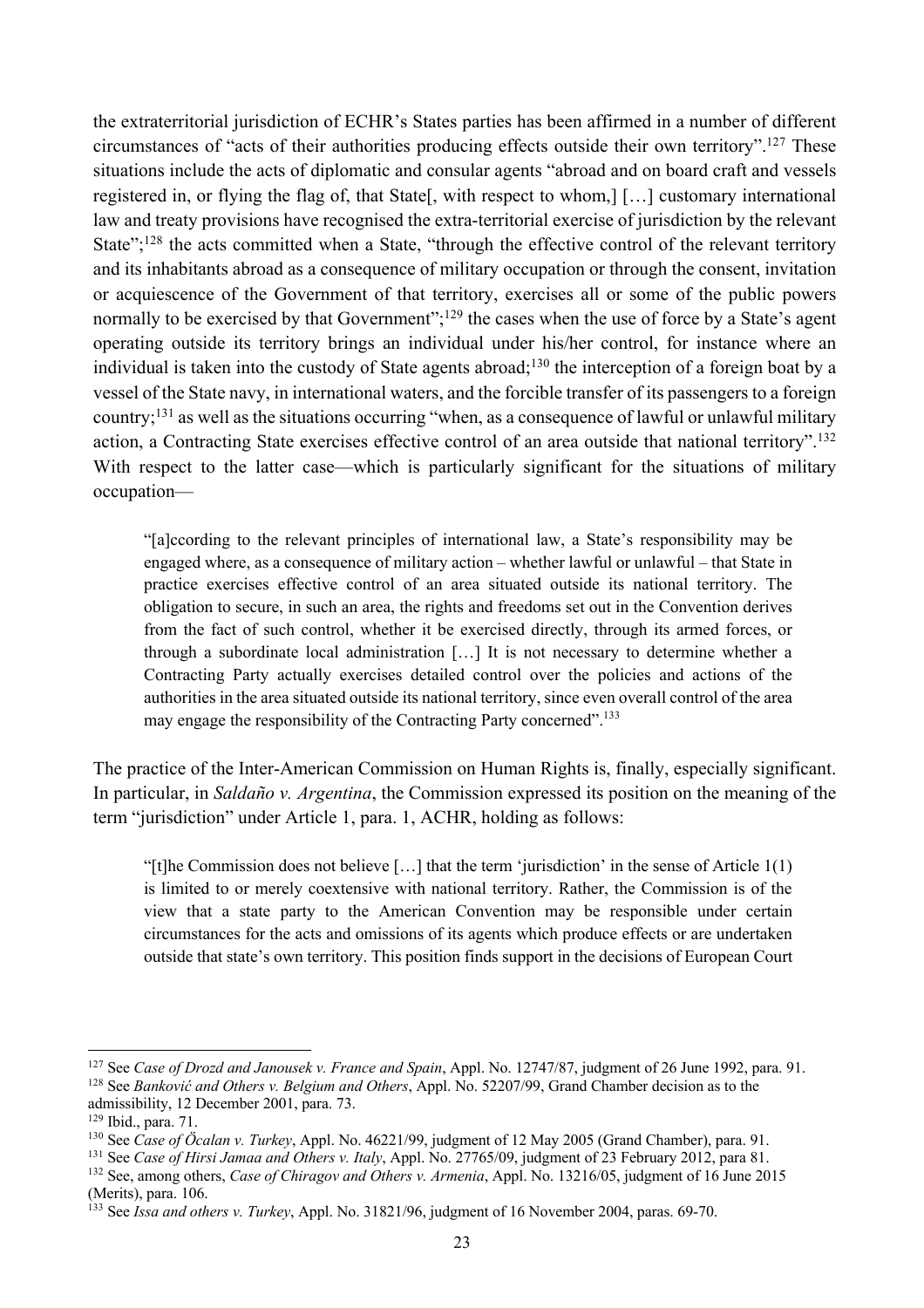the extraterritorial jurisdiction of ECHR's States parties has been affirmed in a number of different circumstances of "acts of their authorities producing effects outside their own territory".[127] These situations include the acts of diplomatic and consular agents "abroad and on board craft and vessels registered in, or flying the flag of, that State[, with respect to whom,] […] customary international law and treaty provisions have recognised the extra-territorial exercise of jurisdiction by the relevant State";[128] the acts committed when a State, "through the effective control of the relevant territory and its inhabitants abroad as a consequence of military occupation or through the consent, invitation or acquiescence of the Government of that territory, exercises all or some of the public powers normally to be exercised by that Government";[129] the cases when the use of force by a State's agent operating outside its territory brings an individual under his/her control, for instance where an individual is taken into the custody of State agents abroad;[130] the interception of a foreign boat by a vessel of the State navy, in international waters, and the forcible transfer of its passengers to a foreign country;[131] as well as the situations occurring "when, as a consequence of lawful or unlawful military action, a Contracting State exercises effective control of an area outside that national territory".[132] With respect to the latter case—which is particularly significant for the situations of military occupation—

> "[a]ccording to the relevant principles of international law, a State's responsibility may be engaged where, as a consequence of military action – whether lawful or unlawful – that State in practice exercises effective control of an area situated outside its national territory. The obligation to secure, in such an area, the rights and freedoms set out in the Convention derives from the fact of such control, whether it be exercised directly, through its armed forces, or through a subordinate local administration […] It is not necessary to determine whether a Contracting Party actually exercises detailed control over the policies and actions of the authorities in the area situated outside its national territory, since even overall control of the area may engage the responsibility of the Contracting Party concerned".[133]

The practice of the Inter-American Commission on Human Rights is, finally, especially significant. In particular, in *Saldaño v. Argentina*, the Commission expressed its position on the meaning of the term "jurisdiction" under Article 1, para. 1, ACHR, holding as follows:

> "[t]he Commission does not believe […] that the term 'jurisdiction' in the sense of Article 1(1) is limited to or merely coextensive with national territory. Rather, the Commission is of the view that a state party to the American Convention may be responsible under certain circumstances for the acts and omissions of its agents which produce effects or are undertaken outside that state's own territory. This position finds support in the decisions of European Court

---

[127] See *Case of Drozd and Janousek v. France and Spain*, Appl. No. 12747/87, judgment of 26 June 1992, para. 91.

[128] See *Banković and Others v. Belgium and Others*, Appl. No. 52207/99, Grand Chamber decision as to the admissibility, 12 December 2001, para. 73.

[129] Ibid., para. 71.

[130] See *Case of Öcalan v. Turkey*, Appl. No. 46221/99, judgment of 12 May 2005 (Grand Chamber), para. 91.

[131] See *Case of Hirsi Jamaa and Others v. Italy*, Appl. No. 27765/09, judgment of 23 February 2012, para 81.

[132] See, among others, *Case of Chiragov and Others v. Armenia*, Appl. No. 13216/05, judgment of 16 June 2015 (Merits), para. 106.

[133] See *Issa and others v. Turkey*, Appl. No. 31821/96, judgment of 16 November 2004, paras. 69-70.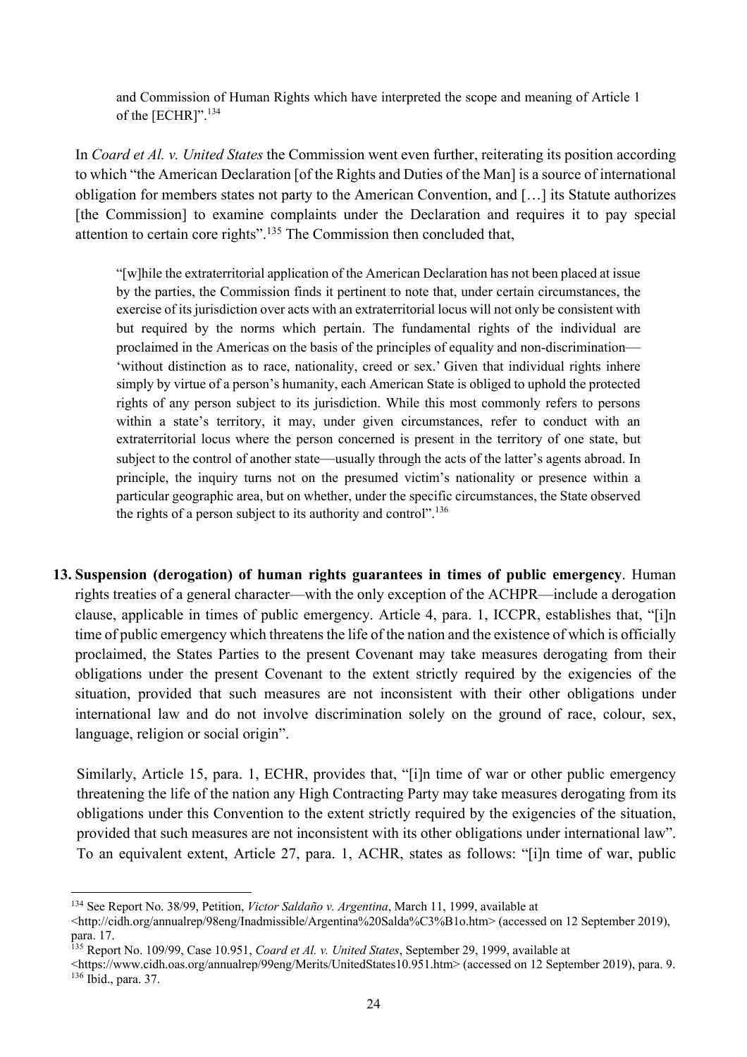> and Commission of Human Rights which have interpreted the scope and meaning of Article 1 of the [ECHR]".[134]

In *Coard et Al. v. United States* the Commission went even further, reiterating its position according to which "the American Declaration [of the Rights and Duties of the Man] is a source of international obligation for members states not party to the American Convention, and […] its Statute authorizes [the Commission] to examine complaints under the Declaration and requires it to pay special attention to certain core rights".[135] The Commission then concluded that,

> "[w]hile the extraterritorial application of the American Declaration has not been placed at issue by the parties, the Commission finds it pertinent to note that, under certain circumstances, the exercise of its jurisdiction over acts with an extraterritorial locus will not only be consistent with but required by the norms which pertain. The fundamental rights of the individual are proclaimed in the Americas on the basis of the principles of equality and non-discrimination—'without distinction as to race, nationality, creed or sex.' Given that individual rights inhere simply by virtue of a person's humanity, each American State is obliged to uphold the protected rights of any person subject to its jurisdiction. While this most commonly refers to persons within a state's territory, it may, under given circumstances, refer to conduct with an extraterritorial locus where the person concerned is present in the territory of one state, but subject to the control of another state—usually through the acts of the latter's agents abroad. In principle, the inquiry turns not on the presumed victim's nationality or presence within a particular geographic area, but on whether, under the specific circumstances, the State observed the rights of a person subject to its authority and control".[136]

**13. Suspension (derogation) of human rights guarantees in times of public emergency**. Human rights treaties of a general character—with the only exception of the ACHPR—include a derogation clause, applicable in times of public emergency. Article 4, para. 1, ICCPR, establishes that, "[i]n time of public emergency which threatens the life of the nation and the existence of which is officially proclaimed, the States Parties to the present Covenant may take measures derogating from their obligations under the present Covenant to the extent strictly required by the exigencies of the situation, provided that such measures are not inconsistent with their other obligations under international law and do not involve discrimination solely on the ground of race, colour, sex, language, religion or social origin".

Similarly, Article 15, para. 1, ECHR, provides that, "[i]n time of war or other public emergency threatening the life of the nation any High Contracting Party may take measures derogating from its obligations under this Convention to the extent strictly required by the exigencies of the situation, provided that such measures are not inconsistent with its other obligations under international law". To an equivalent extent, Article 27, para. 1, ACHR, states as follows: "[i]n time of war, public

---

[134] See Report No. 38/99, Petition, *Victor Saldaño v. Argentina*, March 11, 1999, available at <http://cidh.org/annualrep/98eng/Inadmissible/Argentina%20Salda%C3%B1o.htm> (accessed on 12 September 2019), para. 17.

[135] Report No. 109/99, Case 10.951, *Coard et Al. v. United States*, September 29, 1999, available at <https://www.cidh.oas.org/annualrep/99eng/Merits/UnitedStates10.951.htm> (accessed on 12 September 2019), para. 9.

[136] Ibid., para. 37.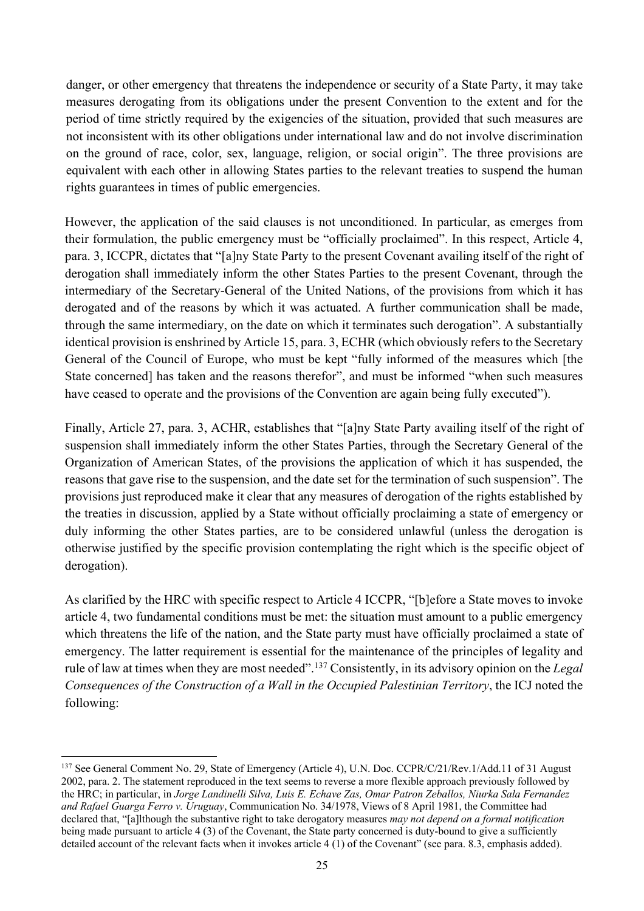danger, or other emergency that threatens the independence or security of a State Party, it may take measures derogating from its obligations under the present Convention to the extent and for the period of time strictly required by the exigencies of the situation, provided that such measures are not inconsistent with its other obligations under international law and do not involve discrimination on the ground of race, color, sex, language, religion, or social origin". The three provisions are equivalent with each other in allowing States parties to the relevant treaties to suspend the human rights guarantees in times of public emergencies.

However, the application of the said clauses is not unconditioned. In particular, as emerges from their formulation, the public emergency must be "officially proclaimed". In this respect, Article 4, para. 3, ICCPR, dictates that "[a]ny State Party to the present Covenant availing itself of the right of derogation shall immediately inform the other States Parties to the present Covenant, through the intermediary of the Secretary-General of the United Nations, of the provisions from which it has derogated and of the reasons by which it was actuated. A further communication shall be made, through the same intermediary, on the date on which it terminates such derogation". A substantially identical provision is enshrined by Article 15, para. 3, ECHR (which obviously refers to the Secretary General of the Council of Europe, who must be kept "fully informed of the measures which [the State concerned] has taken and the reasons therefor", and must be informed "when such measures have ceased to operate and the provisions of the Convention are again being fully executed").

Finally, Article 27, para. 3, ACHR, establishes that "[a]ny State Party availing itself of the right of suspension shall immediately inform the other States Parties, through the Secretary General of the Organization of American States, of the provisions the application of which it has suspended, the reasons that gave rise to the suspension, and the date set for the termination of such suspension". The provisions just reproduced make it clear that any measures of derogation of the rights established by the treaties in discussion, applied by a State without officially proclaiming a state of emergency or duly informing the other States parties, are to be considered unlawful (unless the derogation is otherwise justified by the specific provision contemplating the right which is the specific object of derogation).

As clarified by the HRC with specific respect to Article 4 ICCPR, "[b]efore a State moves to invoke article 4, two fundamental conditions must be met: the situation must amount to a public emergency which threatens the life of the nation, and the State party must have officially proclaimed a state of emergency. The latter requirement is essential for the maintenance of the principles of legality and rule of law at times when they are most needed".[137] Consistently, in its advisory opinion on the *Legal Consequences of the Construction of a Wall in the Occupied Palestinian Territory*, the ICJ noted the following:

[137] See General Comment No. 29, State of Emergency (Article 4), U.N. Doc. CCPR/C/21/Rev.1/Add.11 of 31 August 2002, para. 2. The statement reproduced in the text seems to reverse a more flexible approach previously followed by the HRC; in particular, in *Jorge Landinelli Silva, Luis E. Echave Zas, Omar Patron Zeballos, Niurka Sala Fernandez and Rafael Guarga Ferro v. Uruguay*, Communication No. 34/1978, Views of 8 April 1981, the Committee had declared that, "[a]lthough the substantive right to take derogatory measures *may not depend on a formal notification* being made pursuant to article 4 (3) of the Covenant, the State party concerned is duty-bound to give a sufficiently detailed account of the relevant facts when it invokes article 4 (1) of the Covenant" (see para. 8.3, emphasis added).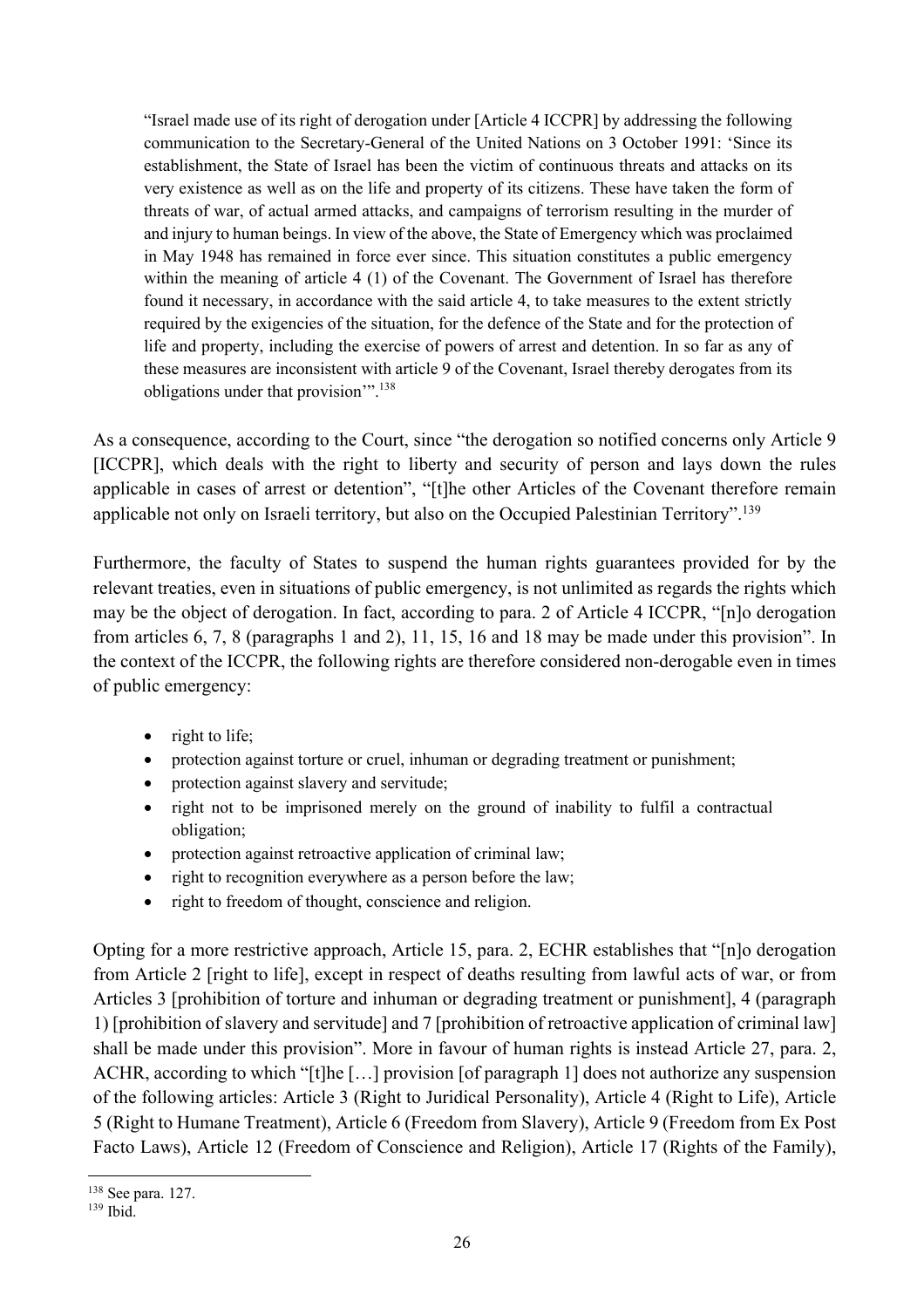> "Israel made use of its right of derogation under [Article 4 ICCPR] by addressing the following communication to the Secretary-General of the United Nations on 3 October 1991: 'Since its establishment, the State of Israel has been the victim of continuous threats and attacks on its very existence as well as on the life and property of its citizens. These have taken the form of threats of war, of actual armed attacks, and campaigns of terrorism resulting in the murder of and injury to human beings. In view of the above, the State of Emergency which was proclaimed in May 1948 has remained in force ever since. This situation constitutes a public emergency within the meaning of article 4 (1) of the Covenant. The Government of Israel has therefore found it necessary, in accordance with the said article 4, to take measures to the extent strictly required by the exigencies of the situation, for the defence of the State and for the protection of life and property, including the exercise of powers of arrest and detention. In so far as any of these measures are inconsistent with article 9 of the Covenant, Israel thereby derogates from its obligations under that provision'".[138]

As a consequence, according to the Court, since "the derogation so notified concerns only Article 9 [ICCPR], which deals with the right to liberty and security of person and lays down the rules applicable in cases of arrest or detention", "[t]he other Articles of the Covenant therefore remain applicable not only on Israeli territory, but also on the Occupied Palestinian Territory".[139]

Furthermore, the faculty of States to suspend the human rights guarantees provided for by the relevant treaties, even in situations of public emergency, is not unlimited as regards the rights which may be the object of derogation. In fact, according to para. 2 of Article 4 ICCPR, "[n]o derogation from articles 6, 7, 8 (paragraphs 1 and 2), 11, 15, 16 and 18 may be made under this provision". In the context of the ICCPR, the following rights are therefore considered non-derogable even in times of public emergency:

- right to life;
- protection against torture or cruel, inhuman or degrading treatment or punishment;
- protection against slavery and servitude;
- right not to be imprisoned merely on the ground of inability to fulfil a contractual obligation;
- protection against retroactive application of criminal law;
- right to recognition everywhere as a person before the law;
- right to freedom of thought, conscience and religion.

Opting for a more restrictive approach, Article 15, para. 2, ECHR establishes that "[n]o derogation from Article 2 [right to life], except in respect of deaths resulting from lawful acts of war, or from Articles 3 [prohibition of torture and inhuman or degrading treatment or punishment], 4 (paragraph 1) [prohibition of slavery and servitude] and 7 [prohibition of retroactive application of criminal law] shall be made under this provision". More in favour of human rights is instead Article 27, para. 2, ACHR, according to which "[t]he […] provision [of paragraph 1] does not authorize any suspension of the following articles: Article 3 (Right to Juridical Personality), Article 4 (Right to Life), Article 5 (Right to Humane Treatment), Article 6 (Freedom from Slavery), Article 9 (Freedom from Ex Post Facto Laws), Article 12 (Freedom of Conscience and Religion), Article 17 (Rights of the Family),

[138] See para. 127.

[139] Ibid.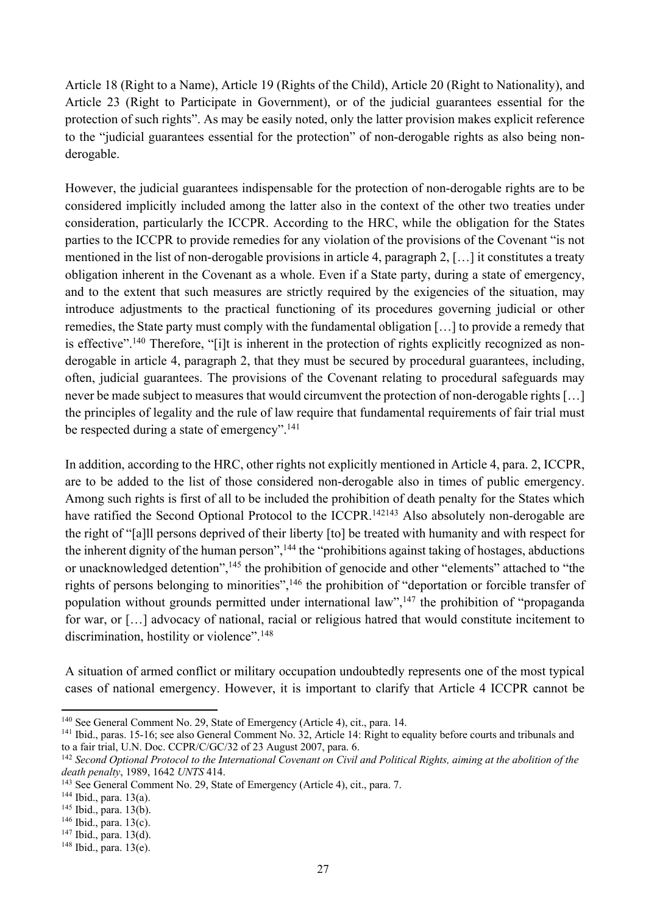Article 18 (Right to a Name), Article 19 (Rights of the Child), Article 20 (Right to Nationality), and Article 23 (Right to Participate in Government), or of the judicial guarantees essential for the protection of such rights". As may be easily noted, only the latter provision makes explicit reference to the "judicial guarantees essential for the protection" of non-derogable rights as also being non-derogable.

However, the judicial guarantees indispensable for the protection of non-derogable rights are to be considered implicitly included among the latter also in the context of the other two treaties under consideration, particularly the ICCPR. According to the HRC, while the obligation for the States parties to the ICCPR to provide remedies for any violation of the provisions of the Covenant "is not mentioned in the list of non-derogable provisions in article 4, paragraph 2, […] it constitutes a treaty obligation inherent in the Covenant as a whole. Even if a State party, during a state of emergency, and to the extent that such measures are strictly required by the exigencies of the situation, may introduce adjustments to the practical functioning of its procedures governing judicial or other remedies, the State party must comply with the fundamental obligation […] to provide a remedy that is effective".[140] Therefore, "[i]t is inherent in the protection of rights explicitly recognized as non-derogable in article 4, paragraph 2, that they must be secured by procedural guarantees, including, often, judicial guarantees. The provisions of the Covenant relating to procedural safeguards may never be made subject to measures that would circumvent the protection of non-derogable rights […] the principles of legality and the rule of law require that fundamental requirements of fair trial must be respected during a state of emergency".[141]

In addition, according to the HRC, other rights not explicitly mentioned in Article 4, para. 2, ICCPR, are to be added to the list of those considered non-derogable also in times of public emergency. Among such rights is first of all to be included the prohibition of death penalty for the States which have ratified the Second Optional Protocol to the ICCPR.[142][143] Also absolutely non-derogable are the right of "[a]ll persons deprived of their liberty [to] be treated with humanity and with respect for the inherent dignity of the human person",[144] the "prohibitions against taking of hostages, abductions or unacknowledged detention",[145] the prohibition of genocide and other "elements" attached to "the rights of persons belonging to minorities",[146] the prohibition of "deportation or forcible transfer of population without grounds permitted under international law",[147] the prohibition of "propaganda for war, or […] advocacy of national, racial or religious hatred that would constitute incitement to discrimination, hostility or violence".[148]

A situation of armed conflict or military occupation undoubtedly represents one of the most typical cases of national emergency. However, it is important to clarify that Article 4 ICCPR cannot be

---

[140] See General Comment No. 29, State of Emergency (Article 4), cit., para. 14.

[141] Ibid., paras. 15-16; see also General Comment No. 32, Article 14: Right to equality before courts and tribunals and to a fair trial, U.N. Doc. CCPR/C/GC/32 of 23 August 2007, para. 6.

[142] *Second Optional Protocol to the International Covenant on Civil and Political Rights, aiming at the abolition of the death penalty*, 1989, 1642 *UNTS* 414.

[143] See General Comment No. 29, State of Emergency (Article 4), cit., para. 7.

[144] Ibid., para. 13(a).

[145] Ibid., para. 13(b).

[146] Ibid., para. 13(c).

[147] Ibid., para. 13(d).

[148] Ibid., para. 13(e).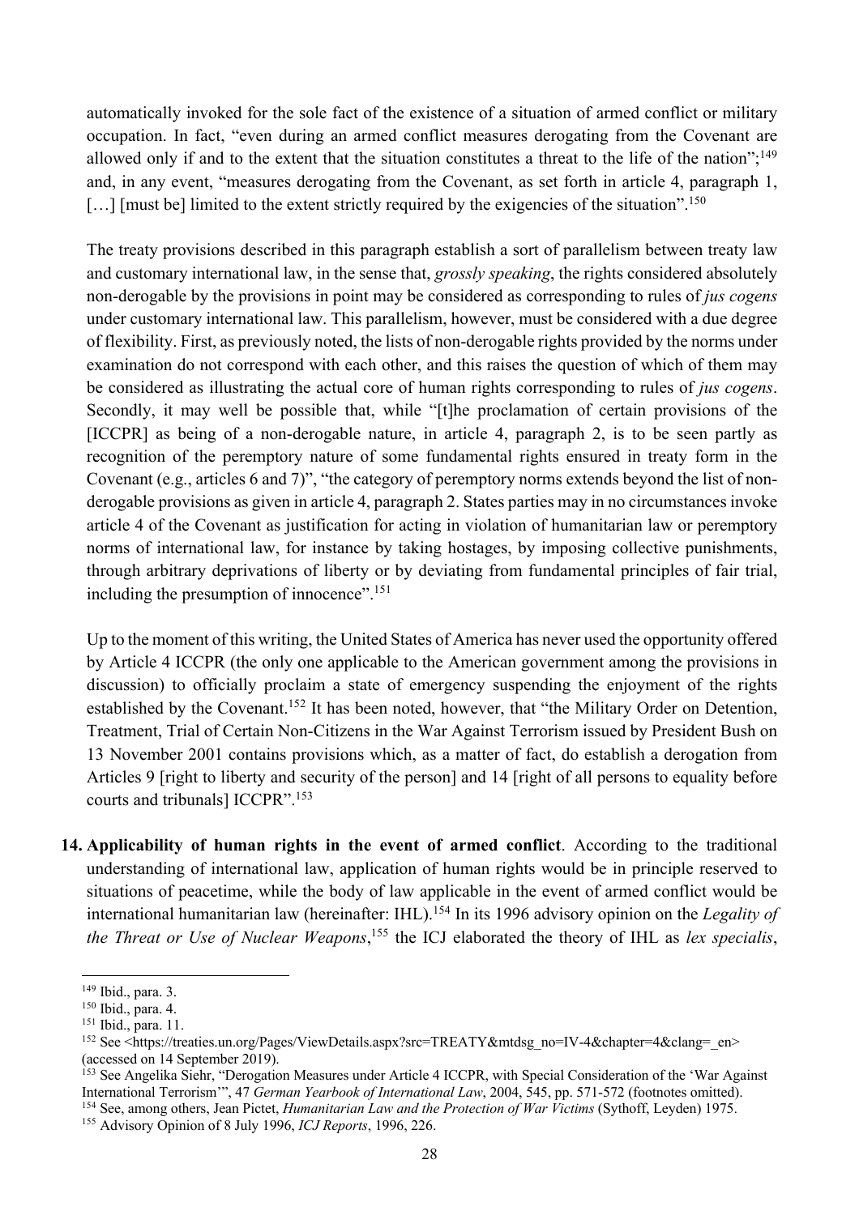automatically invoked for the sole fact of the existence of a situation of armed conflict or military occupation. In fact, "even during an armed conflict measures derogating from the Covenant are allowed only if and to the extent that the situation constitutes a threat to the life of the nation";[149] and, in any event, "measures derogating from the Covenant, as set forth in article 4, paragraph 1, […] [must be] limited to the extent strictly required by the exigencies of the situation".[150]

The treaty provisions described in this paragraph establish a sort of parallelism between treaty law and customary international law, in the sense that, *grossly speaking*, the rights considered absolutely non-derogable by the provisions in point may be considered as corresponding to rules of *jus cogens* under customary international law. This parallelism, however, must be considered with a due degree of flexibility. First, as previously noted, the lists of non-derogable rights provided by the norms under examination do not correspond with each other, and this raises the question of which of them may be considered as illustrating the actual core of human rights corresponding to rules of *jus cogens*. Secondly, it may well be possible that, while "[t]he proclamation of certain provisions of the [ICCPR] as being of a non-derogable nature, in article 4, paragraph 2, is to be seen partly as recognition of the peremptory nature of some fundamental rights ensured in treaty form in the Covenant (e.g., articles 6 and 7)", "the category of peremptory norms extends beyond the list of non-derogable provisions as given in article 4, paragraph 2. States parties may in no circumstances invoke article 4 of the Covenant as justification for acting in violation of humanitarian law or peremptory norms of international law, for instance by taking hostages, by imposing collective punishments, through arbitrary deprivations of liberty or by deviating from fundamental principles of fair trial, including the presumption of innocence".[151]

Up to the moment of this writing, the United States of America has never used the opportunity offered by Article 4 ICCPR (the only one applicable to the American government among the provisions in discussion) to officially proclaim a state of emergency suspending the enjoyment of the rights established by the Covenant.[152] It has been noted, however, that "the Military Order on Detention, Treatment, Trial of Certain Non-Citizens in the War Against Terrorism issued by President Bush on 13 November 2001 contains provisions which, as a matter of fact, do establish a derogation from Articles 9 [right to liberty and security of the person] and 14 [right of all persons to equality before courts and tribunals] ICCPR".[153]

**14. Applicability of human rights in the event of armed conflict**. According to the traditional understanding of international law, application of human rights would be in principle reserved to situations of peacetime, while the body of law applicable in the event of armed conflict would be international humanitarian law (hereinafter: IHL).[154] In its 1996 advisory opinion on the *Legality of the Threat or Use of Nuclear Weapons*,[155] the ICJ elaborated the theory of IHL as *lex specialis*,

---

[149] Ibid., para. 3.

[150] Ibid., para. 4.

[151] Ibid., para. 11.

[152] See <https://treaties.un.org/Pages/ViewDetails.aspx?src=TREATY&mtdsg_no=IV-4&chapter=4&clang=_en> (accessed on 14 September 2019).

[153] See Angelika Siehr, "Derogation Measures under Article 4 ICCPR, with Special Consideration of the 'War Against International Terrorism'", 47 *German Yearbook of International Law*, 2004, 545, pp. 571-572 (footnotes omitted).

[154] See, among others, Jean Pictet, *Humanitarian Law and the Protection of War Victims* (Sythoff, Leyden) 1975.

[155] Advisory Opinion of 8 July 1996, *ICJ Reports*, 1996, 226.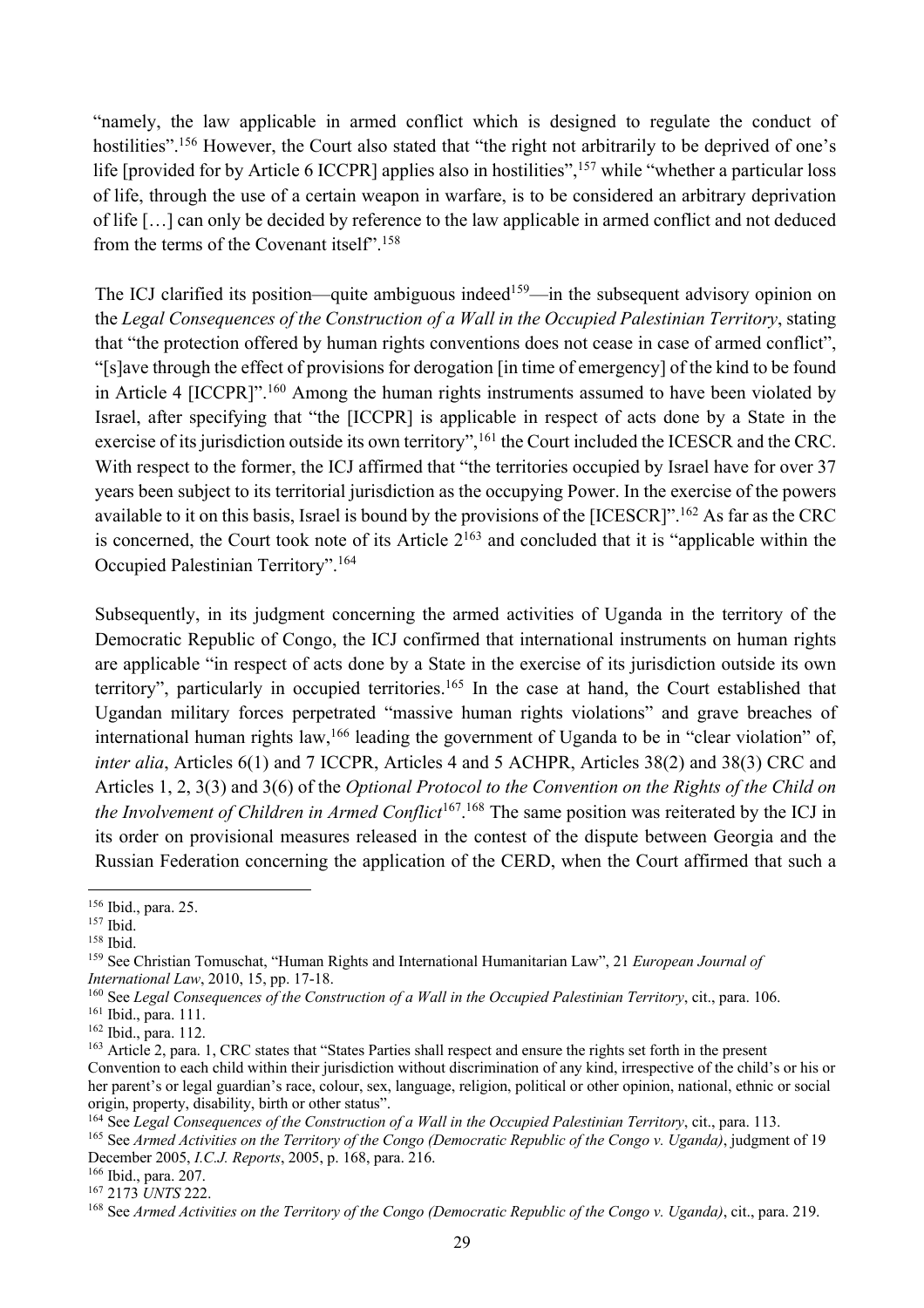"namely, the law applicable in armed conflict which is designed to regulate the conduct of hostilities".[156] However, the Court also stated that "the right not arbitrarily to be deprived of one's life [provided for by Article 6 ICCPR] applies also in hostilities",[157] while "whether a particular loss of life, through the use of a certain weapon in warfare, is to be considered an arbitrary deprivation of life […] can only be decided by reference to the law applicable in armed conflict and not deduced from the terms of the Covenant itself".[158]

The ICJ clarified its position—quite ambiguous indeed[159]—in the subsequent advisory opinion on the *Legal Consequences of the Construction of a Wall in the Occupied Palestinian Territory*, stating that "the protection offered by human rights conventions does not cease in case of armed conflict", "[s]ave through the effect of provisions for derogation [in time of emergency] of the kind to be found in Article 4 [ICCPR]".[160] Among the human rights instruments assumed to have been violated by Israel, after specifying that "the [ICCPR] is applicable in respect of acts done by a State in the exercise of its jurisdiction outside its own territory",[161] the Court included the ICESCR and the CRC. With respect to the former, the ICJ affirmed that "the territories occupied by Israel have for over 37 years been subject to its territorial jurisdiction as the occupying Power. In the exercise of the powers available to it on this basis, Israel is bound by the provisions of the [ICESCR]".[162] As far as the CRC is concerned, the Court took note of its Article 2[163] and concluded that it is "applicable within the Occupied Palestinian Territory".[164]

Subsequently, in its judgment concerning the armed activities of Uganda in the territory of the Democratic Republic of Congo, the ICJ confirmed that international instruments on human rights are applicable "in respect of acts done by a State in the exercise of its jurisdiction outside its own territory", particularly in occupied territories.[165] In the case at hand, the Court established that Ugandan military forces perpetrated "massive human rights violations" and grave breaches of international human rights law,[166] leading the government of Uganda to be in "clear violation" of, *inter alia*, Articles 6(1) and 7 ICCPR, Articles 4 and 5 ACHPR, Articles 38(2) and 38(3) CRC and Articles 1, 2, 3(3) and 3(6) of the *Optional Protocol to the Convention on the Rights of the Child on the Involvement of Children in Armed Conflict*[167].[168] The same position was reiterated by the ICJ in its order on provisional measures released in the contest of the dispute between Georgia and the Russian Federation concerning the application of the CERD, when the Court affirmed that such a

---

[156] Ibid., para. 25.

[157] Ibid.

[158] Ibid.

[159] See Christian Tomuschat, "Human Rights and International Humanitarian Law", 21 *European Journal of International Law*, 2010, 15, pp. 17-18.

[160] See *Legal Consequences of the Construction of a Wall in the Occupied Palestinian Territory*, cit., para. 106.

[161] Ibid., para. 111.

[162] Ibid., para. 112.

[163] Article 2, para. 1, CRC states that "States Parties shall respect and ensure the rights set forth in the present Convention to each child within their jurisdiction without discrimination of any kind, irrespective of the child's or his or her parent's or legal guardian's race, colour, sex, language, religion, political or other opinion, national, ethnic or social origin, property, disability, birth or other status".

[164] See *Legal Consequences of the Construction of a Wall in the Occupied Palestinian Territory*, cit., para. 113.

[165] See *Armed Activities on the Territory of the Congo (Democratic Republic of the Congo v. Uganda)*, judgment of 19 December 2005, *I.C.J. Reports*, 2005, p. 168, para. 216.

[166] Ibid., para. 207.

[167] 2173 *UNTS* 222.

[168] See *Armed Activities on the Territory of the Congo (Democratic Republic of the Congo v. Uganda)*, cit., para. 219.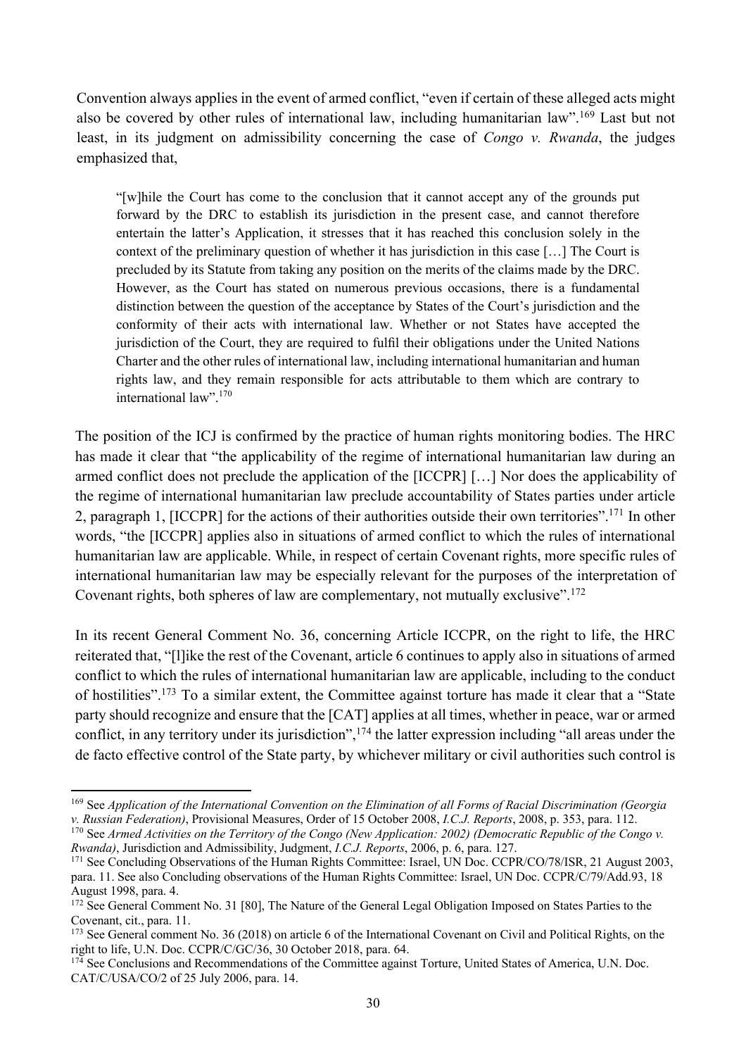Convention always applies in the event of armed conflict, "even if certain of these alleged acts might also be covered by other rules of international law, including humanitarian law".[169] Last but not least, in its judgment on admissibility concerning the case of *Congo v. Rwanda*, the judges emphasized that,

> "[w]hile the Court has come to the conclusion that it cannot accept any of the grounds put forward by the DRC to establish its jurisdiction in the present case, and cannot therefore entertain the latter's Application, it stresses that it has reached this conclusion solely in the context of the preliminary question of whether it has jurisdiction in this case […] The Court is precluded by its Statute from taking any position on the merits of the claims made by the DRC. However, as the Court has stated on numerous previous occasions, there is a fundamental distinction between the question of the acceptance by States of the Court's jurisdiction and the conformity of their acts with international law. Whether or not States have accepted the jurisdiction of the Court, they are required to fulfil their obligations under the United Nations Charter and the other rules of international law, including international humanitarian and human rights law, and they remain responsible for acts attributable to them which are contrary to international law".[170]

The position of the ICJ is confirmed by the practice of human rights monitoring bodies. The HRC has made it clear that "the applicability of the regime of international humanitarian law during an armed conflict does not preclude the application of the [ICCPR] […] Nor does the applicability of the regime of international humanitarian law preclude accountability of States parties under article 2, paragraph 1, [ICCPR] for the actions of their authorities outside their own territories".[171] In other words, "the [ICCPR] applies also in situations of armed conflict to which the rules of international humanitarian law are applicable. While, in respect of certain Covenant rights, more specific rules of international humanitarian law may be especially relevant for the purposes of the interpretation of Covenant rights, both spheres of law are complementary, not mutually exclusive".[172]

In its recent General Comment No. 36, concerning Article ICCPR, on the right to life, the HRC reiterated that, "[l]ike the rest of the Covenant, article 6 continues to apply also in situations of armed conflict to which the rules of international humanitarian law are applicable, including to the conduct of hostilities".[173] To a similar extent, the Committee against torture has made it clear that a "State party should recognize and ensure that the [CAT] applies at all times, whether in peace, war or armed conflict, in any territory under its jurisdiction",[174] the latter expression including "all areas under the de facto effective control of the State party, by whichever military or civil authorities such control is

---

[169] See *Application of the International Convention on the Elimination of all Forms of Racial Discrimination (Georgia v. Russian Federation)*, Provisional Measures, Order of 15 October 2008, *I.C.J. Reports*, 2008, p. 353, para. 112.

[170] See *Armed Activities on the Territory of the Congo (New Application: 2002) (Democratic Republic of the Congo v. Rwanda)*, Jurisdiction and Admissibility, Judgment, *I.C.J. Reports*, 2006, p. 6, para. 127.

[171] See Concluding Observations of the Human Rights Committee: Israel, UN Doc. CCPR/CO/78/ISR, 21 August 2003, para. 11. See also Concluding observations of the Human Rights Committee: Israel, UN Doc. CCPR/C/79/Add.93, 18 August 1998, para. 4.

[172] See General Comment No. 31 [80], The Nature of the General Legal Obligation Imposed on States Parties to the Covenant, cit., para. 11.

[173] See General comment No. 36 (2018) on article 6 of the International Covenant on Civil and Political Rights, on the right to life, U.N. Doc. CCPR/C/GC/36, 30 October 2018, para. 64.

[174] See Conclusions and Recommendations of the Committee against Torture, United States of America, U.N. Doc. CAT/C/USA/CO/2 of 25 July 2006, para. 14.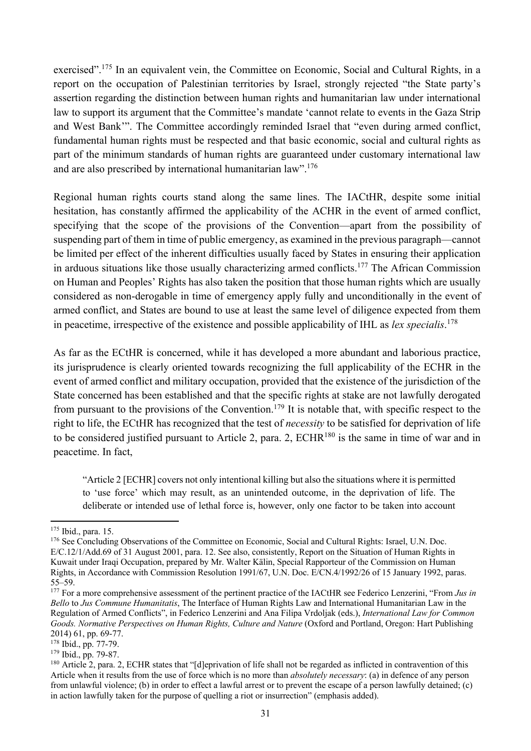exercised".[175] In an equivalent vein, the Committee on Economic, Social and Cultural Rights, in a report on the occupation of Palestinian territories by Israel, strongly rejected "the State party's assertion regarding the distinction between human rights and humanitarian law under international law to support its argument that the Committee's mandate 'cannot relate to events in the Gaza Strip and West Bank'". The Committee accordingly reminded Israel that "even during armed conflict, fundamental human rights must be respected and that basic economic, social and cultural rights as part of the minimum standards of human rights are guaranteed under customary international law and are also prescribed by international humanitarian law".[176]

Regional human rights courts stand along the same lines. The IACtHR, despite some initial hesitation, has constantly affirmed the applicability of the ACHR in the event of armed conflict, specifying that the scope of the provisions of the Convention—apart from the possibility of suspending part of them in time of public emergency, as examined in the previous paragraph—cannot be limited per effect of the inherent difficulties usually faced by States in ensuring their application in arduous situations like those usually characterizing armed conflicts.[177] The African Commission on Human and Peoples' Rights has also taken the position that those human rights which are usually considered as non-derogable in time of emergency apply fully and unconditionally in the event of armed conflict, and States are bound to use at least the same level of diligence expected from them in peacetime, irrespective of the existence and possible applicability of IHL as *lex specialis*.[178]

As far as the ECtHR is concerned, while it has developed a more abundant and laborious practice, its jurisprudence is clearly oriented towards recognizing the full applicability of the ECHR in the event of armed conflict and military occupation, provided that the existence of the jurisdiction of the State concerned has been established and that the specific rights at stake are not lawfully derogated from pursuant to the provisions of the Convention.[179] It is notable that, with specific respect to the right to life, the ECtHR has recognized that the test of *necessity* to be satisfied for deprivation of life to be considered justified pursuant to Article 2, para. 2, ECHR[180] is the same in time of war and in peacetime. In fact,

> "Article 2 [ECHR] covers not only intentional killing but also the situations where it is permitted to 'use force' which may result, as an unintended outcome, in the deprivation of life. The deliberate or intended use of lethal force is, however, only one factor to be taken into account

---

[175] Ibid., para. 15.

[176] See Concluding Observations of the Committee on Economic, Social and Cultural Rights: Israel, U.N. Doc. E/C.12/1/Add.69 of 31 August 2001, para. 12. See also, consistently, Report on the Situation of Human Rights in Kuwait under Iraqi Occupation, prepared by Mr. Walter Kälin, Special Rapporteur of the Commission on Human Rights, in Accordance with Commission Resolution 1991/67, U.N. Doc. E/CN.4/1992/26 of 15 January 1992, paras. 55–59.

[177] For a more comprehensive assessment of the pertinent practice of the IACtHR see Federico Lenzerini, "From *Jus in Bello* to *Jus Commune Humanitatis*, The Interface of Human Rights Law and International Humanitarian Law in the Regulation of Armed Conflicts", in Federico Lenzerini and Ana Filipa Vrdoljak (eds.), *International Law for Common Goods. Normative Perspectives on Human Rights, Culture and Nature* (Oxford and Portland, Oregon: Hart Publishing 2014) 61, pp. 69-77.

[178] Ibid., pp. 77-79.

[179] Ibid., pp. 79-87.

[180] Article 2, para. 2, ECHR states that "[d]eprivation of life shall not be regarded as inflicted in contravention of this Article when it results from the use of force which is no more than *absolutely necessary*: (a) in defence of any person from unlawful violence; (b) in order to effect a lawful arrest or to prevent the escape of a person lawfully detained; (c) in action lawfully taken for the purpose of quelling a riot or insurrection" (emphasis added).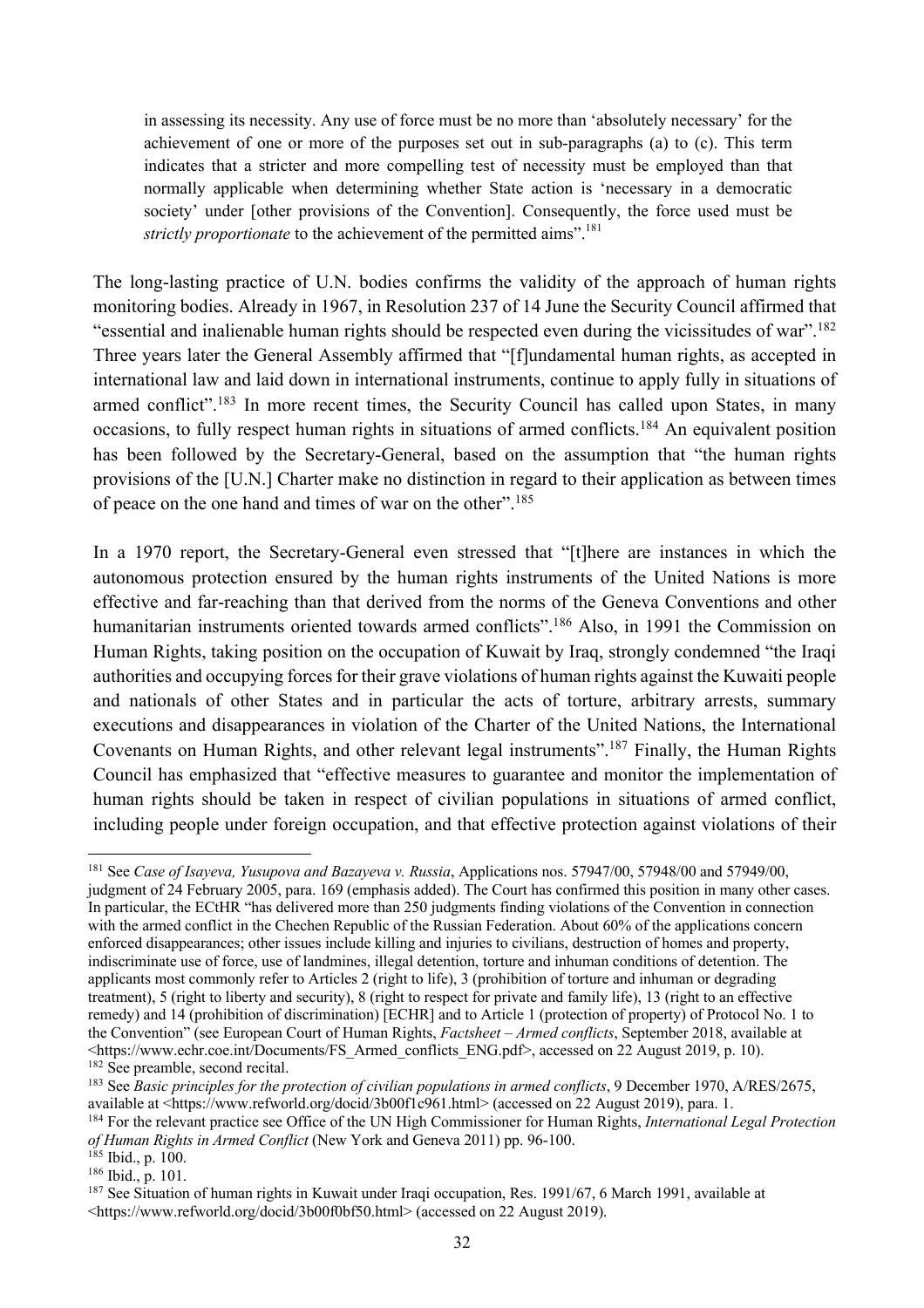> in assessing its necessity. Any use of force must be no more than 'absolutely necessary' for the achievement of one or more of the purposes set out in sub-paragraphs (a) to (c). This term indicates that a stricter and more compelling test of necessity must be employed than that normally applicable when determining whether State action is 'necessary in a democratic society' under [other provisions of the Convention]. Consequently, the force used must be *strictly proportionate* to the achievement of the permitted aims".[181]

The long-lasting practice of U.N. bodies confirms the validity of the approach of human rights monitoring bodies. Already in 1967, in Resolution 237 of 14 June the Security Council affirmed that "essential and inalienable human rights should be respected even during the vicissitudes of war".[182] Three years later the General Assembly affirmed that "[f]undamental human rights, as accepted in international law and laid down in international instruments, continue to apply fully in situations of armed conflict".[183] In more recent times, the Security Council has called upon States, in many occasions, to fully respect human rights in situations of armed conflicts.[184] An equivalent position has been followed by the Secretary-General, based on the assumption that "the human rights provisions of the [U.N.] Charter make no distinction in regard to their application as between times of peace on the one hand and times of war on the other".[185]

In a 1970 report, the Secretary-General even stressed that "[t]here are instances in which the autonomous protection ensured by the human rights instruments of the United Nations is more effective and far-reaching than that derived from the norms of the Geneva Conventions and other humanitarian instruments oriented towards armed conflicts".[186] Also, in 1991 the Commission on Human Rights, taking position on the occupation of Kuwait by Iraq, strongly condemned "the Iraqi authorities and occupying forces for their grave violations of human rights against the Kuwaiti people and nationals of other States and in particular the acts of torture, arbitrary arrests, summary executions and disappearances in violation of the Charter of the United Nations, the International Covenants on Human Rights, and other relevant legal instruments".[187] Finally, the Human Rights Council has emphasized that "effective measures to guarantee and monitor the implementation of human rights should be taken in respect of civilian populations in situations of armed conflict, including people under foreign occupation, and that effective protection against violations of their

---

[181] See *Case of Isayeva, Yusupova and Bazayeva v. Russia*, Applications nos. 57947/00, 57948/00 and 57949/00, judgment of 24 February 2005, para. 169 (emphasis added). The Court has confirmed this position in many other cases. In particular, the ECtHR "has delivered more than 250 judgments finding violations of the Convention in connection with the armed conflict in the Chechen Republic of the Russian Federation. About 60% of the applications concern enforced disappearances; other issues include killing and injuries to civilians, destruction of homes and property, indiscriminate use of force, use of landmines, illegal detention, torture and inhuman conditions of detention. The applicants most commonly refer to Articles 2 (right to life), 3 (prohibition of torture and inhuman or degrading treatment), 5 (right to liberty and security), 8 (right to respect for private and family life), 13 (right to an effective remedy) and 14 (prohibition of discrimination) [ECHR] and to Article 1 (protection of property) of Protocol No. 1 to the Convention" (see European Court of Human Rights, *Factsheet – Armed conflicts*, September 2018, available at <https://www.echr.coe.int/Documents/FS_Armed_conflicts_ENG.pdf>, accessed on 22 August 2019, p. 10).

[182] See preamble, second recital.

[183] See *Basic principles for the protection of civilian populations in armed conflicts*, 9 December 1970, A/RES/2675, available at <https://www.refworld.org/docid/3b00f1c961.html> (accessed on 22 August 2019), para. 1.

[184] For the relevant practice see Office of the UN High Commissioner for Human Rights, *International Legal Protection of Human Rights in Armed Conflict* (New York and Geneva 2011) pp. 96-100.

[185] Ibid., p. 100.

[186] Ibid., p. 101.

[187] See Situation of human rights in Kuwait under Iraqi occupation, Res. 1991/67, 6 March 1991, available at <https://www.refworld.org/docid/3b00f0bf50.html> (accessed on 22 August 2019).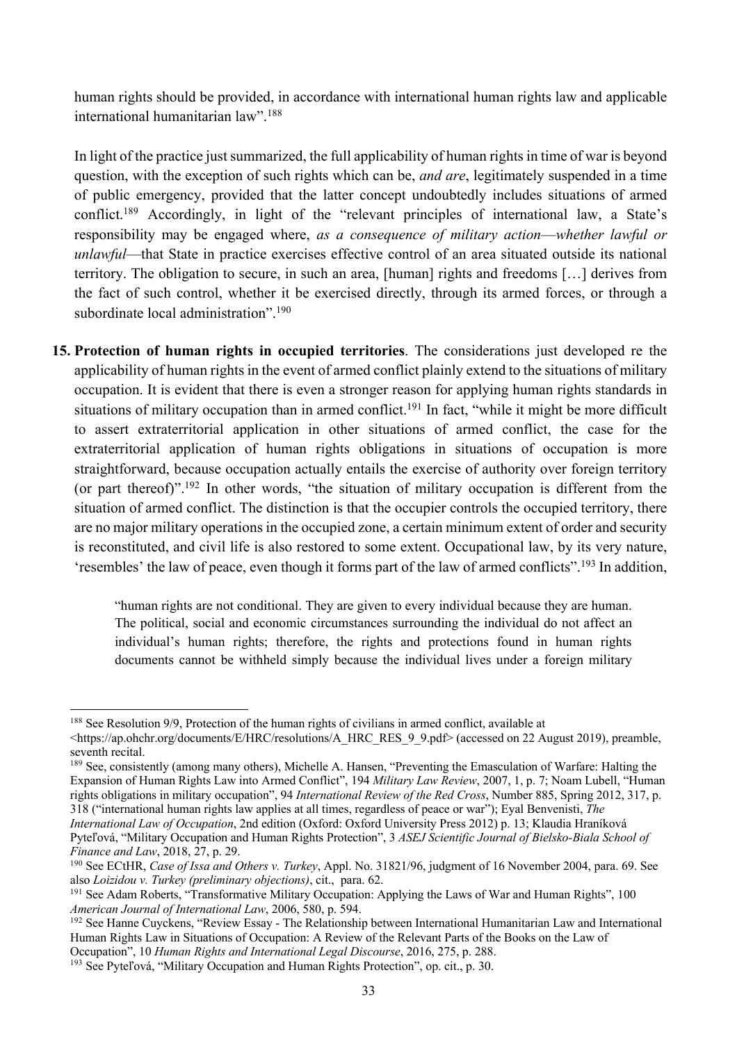human rights should be provided, in accordance with international human rights law and applicable international humanitarian law".[188]

In light of the practice just summarized, the full applicability of human rights in time of war is beyond question, with the exception of such rights which can be, *and are*, legitimately suspended in a time of public emergency, provided that the latter concept undoubtedly includes situations of armed conflict.[189] Accordingly, in light of the "relevant principles of international law, a State's responsibility may be engaged where, *as a consequence of military action*—*whether lawful or unlawful*—that State in practice exercises effective control of an area situated outside its national territory. The obligation to secure, in such an area, [human] rights and freedoms […] derives from the fact of such control, whether it be exercised directly, through its armed forces, or through a subordinate local administration".[190]

**15. Protection of human rights in occupied territories**. The considerations just developed re the applicability of human rights in the event of armed conflict plainly extend to the situations of military occupation. It is evident that there is even a stronger reason for applying human rights standards in situations of military occupation than in armed conflict.[191] In fact, "while it might be more difficult to assert extraterritorial application in other situations of armed conflict, the case for the extraterritorial application of human rights obligations in situations of occupation is more straightforward, because occupation actually entails the exercise of authority over foreign territory (or part thereof)".[192] In other words, "the situation of military occupation is different from the situation of armed conflict. The distinction is that the occupier controls the occupied territory, there are no major military operations in the occupied zone, a certain minimum extent of order and security is reconstituted, and civil life is also restored to some extent. Occupational law, by its very nature, 'resembles' the law of peace, even though it forms part of the law of armed conflicts".[193] In addition,

> "human rights are not conditional. They are given to every individual because they are human. The political, social and economic circumstances surrounding the individual do not affect an individual's human rights; therefore, the rights and protections found in human rights documents cannot be withheld simply because the individual lives under a foreign military

---

[188] See Resolution 9/9, Protection of the human rights of civilians in armed conflict, available at <https://ap.ohchr.org/documents/E/HRC/resolutions/A_HRC_RES_9_9.pdf> (accessed on 22 August 2019), preamble, seventh recital.

[189] See, consistently (among many others), Michelle A. Hansen, "Preventing the Emasculation of Warfare: Halting the Expansion of Human Rights Law into Armed Conflict", 194 *Military Law Review*, 2007, 1, p. 7; Noam Lubell, "Human rights obligations in military occupation", 94 *International Review of the Red Cross*, Number 885, Spring 2012, 317, p. 318 ("international human rights law applies at all times, regardless of peace or war"); Eyal Benvenisti, *The International Law of Occupation*, 2nd edition (Oxford: Oxford University Press 2012) p. 13; Klaudia Hraníková Pyteľová, "Military Occupation and Human Rights Protection", 3 *ASEJ Scientific Journal of Bielsko-Biala School of Finance and Law*, 2018, 27, p. 29.

[190] See ECtHR, *Case of Issa and Others v. Turkey*, Appl. No. 31821/96, judgment of 16 November 2004, para. 69. See also *Loizidou v. Turkey (preliminary objections)*, cit., para. 62.

[191] See Adam Roberts, "Transformative Military Occupation: Applying the Laws of War and Human Rights", 100 *American Journal of International Law*, 2006, 580, p. 594.

[192] See Hanne Cuyckens, "Review Essay - The Relationship between International Humanitarian Law and International Human Rights Law in Situations of Occupation: A Review of the Relevant Parts of the Books on the Law of Occupation", 10 *Human Rights and International Legal Discourse*, 2016, 275, p. 288.

[193] See Pyteľová, "Military Occupation and Human Rights Protection", op. cit., p. 30.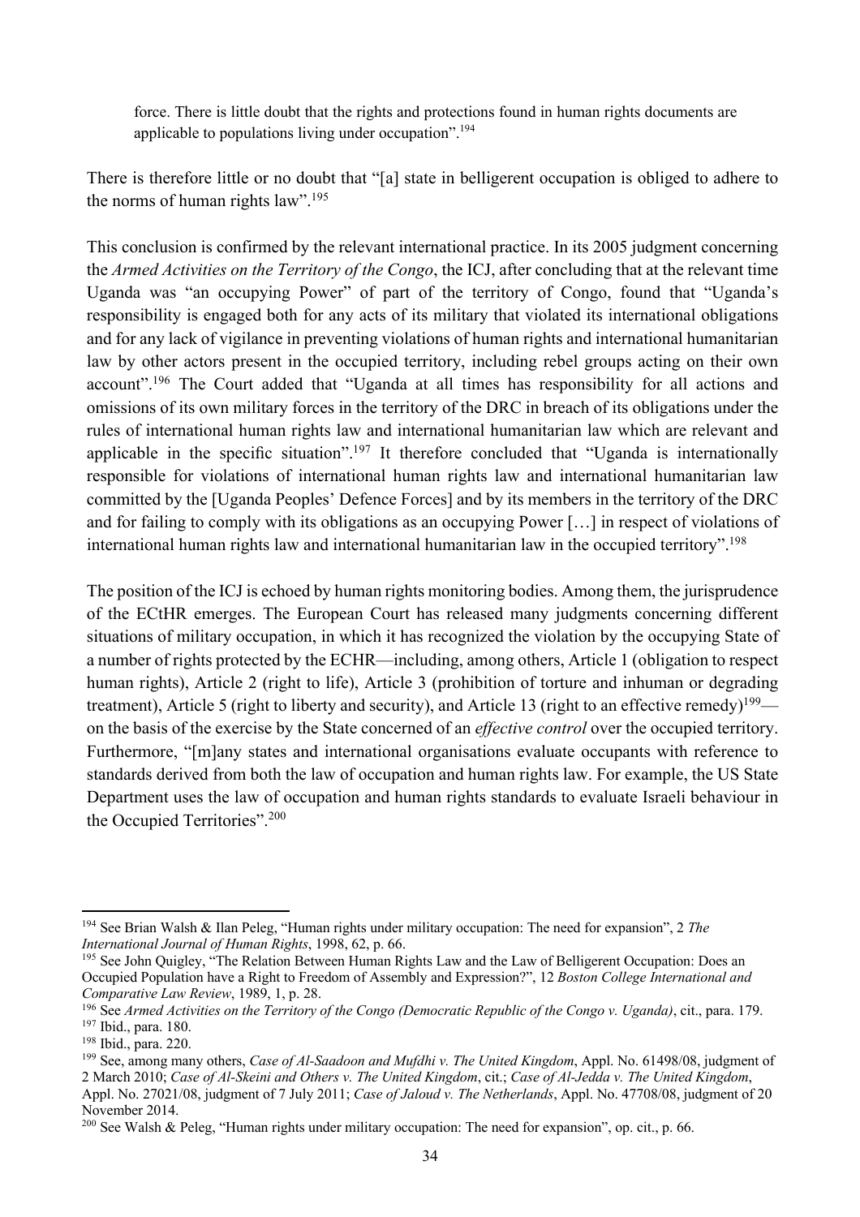force. There is little doubt that the rights and protections found in human rights documents are applicable to populations living under occupation".[194]

There is therefore little or no doubt that "[a] state in belligerent occupation is obliged to adhere to the norms of human rights law".[195]

This conclusion is confirmed by the relevant international practice. In its 2005 judgment concerning the *Armed Activities on the Territory of the Congo*, the ICJ, after concluding that at the relevant time Uganda was "an occupying Power" of part of the territory of Congo, found that "Uganda's responsibility is engaged both for any acts of its military that violated its international obligations and for any lack of vigilance in preventing violations of human rights and international humanitarian law by other actors present in the occupied territory, including rebel groups acting on their own account".[196] The Court added that "Uganda at all times has responsibility for all actions and omissions of its own military forces in the territory of the DRC in breach of its obligations under the rules of international human rights law and international humanitarian law which are relevant and applicable in the specific situation".[197] It therefore concluded that "Uganda is internationally responsible for violations of international human rights law and international humanitarian law committed by the [Uganda Peoples' Defence Forces] and by its members in the territory of the DRC and for failing to comply with its obligations as an occupying Power […] in respect of violations of international human rights law and international humanitarian law in the occupied territory".[198]

The position of the ICJ is echoed by human rights monitoring bodies. Among them, the jurisprudence of the ECtHR emerges. The European Court has released many judgments concerning different situations of military occupation, in which it has recognized the violation by the occupying State of a number of rights protected by the ECHR—including, among others, Article 1 (obligation to respect human rights), Article 2 (right to life), Article 3 (prohibition of torture and inhuman or degrading treatment), Article 5 (right to liberty and security), and Article 13 (right to an effective remedy)[199]—on the basis of the exercise by the State concerned of an *effective control* over the occupied territory. Furthermore, "[m]any states and international organisations evaluate occupants with reference to standards derived from both the law of occupation and human rights law. For example, the US State Department uses the law of occupation and human rights standards to evaluate Israeli behaviour in the Occupied Territories".[200]

---

[194] See Brian Walsh & Ilan Peleg, "Human rights under military occupation: The need for expansion", 2 *The International Journal of Human Rights*, 1998, 62, p. 66.

[195] See John Quigley, "The Relation Between Human Rights Law and the Law of Belligerent Occupation: Does an Occupied Population have a Right to Freedom of Assembly and Expression?", 12 *Boston College International and Comparative Law Review*, 1989, 1, p. 28.

[196] See *Armed Activities on the Territory of the Congo (Democratic Republic of the Congo v. Uganda)*, cit., para. 179.

[197] Ibid., para. 180.

[198] Ibid., para. 220.

[199] See, among many others, *Case of Al-Saadoon and Mufdhi v. The United Kingdom*, Appl. No. 61498/08, judgment of 2 March 2010; *Case of Al-Skeini and Others v. The United Kingdom*, cit.; *Case of Al-Jedda v. The United Kingdom*, Appl. No. 27021/08, judgment of 7 July 2011; *Case of Jaloud v. The Netherlands*, Appl. No. 47708/08, judgment of 20 November 2014.

[200] See Walsh & Peleg, "Human rights under military occupation: The need for expansion", op. cit., p. 66.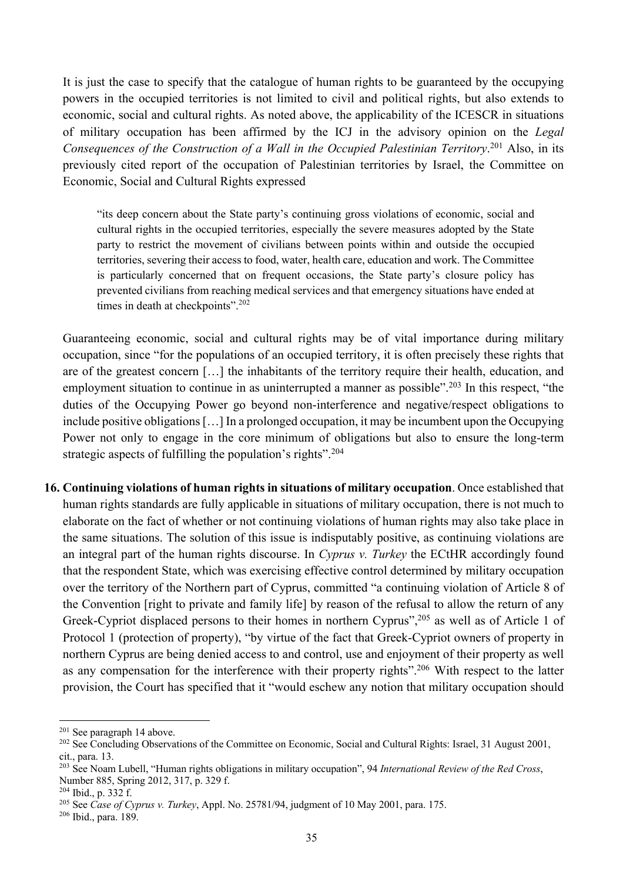It is just the case to specify that the catalogue of human rights to be guaranteed by the occupying powers in the occupied territories is not limited to civil and political rights, but also extends to economic, social and cultural rights. As noted above, the applicability of the ICESCR in situations of military occupation has been affirmed by the ICJ in the advisory opinion on the *Legal Consequences of the Construction of a Wall in the Occupied Palestinian Territory*.[201] Also, in its previously cited report of the occupation of Palestinian territories by Israel, the Committee on Economic, Social and Cultural Rights expressed

> "its deep concern about the State party's continuing gross violations of economic, social and cultural rights in the occupied territories, especially the severe measures adopted by the State party to restrict the movement of civilians between points within and outside the occupied territories, severing their access to food, water, health care, education and work. The Committee is particularly concerned that on frequent occasions, the State party's closure policy has prevented civilians from reaching medical services and that emergency situations have ended at times in death at checkpoints".[202]

Guaranteeing economic, social and cultural rights may be of vital importance during military occupation, since "for the populations of an occupied territory, it is often precisely these rights that are of the greatest concern […] the inhabitants of the territory require their health, education, and employment situation to continue in as uninterrupted a manner as possible".[203] In this respect, "the duties of the Occupying Power go beyond non-interference and negative/respect obligations to include positive obligations […] In a prolonged occupation, it may be incumbent upon the Occupying Power not only to engage in the core minimum of obligations but also to ensure the long-term strategic aspects of fulfilling the population's rights".[204]

**16. Continuing violations of human rights in situations of military occupation**. Once established that human rights standards are fully applicable in situations of military occupation, there is not much to elaborate on the fact of whether or not continuing violations of human rights may also take place in the same situations. The solution of this issue is indisputably positive, as continuing violations are an integral part of the human rights discourse. In *Cyprus v. Turkey* the ECtHR accordingly found that the respondent State, which was exercising effective control determined by military occupation over the territory of the Northern part of Cyprus, committed "a continuing violation of Article 8 of the Convention [right to private and family life] by reason of the refusal to allow the return of any Greek-Cypriot displaced persons to their homes in northern Cyprus",[205] as well as of Article 1 of Protocol 1 (protection of property), "by virtue of the fact that Greek-Cypriot owners of property in northern Cyprus are being denied access to and control, use and enjoyment of their property as well as any compensation for the interference with their property rights".[206] With respect to the latter provision, the Court has specified that it "would eschew any notion that military occupation should

---

[201] See paragraph 14 above.

[202] See Concluding Observations of the Committee on Economic, Social and Cultural Rights: Israel, 31 August 2001, cit., para. 13.

[203] See Noam Lubell, "Human rights obligations in military occupation", 94 *International Review of the Red Cross*, Number 885, Spring 2012, 317, p. 329 f.

[204] Ibid., p. 332 f.

[205] See *Case of Cyprus v. Turkey*, Appl. No. 25781/94, judgment of 10 May 2001, para. 175.

[206] Ibid., para. 189.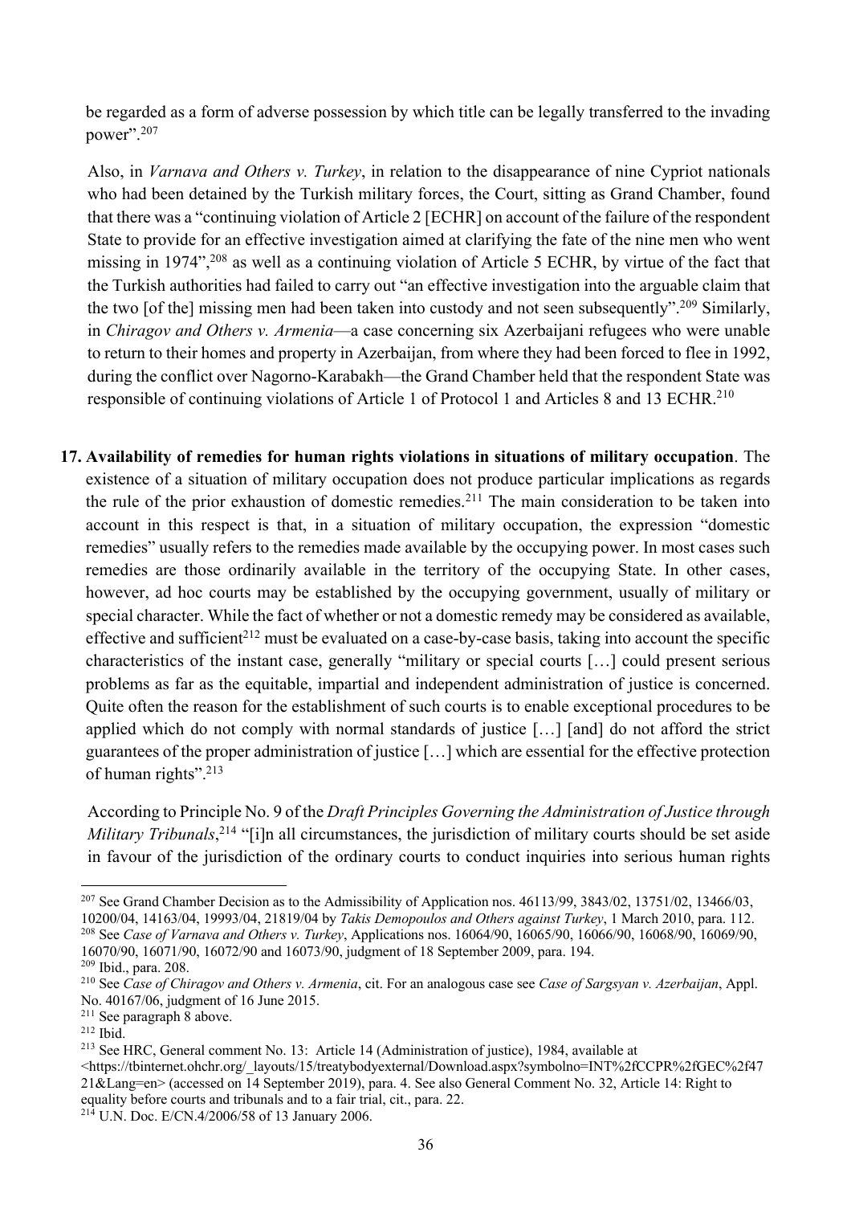be regarded as a form of adverse possession by which title can be legally transferred to the invading power".[207]

Also, in *Varnava and Others v. Turkey*, in relation to the disappearance of nine Cypriot nationals who had been detained by the Turkish military forces, the Court, sitting as Grand Chamber, found that there was a "continuing violation of Article 2 [ECHR] on account of the failure of the respondent State to provide for an effective investigation aimed at clarifying the fate of the nine men who went missing in 1974",[208] as well as a continuing violation of Article 5 ECHR, by virtue of the fact that the Turkish authorities had failed to carry out "an effective investigation into the arguable claim that the two [of the] missing men had been taken into custody and not seen subsequently".[209] Similarly, in *Chiragov and Others v. Armenia*—a case concerning six Azerbaijani refugees who were unable to return to their homes and property in Azerbaijan, from where they had been forced to flee in 1992, during the conflict over Nagorno-Karabakh—the Grand Chamber held that the respondent State was responsible of continuing violations of Article 1 of Protocol 1 and Articles 8 and 13 ECHR.[210]

**17. Availability of remedies for human rights violations in situations of military occupation**. The existence of a situation of military occupation does not produce particular implications as regards the rule of the prior exhaustion of domestic remedies.[211] The main consideration to be taken into account in this respect is that, in a situation of military occupation, the expression "domestic remedies" usually refers to the remedies made available by the occupying power. In most cases such remedies are those ordinarily available in the territory of the occupying State. In other cases, however, ad hoc courts may be established by the occupying government, usually of military or special character. While the fact of whether or not a domestic remedy may be considered as available, effective and sufficient[212] must be evaluated on a case-by-case basis, taking into account the specific characteristics of the instant case, generally "military or special courts […] could present serious problems as far as the equitable, impartial and independent administration of justice is concerned. Quite often the reason for the establishment of such courts is to enable exceptional procedures to be applied which do not comply with normal standards of justice […] [and] do not afford the strict guarantees of the proper administration of justice […] which are essential for the effective protection of human rights".[213]

According to Principle No. 9 of the *Draft Principles Governing the Administration of Justice through Military Tribunals*,[214] "[i]n all circumstances, the jurisdiction of military courts should be set aside in favour of the jurisdiction of the ordinary courts to conduct inquiries into serious human rights

---

[207] See Grand Chamber Decision as to the Admissibility of Application nos. 46113/99, 3843/02, 13751/02, 13466/03, 10200/04, 14163/04, 19993/04, 21819/04 by *Takis Demopoulos and Others against Turkey*, 1 March 2010, para. 112.

[208] See *Case of Varnava and Others v. Turkey*, Applications nos. 16064/90, 16065/90, 16066/90, 16068/90, 16069/90, 16070/90, 16071/90, 16072/90 and 16073/90, judgment of 18 September 2009, para. 194.

[209] Ibid., para. 208.

[210] See *Case of Chiragov and Others v. Armenia*, cit. For an analogous case see *Case of Sargsyan v. Azerbaijan*, Appl. No. 40167/06, judgment of 16 June 2015.

[211] See paragraph 8 above.

[212] Ibid.

[213] See HRC, General comment No. 13: Article 14 (Administration of justice), 1984, available at <https://tbinternet.ohchr.org/_layouts/15/treatybodyexternal/Download.aspx?symbolno=INT%2fCCPR%2fGEC%2f4721&Lang=en> (accessed on 14 September 2019), para. 4. See also General Comment No. 32, Article 14: Right to equality before courts and tribunals and to a fair trial, cit., para. 22.

[214] U.N. Doc. E/CN.4/2006/58 of 13 January 2006.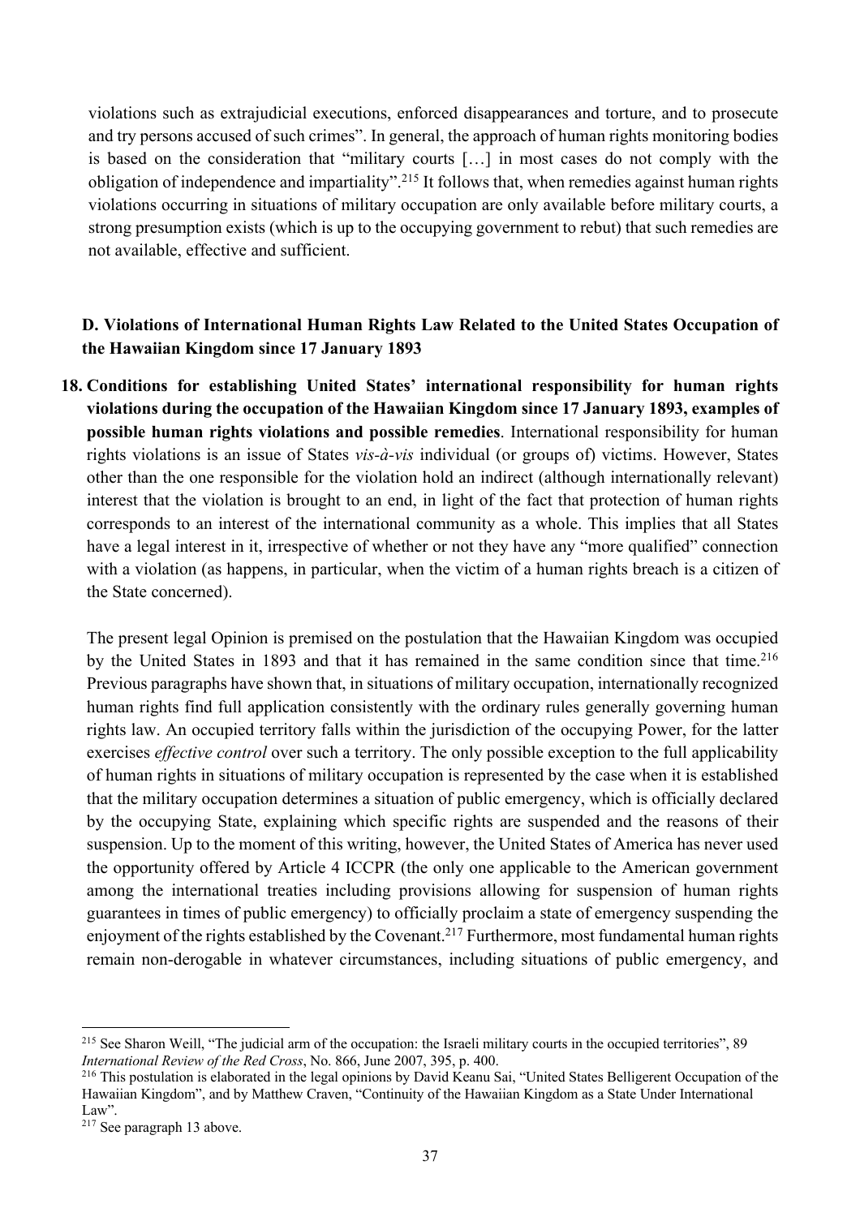violations such as extrajudicial executions, enforced disappearances and torture, and to prosecute and try persons accused of such crimes". In general, the approach of human rights monitoring bodies is based on the consideration that "military courts […] in most cases do not comply with the obligation of independence and impartiality".[215] It follows that, when remedies against human rights violations occurring in situations of military occupation are only available before military courts, a strong presumption exists (which is up to the occupying government to rebut) that such remedies are not available, effective and sufficient.

## D. Violations of International Human Rights Law Related to the United States Occupation of the Hawaiian Kingdom since 17 January 1893

**18. Conditions for establishing United States' international responsibility for human rights violations during the occupation of the Hawaiian Kingdom since 17 January 1893, examples of possible human rights violations and possible remedies**. International responsibility for human rights violations is an issue of States *vis-à-vis* individual (or groups of) victims. However, States other than the one responsible for the violation hold an indirect (although internationally relevant) interest that the violation is brought to an end, in light of the fact that protection of human rights corresponds to an interest of the international community as a whole. This implies that all States have a legal interest in it, irrespective of whether or not they have any "more qualified" connection with a violation (as happens, in particular, when the victim of a human rights breach is a citizen of the State concerned).

The present legal Opinion is premised on the postulation that the Hawaiian Kingdom was occupied by the United States in 1893 and that it has remained in the same condition since that time.[216] Previous paragraphs have shown that, in situations of military occupation, internationally recognized human rights find full application consistently with the ordinary rules generally governing human rights law. An occupied territory falls within the jurisdiction of the occupying Power, for the latter exercises *effective control* over such a territory. The only possible exception to the full applicability of human rights in situations of military occupation is represented by the case when it is established that the military occupation determines a situation of public emergency, which is officially declared by the occupying State, explaining which specific rights are suspended and the reasons of their suspension. Up to the moment of this writing, however, the United States of America has never used the opportunity offered by Article 4 ICCPR (the only one applicable to the American government among the international treaties including provisions allowing for suspension of human rights guarantees in times of public emergency) to officially proclaim a state of emergency suspending the enjoyment of the rights established by the Covenant.[217] Furthermore, most fundamental human rights remain non-derogable in whatever circumstances, including situations of public emergency, and

---

[215] See Sharon Weill, "The judicial arm of the occupation: the Israeli military courts in the occupied territories", 89 *International Review of the Red Cross*, No. 866, June 2007, 395, p. 400.

[216] This postulation is elaborated in the legal opinions by David Keanu Sai, "United States Belligerent Occupation of the Hawaiian Kingdom", and by Matthew Craven, "Continuity of the Hawaiian Kingdom as a State Under International Law".

[217] See paragraph 13 above.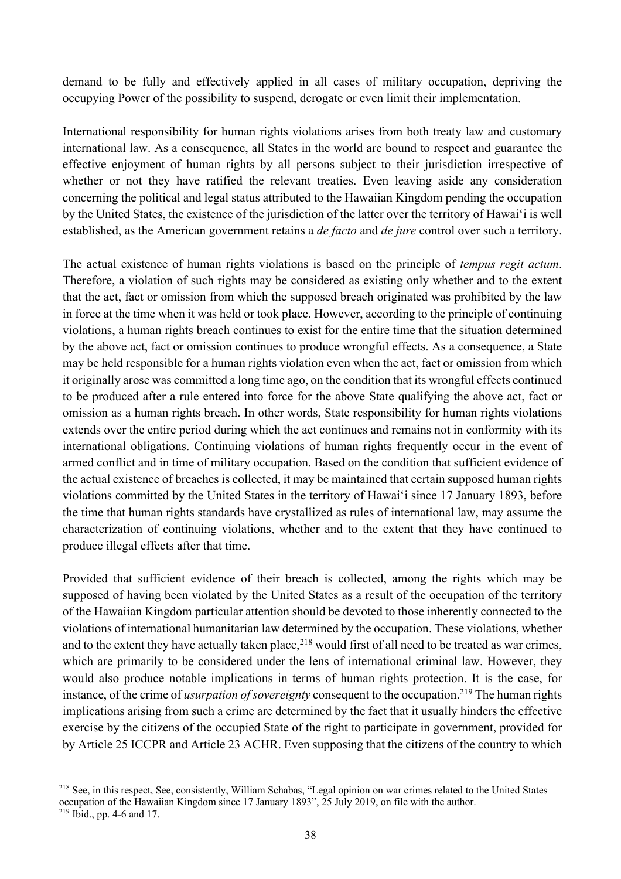demand to be fully and effectively applied in all cases of military occupation, depriving the occupying Power of the possibility to suspend, derogate or even limit their implementation.

International responsibility for human rights violations arises from both treaty law and customary international law. As a consequence, all States in the world are bound to respect and guarantee the effective enjoyment of human rights by all persons subject to their jurisdiction irrespective of whether or not they have ratified the relevant treaties. Even leaving aside any consideration concerning the political and legal status attributed to the Hawaiian Kingdom pending the occupation by the United States, the existence of the jurisdiction of the latter over the territory of Hawaiʻi is well established, as the American government retains a *de facto* and *de jure* control over such a territory.

The actual existence of human rights violations is based on the principle of *tempus regit actum*. Therefore, a violation of such rights may be considered as existing only whether and to the extent that the act, fact or omission from which the supposed breach originated was prohibited by the law in force at the time when it was held or took place. However, according to the principle of continuing violations, a human rights breach continues to exist for the entire time that the situation determined by the above act, fact or omission continues to produce wrongful effects. As a consequence, a State may be held responsible for a human rights violation even when the act, fact or omission from which it originally arose was committed a long time ago, on the condition that its wrongful effects continued to be produced after a rule entered into force for the above State qualifying the above act, fact or omission as a human rights breach. In other words, State responsibility for human rights violations extends over the entire period during which the act continues and remains not in conformity with its international obligations. Continuing violations of human rights frequently occur in the event of armed conflict and in time of military occupation. Based on the condition that sufficient evidence of the actual existence of breaches is collected, it may be maintained that certain supposed human rights violations committed by the United States in the territory of Hawaiʻi since 17 January 1893, before the time that human rights standards have crystallized as rules of international law, may assume the characterization of continuing violations, whether and to the extent that they have continued to produce illegal effects after that time.

Provided that sufficient evidence of their breach is collected, among the rights which may be supposed of having been violated by the United States as a result of the occupation of the territory of the Hawaiian Kingdom particular attention should be devoted to those inherently connected to the violations of international humanitarian law determined by the occupation. These violations, whether and to the extent they have actually taken place,[218] would first of all need to be treated as war crimes, which are primarily to be considered under the lens of international criminal law. However, they would also produce notable implications in terms of human rights protection. It is the case, for instance, of the crime of *usurpation of sovereignty* consequent to the occupation.[219] The human rights implications arising from such a crime are determined by the fact that it usually hinders the effective exercise by the citizens of the occupied State of the right to participate in government, provided for by Article 25 ICCPR and Article 23 ACHR. Even supposing that the citizens of the country to which

---

[218] See, in this respect, See, consistently, William Schabas, "Legal opinion on war crimes related to the United States occupation of the Hawaiian Kingdom since 17 January 1893", 25 July 2019, on file with the author.

[219] Ibid., pp. 4-6 and 17.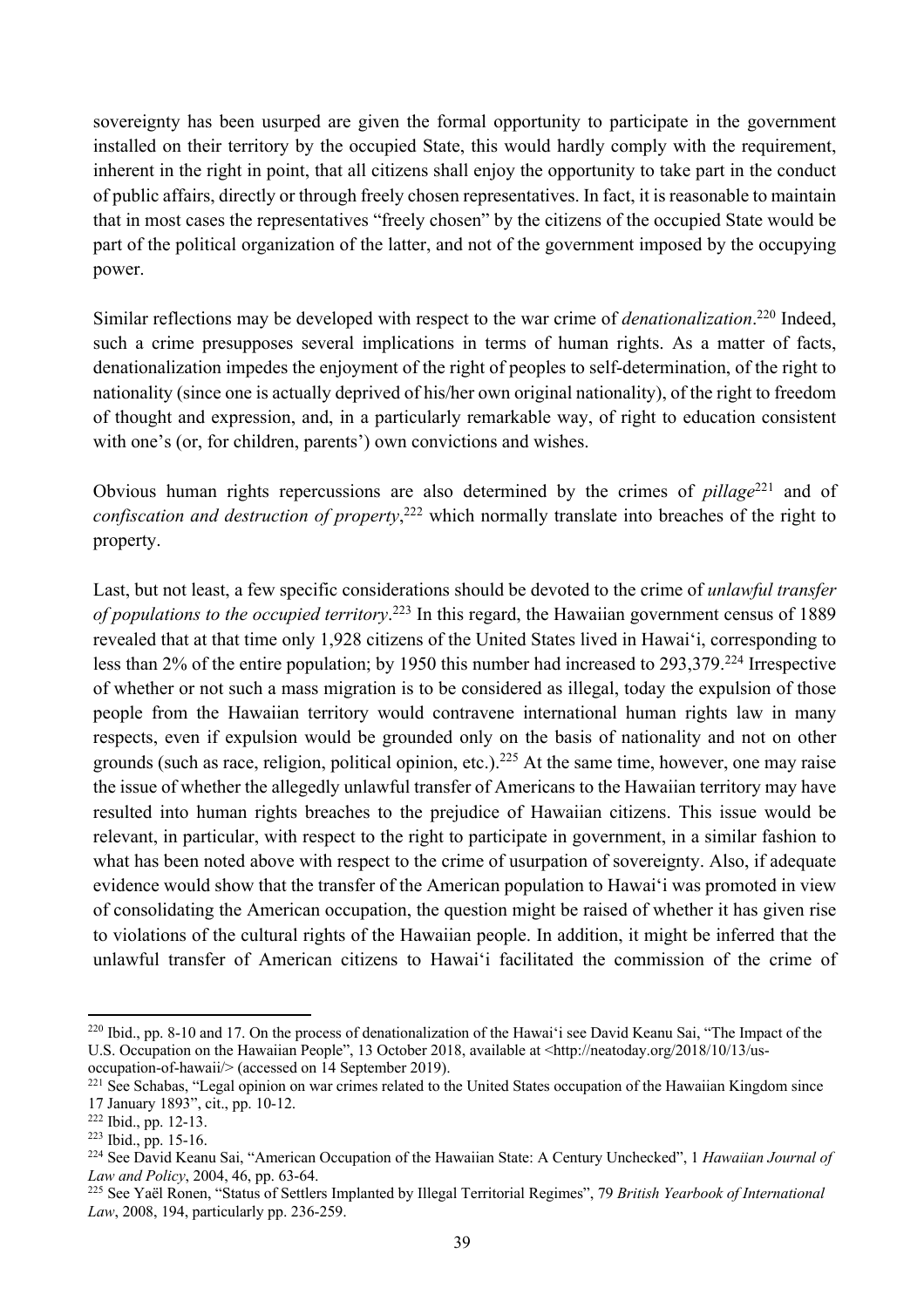sovereignty has been usurped are given the formal opportunity to participate in the government installed on their territory by the occupied State, this would hardly comply with the requirement, inherent in the right in point, that all citizens shall enjoy the opportunity to take part in the conduct of public affairs, directly or through freely chosen representatives. In fact, it is reasonable to maintain that in most cases the representatives "freely chosen" by the citizens of the occupied State would be part of the political organization of the latter, and not of the government imposed by the occupying power.

Similar reflections may be developed with respect to the war crime of *denationalization*.[220] Indeed, such a crime presupposes several implications in terms of human rights. As a matter of facts, denationalization impedes the enjoyment of the right of peoples to self-determination, of the right to nationality (since one is actually deprived of his/her own original nationality), of the right to freedom of thought and expression, and, in a particularly remarkable way, of right to education consistent with one's (or, for children, parents') own convictions and wishes.

Obvious human rights repercussions are also determined by the crimes of *pillage*[221] and of *confiscation and destruction of property*,[222] which normally translate into breaches of the right to property.

Last, but not least, a few specific considerations should be devoted to the crime of *unlawful transfer of populations to the occupied territory*.[223] In this regard, the Hawaiian government census of 1889 revealed that at that time only 1,928 citizens of the United States lived in Hawai'i, corresponding to less than 2% of the entire population; by 1950 this number had increased to 293,379.[224] Irrespective of whether or not such a mass migration is to be considered as illegal, today the expulsion of those people from the Hawaiian territory would contravene international human rights law in many respects, even if expulsion would be grounded only on the basis of nationality and not on other grounds (such as race, religion, political opinion, etc.).[225] At the same time, however, one may raise the issue of whether the allegedly unlawful transfer of Americans to the Hawaiian territory may have resulted into human rights breaches to the prejudice of Hawaiian citizens. This issue would be relevant, in particular, with respect to the right to participate in government, in a similar fashion to what has been noted above with respect to the crime of usurpation of sovereignty. Also, if adequate evidence would show that the transfer of the American population to Hawai'i was promoted in view of consolidating the American occupation, the question might be raised of whether it has given rise to violations of the cultural rights of the Hawaiian people. In addition, it might be inferred that the unlawful transfer of American citizens to Hawai'i facilitated the commission of the crime of

---

[220] Ibid., pp. 8-10 and 17. On the process of denationalization of the Hawai'i see David Keanu Sai, "The Impact of the U.S. Occupation on the Hawaiian People", 13 October 2018, available at <http://neatoday.org/2018/10/13/us-occupation-of-hawaii/> (accessed on 14 September 2019).

[221] See Schabas, "Legal opinion on war crimes related to the United States occupation of the Hawaiian Kingdom since 17 January 1893", cit., pp. 10-12.

[222] Ibid., pp. 12-13.

[223] Ibid., pp. 15-16.

[224] See David Keanu Sai, "American Occupation of the Hawaiian State: A Century Unchecked", 1 *Hawaiian Journal of Law and Policy*, 2004, 46, pp. 63-64.

[225] See Yaël Ronen, "Status of Settlers Implanted by Illegal Territorial Regimes", 79 *British Yearbook of International Law*, 2008, 194, particularly pp. 236-259.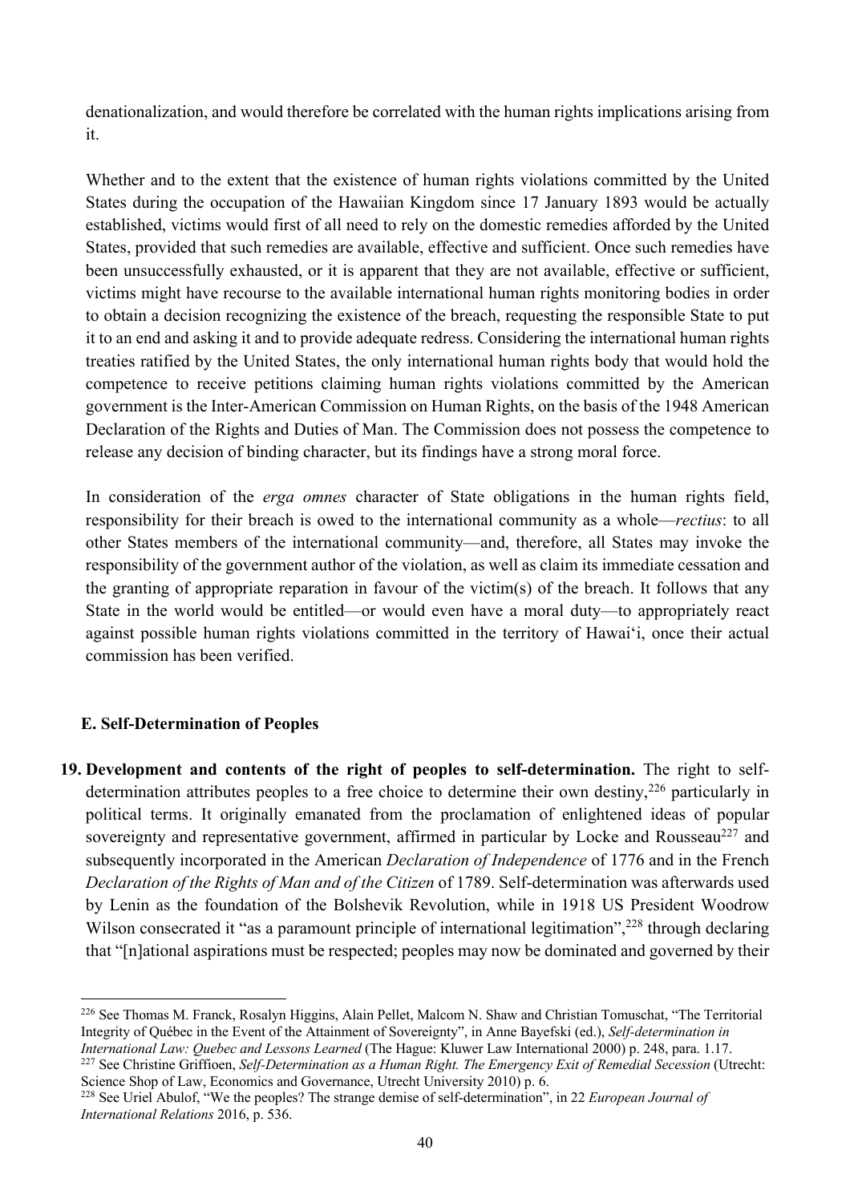denationalization, and would therefore be correlated with the human rights implications arising from it.

Whether and to the extent that the existence of human rights violations committed by the United States during the occupation of the Hawaiian Kingdom since 17 January 1893 would be actually established, victims would first of all need to rely on the domestic remedies afforded by the United States, provided that such remedies are available, effective and sufficient. Once such remedies have been unsuccessfully exhausted, or it is apparent that they are not available, effective or sufficient, victims might have recourse to the available international human rights monitoring bodies in order to obtain a decision recognizing the existence of the breach, requesting the responsible State to put it to an end and asking it and to provide adequate redress. Considering the international human rights treaties ratified by the United States, the only international human rights body that would hold the competence to receive petitions claiming human rights violations committed by the American government is the Inter-American Commission on Human Rights, on the basis of the 1948 American Declaration of the Rights and Duties of Man. The Commission does not possess the competence to release any decision of binding character, but its findings have a strong moral force.

In consideration of the *erga omnes* character of State obligations in the human rights field, responsibility for their breach is owed to the international community as a whole—*rectius*: to all other States members of the international community—and, therefore, all States may invoke the responsibility of the government author of the violation, as well as claim its immediate cessation and the granting of appropriate reparation in favour of the victim(s) of the breach. It follows that any State in the world would be entitled—or would even have a moral duty—to appropriately react against possible human rights violations committed in the territory of Hawai'i, once their actual commission has been verified.

### E. Self-Determination of Peoples

**19. Development and contents of the right of peoples to self-determination.** The right to self-determination attributes peoples to a free choice to determine their own destiny,[226] particularly in political terms. It originally emanated from the proclamation of enlightened ideas of popular sovereignty and representative government, affirmed in particular by Locke and Rousseau[227] and subsequently incorporated in the American *Declaration of Independence* of 1776 and in the French *Declaration of the Rights of Man and of the Citizen* of 1789. Self-determination was afterwards used by Lenin as the foundation of the Bolshevik Revolution, while in 1918 US President Woodrow Wilson consecrated it "as a paramount principle of international legitimation",[228] through declaring that "[n]ational aspirations must be respected; peoples may now be dominated and governed by their

---

[226] See Thomas M. Franck, Rosalyn Higgins, Alain Pellet, Malcom N. Shaw and Christian Tomuschat, "The Territorial Integrity of Québec in the Event of the Attainment of Sovereignty", in Anne Bayefski (ed.), *Self-determination in International Law: Quebec and Lessons Learned* (The Hague: Kluwer Law International 2000) p. 248, para. 1.17.

[227] See Christine Griffioen, *Self-Determination as a Human Right. The Emergency Exit of Remedial Secession* (Utrecht: Science Shop of Law, Economics and Governance, Utrecht University 2010) p. 6.

[228] See Uriel Abulof, "We the peoples? The strange demise of self-determination", in 22 *European Journal of International Relations* 2016, p. 536.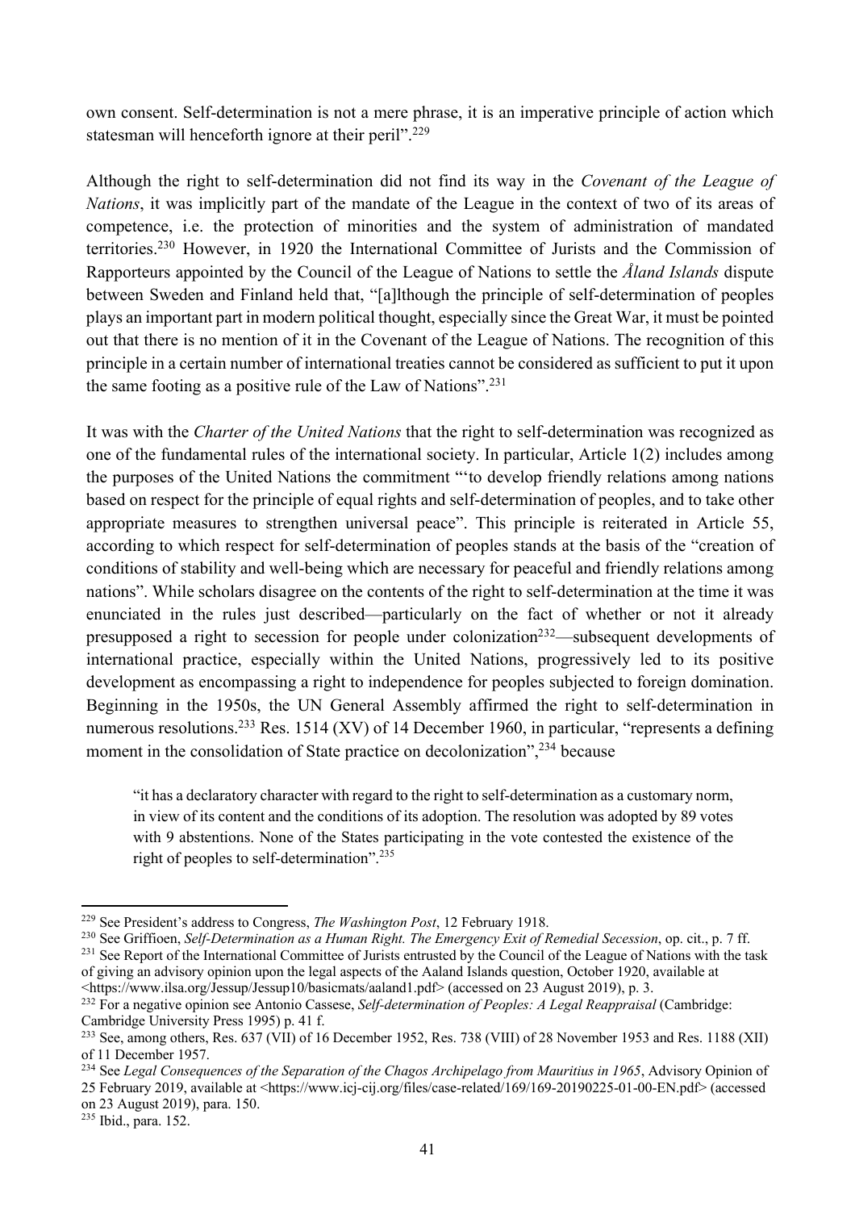own consent. Self-determination is not a mere phrase, it is an imperative principle of action which statesman will henceforth ignore at their peril".[229]

Although the right to self-determination did not find its way in the *Covenant of the League of Nations*, it was implicitly part of the mandate of the League in the context of two of its areas of competence, i.e. the protection of minorities and the system of administration of mandated territories.[230] However, in 1920 the International Committee of Jurists and the Commission of Rapporteurs appointed by the Council of the League of Nations to settle the *Åland Islands* dispute between Sweden and Finland held that, "[a]lthough the principle of self-determination of peoples plays an important part in modern political thought, especially since the Great War, it must be pointed out that there is no mention of it in the Covenant of the League of Nations. The recognition of this principle in a certain number of international treaties cannot be considered as sufficient to put it upon the same footing as a positive rule of the Law of Nations".[231]

It was with the *Charter of the United Nations* that the right to self-determination was recognized as one of the fundamental rules of the international society. In particular, Article 1(2) includes among the purposes of the United Nations the commitment "'to develop friendly relations among nations based on respect for the principle of equal rights and self-determination of peoples, and to take other appropriate measures to strengthen universal peace". This principle is reiterated in Article 55, according to which respect for self-determination of peoples stands at the basis of the "creation of conditions of stability and well-being which are necessary for peaceful and friendly relations among nations". While scholars disagree on the contents of the right to self-determination at the time it was enunciated in the rules just described—particularly on the fact of whether or not it already presupposed a right to secession for people under colonization[232]—subsequent developments of international practice, especially within the United Nations, progressively led to its positive development as encompassing a right to independence for peoples subjected to foreign domination. Beginning in the 1950s, the UN General Assembly affirmed the right to self-determination in numerous resolutions.[233] Res. 1514 (XV) of 14 December 1960, in particular, "represents a defining moment in the consolidation of State practice on decolonization",[234] because

> "it has a declaratory character with regard to the right to self-determination as a customary norm, in view of its content and the conditions of its adoption. The resolution was adopted by 89 votes with 9 abstentions. None of the States participating in the vote contested the existence of the right of peoples to self-determination".[235]

---

[229] See President's address to Congress, *The Washington Post*, 12 February 1918.

[230] See Griffioen, *Self-Determination as a Human Right. The Emergency Exit of Remedial Secession*, op. cit., p. 7 ff.

[231] See Report of the International Committee of Jurists entrusted by the Council of the League of Nations with the task of giving an advisory opinion upon the legal aspects of the Aaland Islands question, October 1920, available at <https://www.ilsa.org/Jessup/Jessup10/basicmats/aaland1.pdf> (accessed on 23 August 2019), p. 3.

[232] For a negative opinion see Antonio Cassese, *Self-determination of Peoples: A Legal Reappraisal* (Cambridge: Cambridge University Press 1995) p. 41 f.

[233] See, among others, Res. 637 (VII) of 16 December 1952, Res. 738 (VIII) of 28 November 1953 and Res. 1188 (XII) of 11 December 1957.

[234] See *Legal Consequences of the Separation of the Chagos Archipelago from Mauritius in 1965*, Advisory Opinion of 25 February 2019, available at <https://www.icj-cij.org/files/case-related/169/169-20190225-01-00-EN.pdf> (accessed on 23 August 2019), para. 150.

[235] Ibid., para. 152.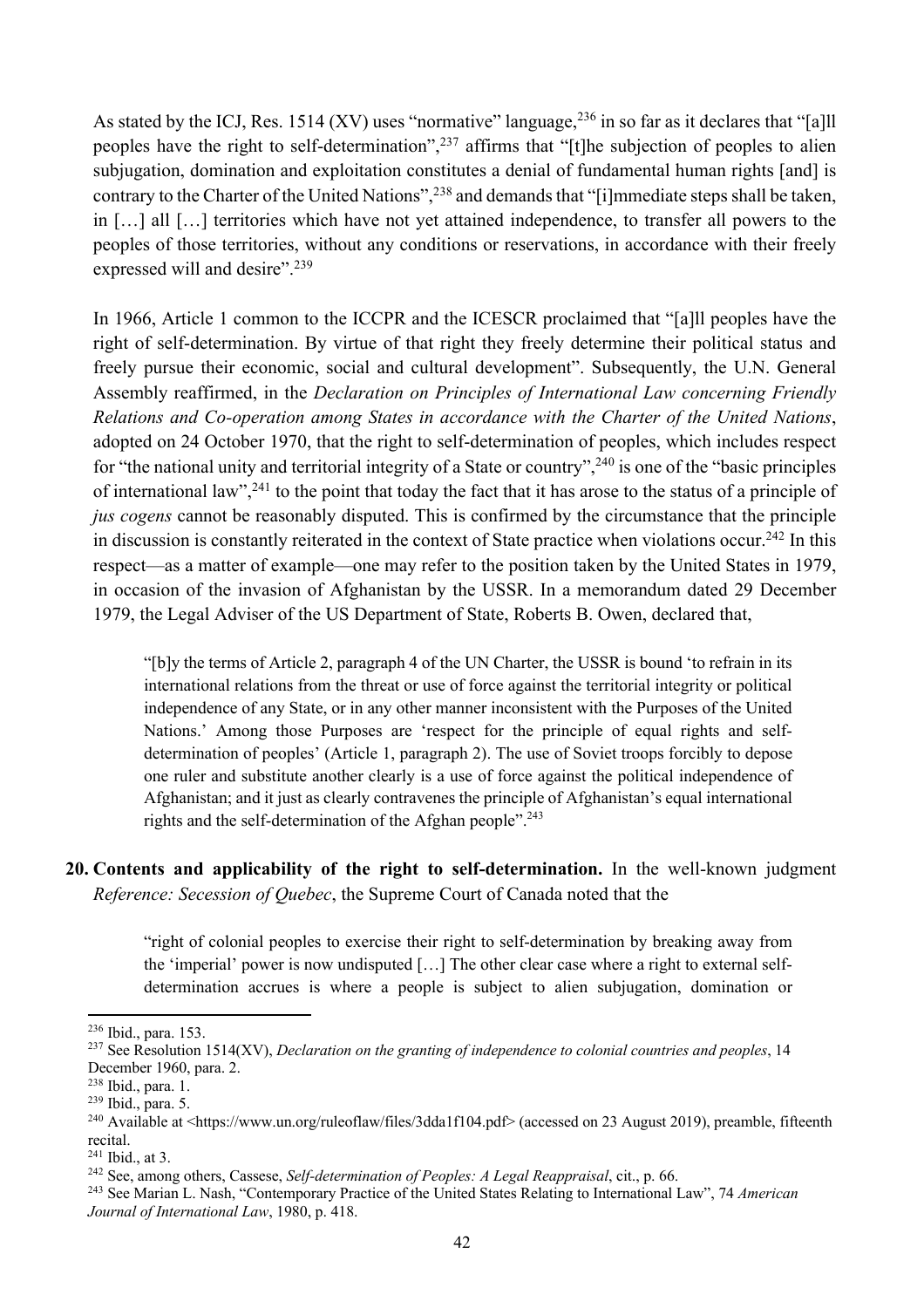As stated by the ICJ, Res. 1514 (XV) uses "normative" language,[236] in so far as it declares that "[a]ll peoples have the right to self-determination",[237] affirms that "[t]he subjection of peoples to alien subjugation, domination and exploitation constitutes a denial of fundamental human rights [and] is contrary to the Charter of the United Nations",[238] and demands that "[i]mmediate steps shall be taken, in […] all […] territories which have not yet attained independence, to transfer all powers to the peoples of those territories, without any conditions or reservations, in accordance with their freely expressed will and desire".[239]

In 1966, Article 1 common to the ICCPR and the ICESCR proclaimed that "[a]ll peoples have the right of self-determination. By virtue of that right they freely determine their political status and freely pursue their economic, social and cultural development". Subsequently, the U.N. General Assembly reaffirmed, in the *Declaration on Principles of International Law concerning Friendly Relations and Co-operation among States in accordance with the Charter of the United Nations*, adopted on 24 October 1970, that the right to self-determination of peoples, which includes respect for "the national unity and territorial integrity of a State or country",[240] is one of the "basic principles of international law",[241] to the point that today the fact that it has arose to the status of a principle of *jus cogens* cannot be reasonably disputed. This is confirmed by the circumstance that the principle in discussion is constantly reiterated in the context of State practice when violations occur.[242] In this respect—as a matter of example—one may refer to the position taken by the United States in 1979, in occasion of the invasion of Afghanistan by the USSR. In a memorandum dated 29 December 1979, the Legal Adviser of the US Department of State, Roberts B. Owen, declared that,

> "[b]y the terms of Article 2, paragraph 4 of the UN Charter, the USSR is bound 'to refrain in its international relations from the threat or use of force against the territorial integrity or political independence of any State, or in any other manner inconsistent with the Purposes of the United Nations.' Among those Purposes are 'respect for the principle of equal rights and self-determination of peoples' (Article 1, paragraph 2). The use of Soviet troops forcibly to depose one ruler and substitute another clearly is a use of force against the political independence of Afghanistan; and it just as clearly contravenes the principle of Afghanistan's equal international rights and the self-determination of the Afghan people".[243]

**20. Contents and applicability of the right to self-determination.** In the well-known judgment *Reference: Secession of Quebec*, the Supreme Court of Canada noted that the

> "right of colonial peoples to exercise their right to self-determination by breaking away from the 'imperial' power is now undisputed […] The other clear case where a right to external self-determination accrues is where a people is subject to alien subjugation, domination or

---

[236] Ibid., para. 153.

[237] See Resolution 1514(XV), *Declaration on the granting of independence to colonial countries and peoples*, 14 December 1960, para. 2.

[238] Ibid., para. 1.

[239] Ibid., para. 5.

[240] Available at <https://www.un.org/ruleoflaw/files/3dda1f104.pdf> (accessed on 23 August 2019), preamble, fifteenth recital.

[241] Ibid., at 3.

[242] See, among others, Cassese, *Self-determination of Peoples: A Legal Reappraisal*, cit., p. 66.

[243] See Marian L. Nash, "Contemporary Practice of the United States Relating to International Law", 74 *American Journal of International Law*, 1980, p. 418.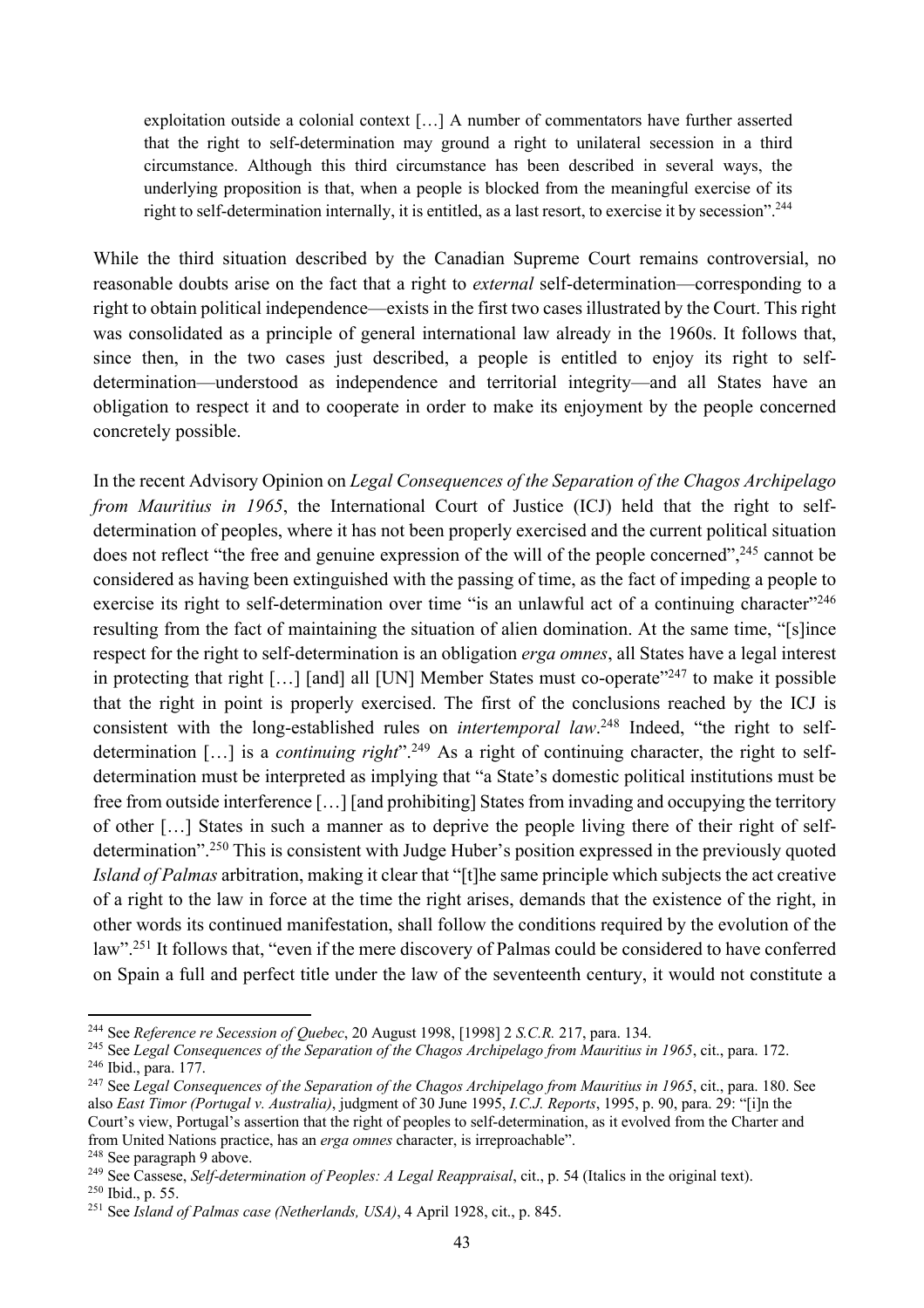> exploitation outside a colonial context […] A number of commentators have further asserted that the right to self-determination may ground a right to unilateral secession in a third circumstance. Although this third circumstance has been described in several ways, the underlying proposition is that, when a people is blocked from the meaningful exercise of its right to self-determination internally, it is entitled, as a last resort, to exercise it by secession".[244]

While the third situation described by the Canadian Supreme Court remains controversial, no reasonable doubts arise on the fact that a right to *external* self-determination—corresponding to a right to obtain political independence—exists in the first two cases illustrated by the Court. This right was consolidated as a principle of general international law already in the 1960s. It follows that, since then, in the two cases just described, a people is entitled to enjoy its right to self-determination—understood as independence and territorial integrity—and all States have an obligation to respect it and to cooperate in order to make its enjoyment by the people concerned concretely possible.

In the recent Advisory Opinion on *Legal Consequences of the Separation of the Chagos Archipelago from Mauritius in 1965*, the International Court of Justice (ICJ) held that the right to self-determination of peoples, where it has not been properly exercised and the current political situation does not reflect "the free and genuine expression of the will of the people concerned",[245] cannot be considered as having been extinguished with the passing of time, as the fact of impeding a people to exercise its right to self-determination over time "is an unlawful act of a continuing character"[246] resulting from the fact of maintaining the situation of alien domination. At the same time, "[s]ince respect for the right to self-determination is an obligation *erga omnes*, all States have a legal interest in protecting that right […] [and] all [UN] Member States must co-operate"[247] to make it possible that the right in point is properly exercised. The first of the conclusions reached by the ICJ is consistent with the long-established rules on *intertemporal law*.[248] Indeed, "the right to self-determination […] is a *continuing right*".[249] As a right of continuing character, the right to self-determination must be interpreted as implying that "a State's domestic political institutions must be free from outside interference […] [and prohibiting] States from invading and occupying the territory of other […] States in such a manner as to deprive the people living there of their right of self-determination".[250] This is consistent with Judge Huber's position expressed in the previously quoted *Island of Palmas* arbitration, making it clear that "[t]he same principle which subjects the act creative of a right to the law in force at the time the right arises, demands that the existence of the right, in other words its continued manifestation, shall follow the conditions required by the evolution of the law".[251] It follows that, "even if the mere discovery of Palmas could be considered to have conferred on Spain a full and perfect title under the law of the seventeenth century, it would not constitute a

---

[244] See *Reference re Secession of Quebec*, 20 August 1998, [1998] 2 *S.C.R.* 217, para. 134.

[245] See *Legal Consequences of the Separation of the Chagos Archipelago from Mauritius in 1965*, cit., para. 172.

[246] Ibid., para. 177.

[247] See *Legal Consequences of the Separation of the Chagos Archipelago from Mauritius in 1965*, cit., para. 180. See also *East Timor (Portugal v. Australia)*, judgment of 30 June 1995, *I.C.J. Reports*, 1995, p. 90, para. 29: "[i]n the Court's view, Portugal's assertion that the right of peoples to self-determination, as it evolved from the Charter and from United Nations practice, has an *erga omnes* character, is irreproachable".

[248] See paragraph 9 above.

[249] See Cassese, *Self-determination of Peoples: A Legal Reappraisal*, cit., p. 54 (Italics in the original text).

[250] Ibid., p. 55.

[251] See *Island of Palmas case (Netherlands, USA)*, 4 April 1928, cit., p. 845.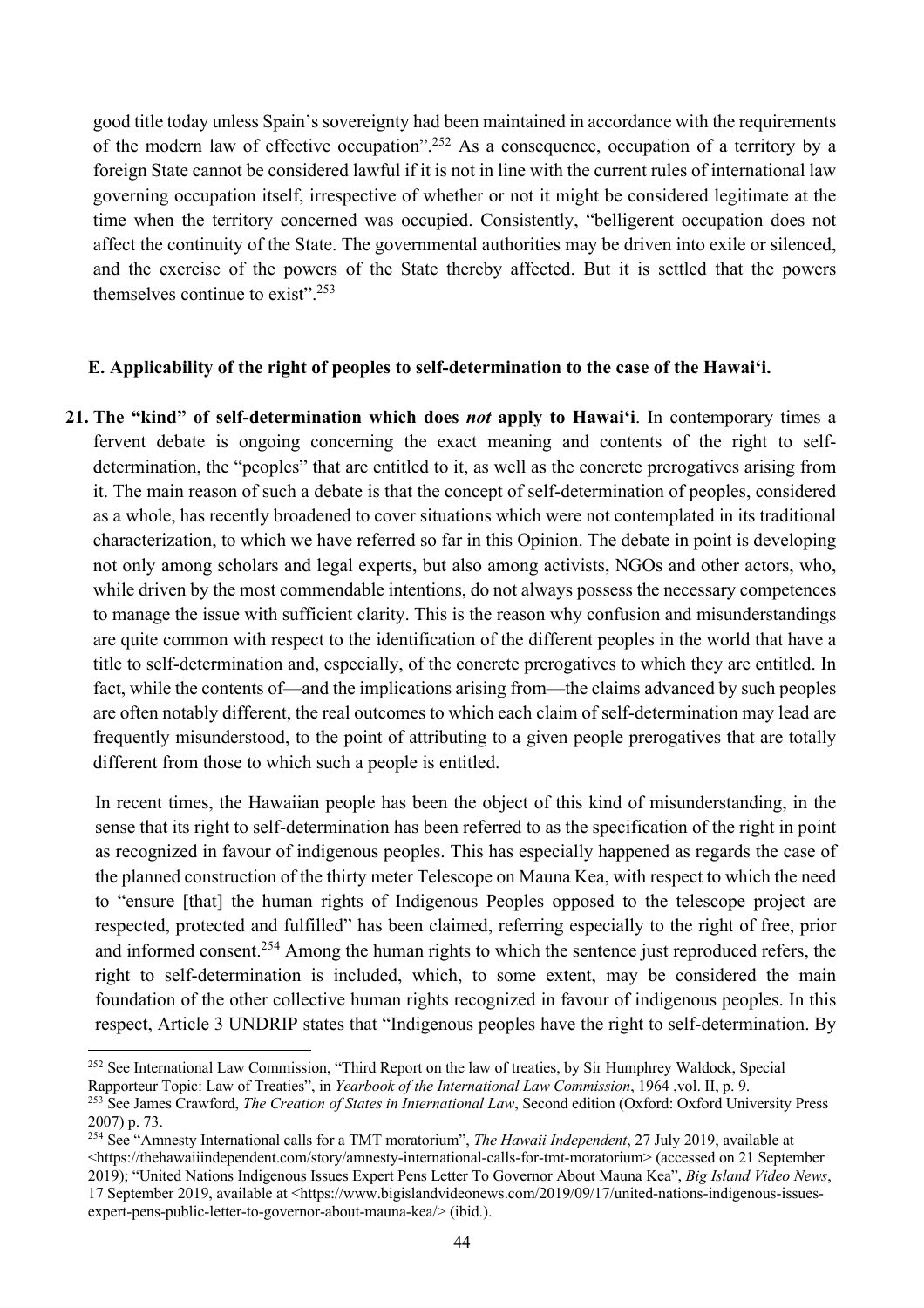good title today unless Spain's sovereignty had been maintained in accordance with the requirements of the modern law of effective occupation".[252] As a consequence, occupation of a territory by a foreign State cannot be considered lawful if it is not in line with the current rules of international law governing occupation itself, irrespective of whether or not it might be considered legitimate at the time when the territory concerned was occupied. Consistently, "belligerent occupation does not affect the continuity of the State. The governmental authorities may be driven into exile or silenced, and the exercise of the powers of the State thereby affected. But it is settled that the powers themselves continue to exist".[253]

### E. Applicability of the right of peoples to self-determination to the case of the Hawai'i.

**21. The "kind" of self-determination which does *not* apply to Hawai'i**. In contemporary times a fervent debate is ongoing concerning the exact meaning and contents of the right to self-determination, the "peoples" that are entitled to it, as well as the concrete prerogatives arising from it. The main reason of such a debate is that the concept of self-determination of peoples, considered as a whole, has recently broadened to cover situations which were not contemplated in its traditional characterization, to which we have referred so far in this Opinion. The debate in point is developing not only among scholars and legal experts, but also among activists, NGOs and other actors, who, while driven by the most commendable intentions, do not always possess the necessary competences to manage the issue with sufficient clarity. This is the reason why confusion and misunderstandings are quite common with respect to the identification of the different peoples in the world that have a title to self-determination and, especially, of the concrete prerogatives to which they are entitled. In fact, while the contents of—and the implications arising from—the claims advanced by such peoples are often notably different, the real outcomes to which each claim of self-determination may lead are frequently misunderstood, to the point of attributing to a given people prerogatives that are totally different from those to which such a people is entitled.

In recent times, the Hawaiian people has been the object of this kind of misunderstanding, in the sense that its right to self-determination has been referred to as the specification of the right in point as recognized in favour of indigenous peoples. This has especially happened as regards the case of the planned construction of the thirty meter Telescope on Mauna Kea, with respect to which the need to "ensure [that] the human rights of Indigenous Peoples opposed to the telescope project are respected, protected and fulfilled" has been claimed, referring especially to the right of free, prior and informed consent.[254] Among the human rights to which the sentence just reproduced refers, the right to self-determination is included, which, to some extent, may be considered the main foundation of the other collective human rights recognized in favour of indigenous peoples. In this respect, Article 3 UNDRIP states that "Indigenous peoples have the right to self-determination. By

---

[252] See International Law Commission, "Third Report on the law of treaties, by Sir Humphrey Waldock, Special Rapporteur Topic: Law of Treaties", in *Yearbook of the International Law Commission*, 1964 ,vol. II, p. 9.

[253] See James Crawford, *The Creation of States in International Law*, Second edition (Oxford: Oxford University Press 2007) p. 73.

[254] See "Amnesty International calls for a TMT moratorium", *The Hawaii Independent*, 27 July 2019, available at <https://thehawaiiindependent.com/story/amnesty-international-calls-for-tmt-moratorium> (accessed on 21 September 2019); "United Nations Indigenous Issues Expert Pens Letter To Governor About Mauna Kea", *Big Island Video News*, 17 September 2019, available at <https://www.bigislandvideonews.com/2019/09/17/united-nations-indigenous-issues-expert-pens-public-letter-to-governor-about-mauna-kea/> (ibid.).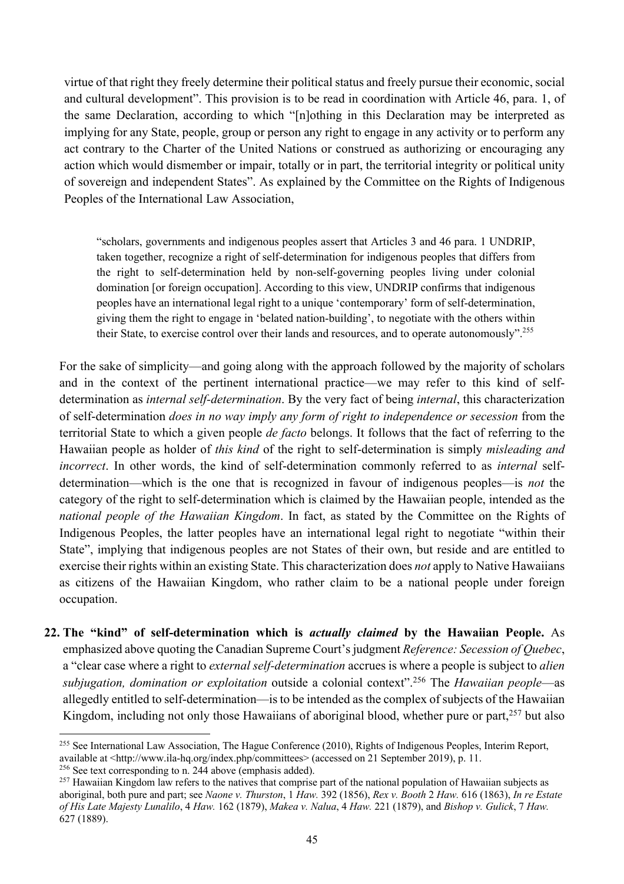virtue of that right they freely determine their political status and freely pursue their economic, social and cultural development". This provision is to be read in coordination with Article 46, para. 1, of the same Declaration, according to which "[n]othing in this Declaration may be interpreted as implying for any State, people, group or person any right to engage in any activity or to perform any act contrary to the Charter of the United Nations or construed as authorizing or encouraging any action which would dismember or impair, totally or in part, the territorial integrity or political unity of sovereign and independent States". As explained by the Committee on the Rights of Indigenous Peoples of the International Law Association,

> "scholars, governments and indigenous peoples assert that Articles 3 and 46 para. 1 UNDRIP, taken together, recognize a right of self-determination for indigenous peoples that differs from the right to self-determination held by non-self-governing peoples living under colonial domination [or foreign occupation]. According to this view, UNDRIP confirms that indigenous peoples have an international legal right to a unique 'contemporary' form of self-determination, giving them the right to engage in 'belated nation-building', to negotiate with the others within their State, to exercise control over their lands and resources, and to operate autonomously".[255]

For the sake of simplicity—and going along with the approach followed by the majority of scholars and in the context of the pertinent international practice—we may refer to this kind of self-determination as *internal self-determination*. By the very fact of being *internal*, this characterization of self-determination *does in no way imply any form of right to independence or secession* from the territorial State to which a given people *de facto* belongs. It follows that the fact of referring to the Hawaiian people as holder of *this kind* of the right to self-determination is simply *misleading and incorrect*. In other words, the kind of self-determination commonly referred to as *internal* self-determination—which is the one that is recognized in favour of indigenous peoples—is *not* the category of the right to self-determination which is claimed by the Hawaiian people, intended as the *national people of the Hawaiian Kingdom*. In fact, as stated by the Committee on the Rights of Indigenous Peoples, the latter peoples have an international legal right to negotiate "within their State", implying that indigenous peoples are not States of their own, but reside and are entitled to exercise their rights within an existing State. This characterization does *not* apply to Native Hawaiians as citizens of the Hawaiian Kingdom, who rather claim to be a national people under foreign occupation.

**22. The "kind" of self-determination which is *actually claimed* by the Hawaiian People.** As emphasized above quoting the Canadian Supreme Court's judgment *Reference: Secession of Quebec*, a "clear case where a right to *external self-determination* accrues is where a people is subject to *alien subjugation, domination or exploitation* outside a colonial context".[256] The *Hawaiian people*—as allegedly entitled to self-determination—is to be intended as the complex of subjects of the Hawaiian Kingdom, including not only those Hawaiians of aboriginal blood, whether pure or part,[257] but also

---

[255] See International Law Association, The Hague Conference (2010), Rights of Indigenous Peoples, Interim Report, available at <http://www.ila-hq.org/index.php/committees> (accessed on 21 September 2019), p. 11.

[256] See text corresponding to n. 244 above (emphasis added).

[257] Hawaiian Kingdom law refers to the natives that comprise part of the national population of Hawaiian subjects as aboriginal, both pure and part; see *Naone v. Thurston*, 1 *Haw.* 392 (1856), *Rex v. Booth* 2 *Haw.* 616 (1863), *In re Estate of His Late Majesty Lunalilo*, 4 *Haw.* 162 (1879), *Makea v. Nalua*, 4 *Haw.* 221 (1879), and *Bishop v. Gulick*, 7 *Haw.* 627 (1889).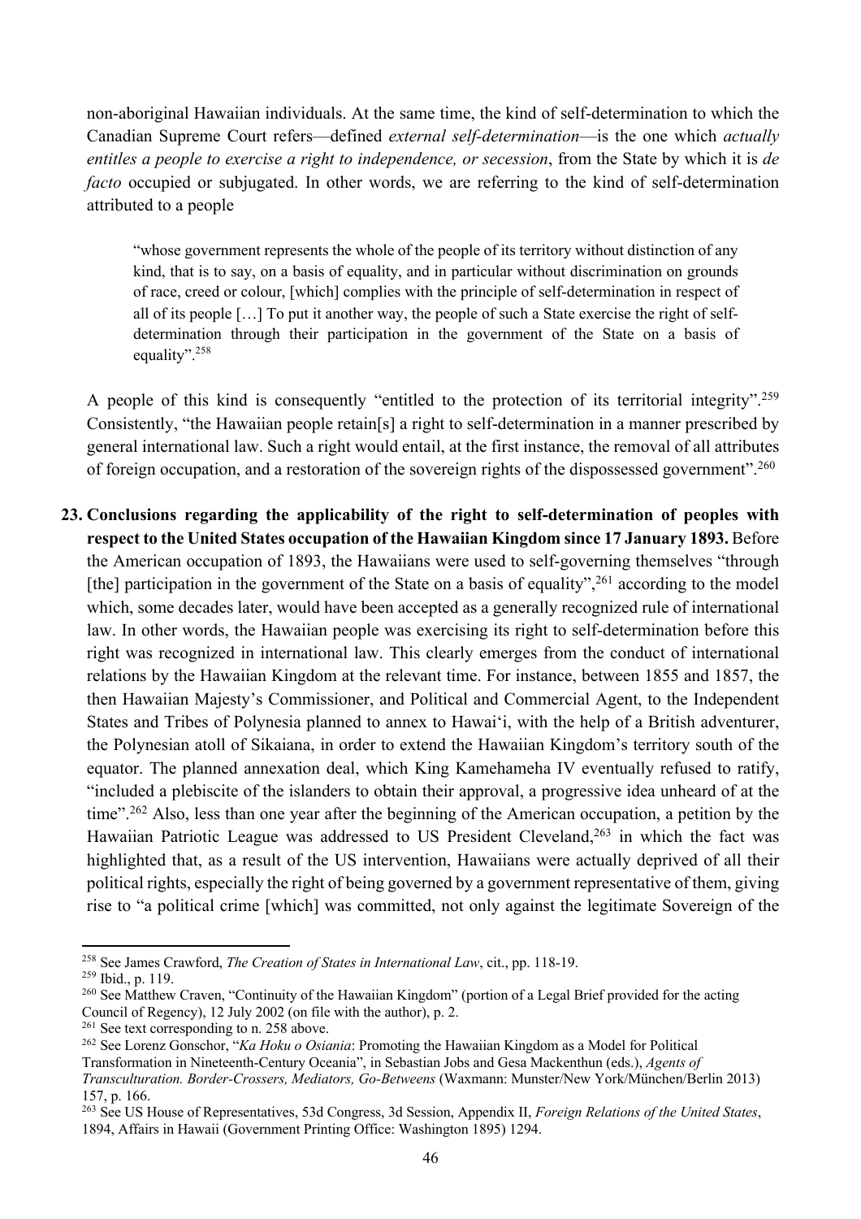non-aboriginal Hawaiian individuals. At the same time, the kind of self-determination to which the Canadian Supreme Court refers—defined *external self-determination*—is the one which *actually entitles a people to exercise a right to independence, or secession*, from the State by which it is *de facto* occupied or subjugated. In other words, we are referring to the kind of self-determination attributed to a people

> "whose government represents the whole of the people of its territory without distinction of any kind, that is to say, on a basis of equality, and in particular without discrimination on grounds of race, creed or colour, [which] complies with the principle of self-determination in respect of all of its people […] To put it another way, the people of such a State exercise the right of self-determination through their participation in the government of the State on a basis of equality".[258]

A people of this kind is consequently "entitled to the protection of its territorial integrity".[259] Consistently, "the Hawaiian people retain[s] a right to self-determination in a manner prescribed by general international law. Such a right would entail, at the first instance, the removal of all attributes of foreign occupation, and a restoration of the sovereign rights of the dispossessed government".[260]

**23. Conclusions regarding the applicability of the right to self-determination of peoples with respect to the United States occupation of the Hawaiian Kingdom since 17 January 1893.** Before the American occupation of 1893, the Hawaiians were used to self-governing themselves "through [the] participation in the government of the State on a basis of equality",[261] according to the model which, some decades later, would have been accepted as a generally recognized rule of international law. In other words, the Hawaiian people was exercising its right to self-determination before this right was recognized in international law. This clearly emerges from the conduct of international relations by the Hawaiian Kingdom at the relevant time. For instance, between 1855 and 1857, the then Hawaiian Majesty's Commissioner, and Political and Commercial Agent, to the Independent States and Tribes of Polynesia planned to annex to Hawai'i, with the help of a British adventurer, the Polynesian atoll of Sikaiana, in order to extend the Hawaiian Kingdom's territory south of the equator. The planned annexation deal, which King Kamehameha IV eventually refused to ratify, "included a plebiscite of the islanders to obtain their approval, a progressive idea unheard of at the time".[262] Also, less than one year after the beginning of the American occupation, a petition by the Hawaiian Patriotic League was addressed to US President Cleveland,[263] in which the fact was highlighted that, as a result of the US intervention, Hawaiians were actually deprived of all their political rights, especially the right of being governed by a government representative of them, giving rise to "a political crime [which] was committed, not only against the legitimate Sovereign of the

---

[258] See James Crawford, *The Creation of States in International Law*, cit., pp. 118-19.

[259] Ibid., p. 119.

[260] See Matthew Craven, "Continuity of the Hawaiian Kingdom" (portion of a Legal Brief provided for the acting Council of Regency), 12 July 2002 (on file with the author), p. 2.

[261] See text corresponding to n. 258 above.

[262] See Lorenz Gonschor, "*Ka Hoku o Osiania*: Promoting the Hawaiian Kingdom as a Model for Political Transformation in Nineteenth-Century Oceania", in Sebastian Jobs and Gesa Mackenthun (eds.), *Agents of Transculturation. Border-Crossers, Mediators, Go-Betweens* (Waxmann: Munster/New York/München/Berlin 2013) 157, p. 166.

[263] See US House of Representatives, 53d Congress, 3d Session, Appendix II, *Foreign Relations of the United States*, 1894, Affairs in Hawaii (Government Printing Office: Washington 1895) 1294.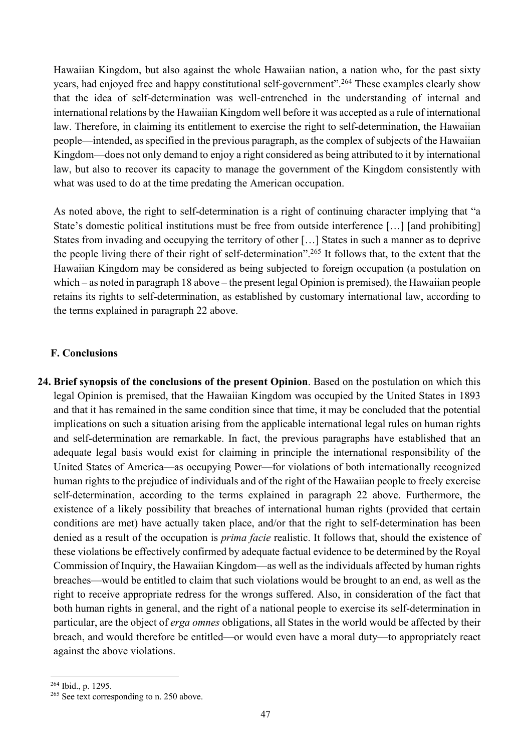Hawaiian Kingdom, but also against the whole Hawaiian nation, a nation who, for the past sixty years, had enjoyed free and happy constitutional self-government".[264] These examples clearly show that the idea of self-determination was well-entrenched in the understanding of internal and international relations by the Hawaiian Kingdom well before it was accepted as a rule of international law. Therefore, in claiming its entitlement to exercise the right to self-determination, the Hawaiian people—intended, as specified in the previous paragraph, as the complex of subjects of the Hawaiian Kingdom—does not only demand to enjoy a right considered as being attributed to it by international law, but also to recover its capacity to manage the government of the Kingdom consistently with what was used to do at the time predating the American occupation.

As noted above, the right to self-determination is a right of continuing character implying that "a State's domestic political institutions must be free from outside interference […] [and prohibiting] States from invading and occupying the territory of other […] States in such a manner as to deprive the people living there of their right of self-determination".[265] It follows that, to the extent that the Hawaiian Kingdom may be considered as being subjected to foreign occupation (a postulation on which – as noted in paragraph 18 above – the present legal Opinion is premised), the Hawaiian people retains its rights to self-determination, as established by customary international law, according to the terms explained in paragraph 22 above.

## F. Conclusions

**24. Brief synopsis of the conclusions of the present Opinion**. Based on the postulation on which this legal Opinion is premised, that the Hawaiian Kingdom was occupied by the United States in 1893 and that it has remained in the same condition since that time, it may be concluded that the potential implications on such a situation arising from the applicable international legal rules on human rights and self-determination are remarkable. In fact, the previous paragraphs have established that an adequate legal basis would exist for claiming in principle the international responsibility of the United States of America—as occupying Power—for violations of both internationally recognized human rights to the prejudice of individuals and of the right of the Hawaiian people to freely exercise self-determination, according to the terms explained in paragraph 22 above. Furthermore, the existence of a likely possibility that breaches of international human rights (provided that certain conditions are met) have actually taken place, and/or that the right to self-determination has been denied as a result of the occupation is *prima facie* realistic. It follows that, should the existence of these violations be effectively confirmed by adequate factual evidence to be determined by the Royal Commission of Inquiry, the Hawaiian Kingdom—as well as the individuals affected by human rights breaches—would be entitled to claim that such violations would be brought to an end, as well as the right to receive appropriate redress for the wrongs suffered. Also, in consideration of the fact that both human rights in general, and the right of a national people to exercise its self-determination in particular, are the object of *erga omnes* obligations, all States in the world would be affected by their breach, and would therefore be entitled—or would even have a moral duty—to appropriately react against the above violations.

---

[264] Ibid., p. 1295.

[265] See text corresponding to n. 250 above.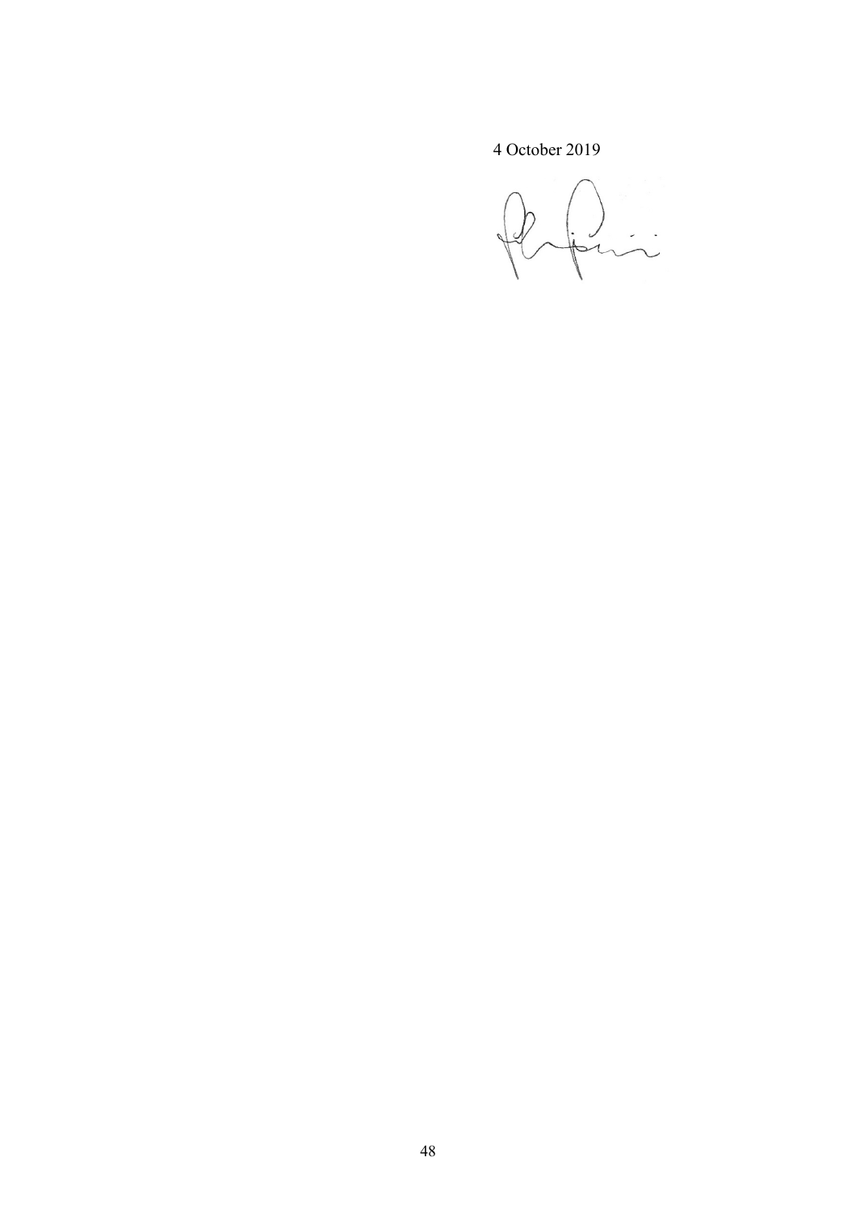4 October 2019